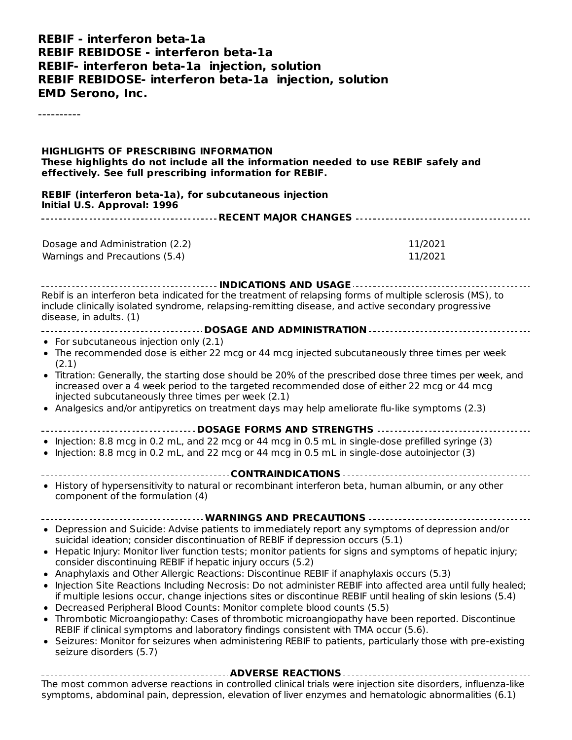**REBIF - interferon beta-1a**
**REBIF REBIDOSE - interferon beta-1a**
**REBIF- interferon beta-1a injection, solution**
**REBIF REBIDOSE- interferon beta-1a injection, solution**
**EMD Serono, Inc.**

----------

**HIGHLIGHTS OF PRESCRIBING INFORMATION**
**These highlights do not include all the information needed to use REBIF safely and effectively. See full prescribing information for REBIF.**

**REBIF (interferon beta-1a), for subcutaneous injection**
**Initial U.S. Approval: 1996**

**RECENT MAJOR CHANGES**

| | |
|---|---|
| Dosage and Administration (2.2) | 11/2021 |
| Warnings and Precautions (5.4) | 11/2021 |

**INDICATIONS AND USAGE**

Rebif is an interferon beta indicated for the treatment of relapsing forms of multiple sclerosis (MS), to include clinically isolated syndrome, relapsing-remitting disease, and active secondary progressive disease, in adults. (1)

**DOSAGE AND ADMINISTRATION**

- For subcutaneous injection only (2.1)
- The recommended dose is either 22 mcg or 44 mcg injected subcutaneously three times per week (2.1)
- Titration: Generally, the starting dose should be 20% of the prescribed dose three times per week, and increased over a 4 week period to the targeted recommended dose of either 22 mcg or 44 mcg injected subcutaneously three times per week (2.1)
- Analgesics and/or antipyretics on treatment days may help ameliorate flu-like symptoms (2.3)

**DOSAGE FORMS AND STRENGTHS**

- Injection: 8.8 mcg in 0.2 mL, and 22 mcg or 44 mcg in 0.5 mL in single-dose prefilled syringe (3)
- Injection: 8.8 mcg in 0.2 mL, and 22 mcg or 44 mcg in 0.5 mL in single-dose autoinjector (3)

**CONTRAINDICATIONS**

- History of hypersensitivity to natural or recombinant interferon beta, human albumin, or any other component of the formulation (4)

**WARNINGS AND PRECAUTIONS**

- Depression and Suicide: Advise patients to immediately report any symptoms of depression and/or suicidal ideation; consider discontinuation of REBIF if depression occurs (5.1)
- Hepatic Injury: Monitor liver function tests; monitor patients for signs and symptoms of hepatic injury; consider discontinuing REBIF if hepatic injury occurs (5.2)
- Anaphylaxis and Other Allergic Reactions: Discontinue REBIF if anaphylaxis occurs (5.3)
- Injection Site Reactions Including Necrosis: Do not administer REBIF into affected area until fully healed; if multiple lesions occur, change injections sites or discontinue REBIF until healing of skin lesions (5.4)
- Decreased Peripheral Blood Counts: Monitor complete blood counts (5.5)
- Thrombotic Microangiopathy: Cases of thrombotic microangiopathy have been reported. Discontinue REBIF if clinical symptoms and laboratory findings consistent with TMA occur (5.6).
- Seizures: Monitor for seizures when administering REBIF to patients, particularly those with pre-existing seizure disorders (5.7)

**ADVERSE REACTIONS**

The most common adverse reactions in controlled clinical trials were injection site disorders, influenza-like symptoms, abdominal pain, depression, elevation of liver enzymes and hematologic abnormalities (6.1)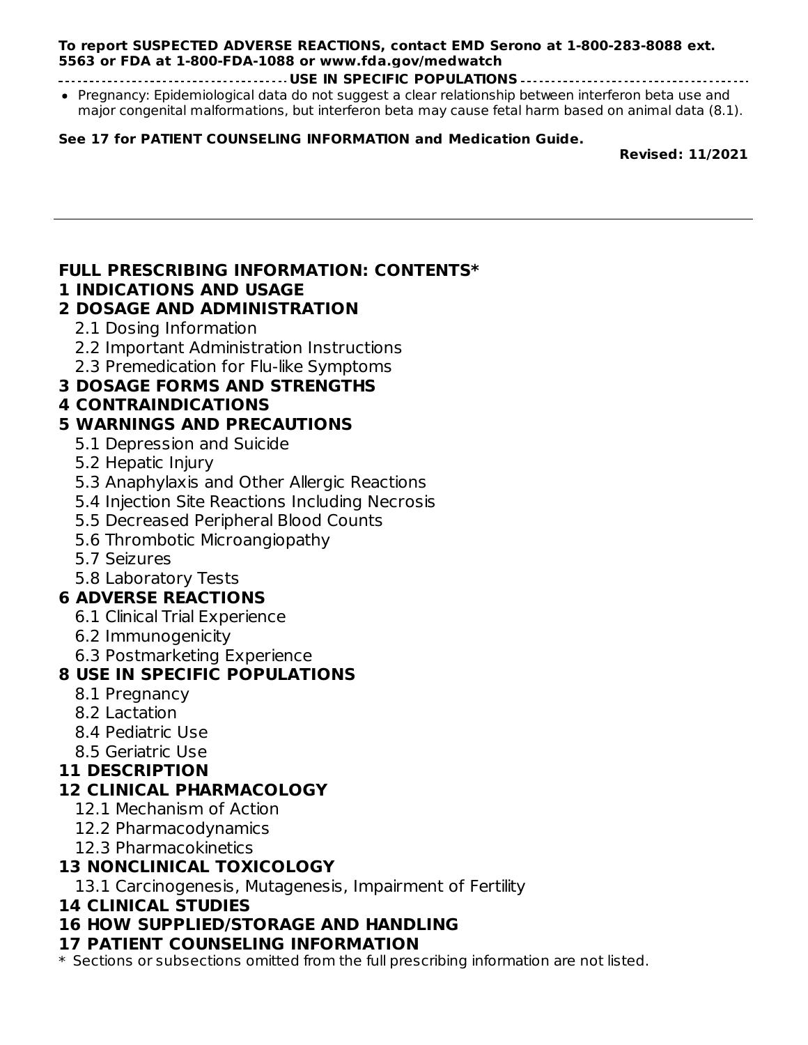**To report SUSPECTED ADVERSE REACTIONS, contact EMD Serono at 1-800-283-8088 ext. 5563 or FDA at 1-800-FDA-1088 or www.fda.gov/medwatch**

**USE IN SPECIFIC POPULATIONS**

- Pregnancy: Epidemiological data do not suggest a clear relationship between interferon beta use and major congenital malformations, but interferon beta may cause fetal harm based on animal data (8.1).

**See 17 for PATIENT COUNSELING INFORMATION and Medication Guide.**

**Revised: 11/2021**

---

## FULL PRESCRIBING INFORMATION: CONTENTS*

**1 INDICATIONS AND USAGE**

**2 DOSAGE AND ADMINISTRATION**

- 2.1 Dosing Information
- 2.2 Important Administration Instructions
- 2.3 Premedication for Flu-like Symptoms

**3 DOSAGE FORMS AND STRENGTHS**

**4 CONTRAINDICATIONS**

**5 WARNINGS AND PRECAUTIONS**

- 5.1 Depression and Suicide
- 5.2 Hepatic Injury
- 5.3 Anaphylaxis and Other Allergic Reactions
- 5.4 Injection Site Reactions Including Necrosis
- 5.5 Decreased Peripheral Blood Counts
- 5.6 Thrombotic Microangiopathy
- 5.7 Seizures
- 5.8 Laboratory Tests

**6 ADVERSE REACTIONS**

- 6.1 Clinical Trial Experience
- 6.2 Immunogenicity
- 6.3 Postmarketing Experience

**8 USE IN SPECIFIC POPULATIONS**

- 8.1 Pregnancy
- 8.2 Lactation
- 8.4 Pediatric Use
- 8.5 Geriatric Use

**11 DESCRIPTION**

**12 CLINICAL PHARMACOLOGY**

- 12.1 Mechanism of Action
- 12.2 Pharmacodynamics
- 12.3 Pharmacokinetics

**13 NONCLINICAL TOXICOLOGY**

- 13.1 Carcinogenesis, Mutagenesis, Impairment of Fertility

**14 CLINICAL STUDIES**

**16 HOW SUPPLIED/STORAGE AND HANDLING**

**17 PATIENT COUNSELING INFORMATION**

\* Sections or subsections omitted from the full prescribing information are not listed.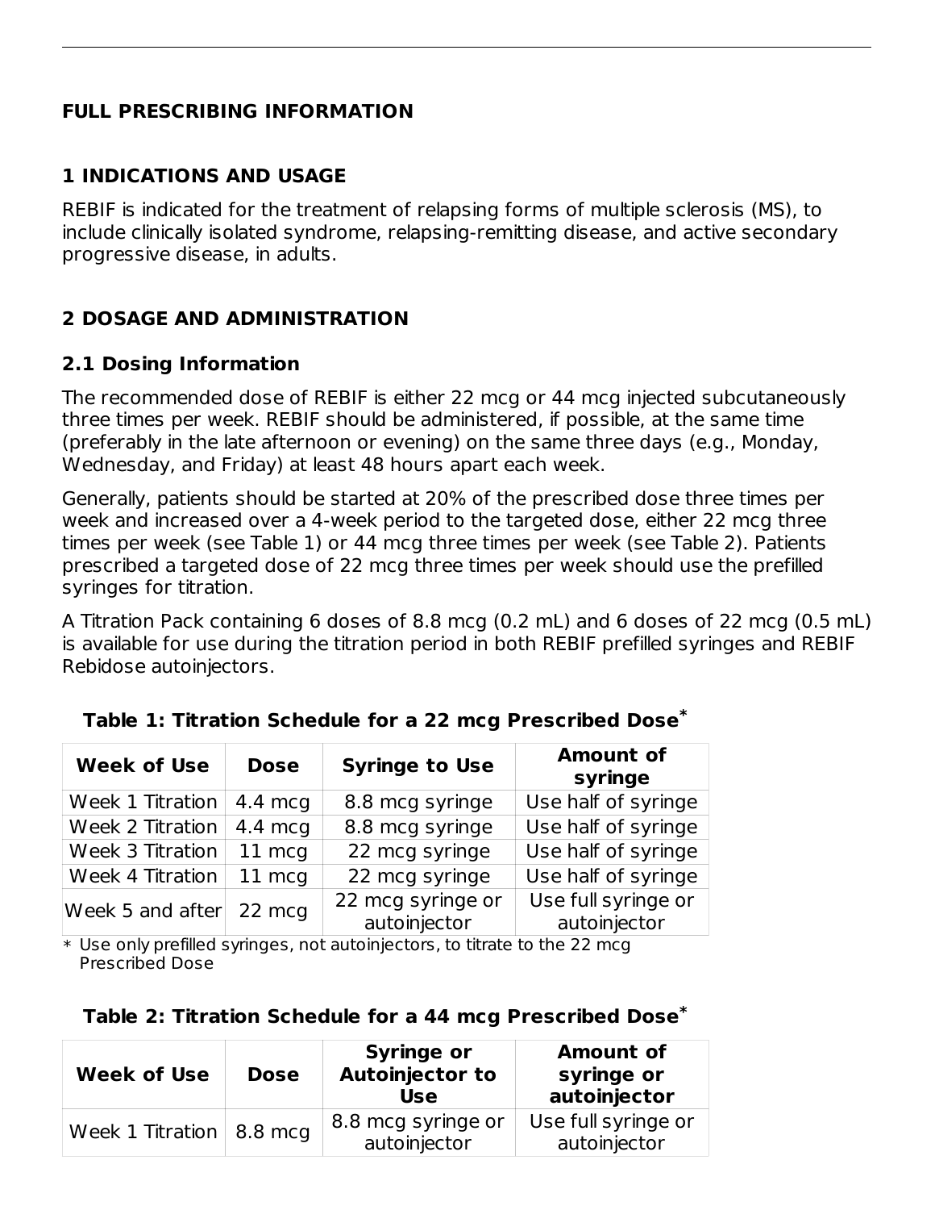# FULL PRESCRIBING INFORMATION

## 1 INDICATIONS AND USAGE

REBIF is indicated for the treatment of relapsing forms of multiple sclerosis (MS), to include clinically isolated syndrome, relapsing-remitting disease, and active secondary progressive disease, in adults.

## 2 DOSAGE AND ADMINISTRATION

### 2.1 Dosing Information

The recommended dose of REBIF is either 22 mcg or 44 mcg injected subcutaneously three times per week. REBIF should be administered, if possible, at the same time (preferably in the late afternoon or evening) on the same three days (e.g., Monday, Wednesday, and Friday) at least 48 hours apart each week.

Generally, patients should be started at 20% of the prescribed dose three times per week and increased over a 4-week period to the targeted dose, either 22 mcg three times per week (see Table 1) or 44 mcg three times per week (see Table 2). Patients prescribed a targeted dose of 22 mcg three times per week should use the prefilled syringes for titration.

A Titration Pack containing 6 doses of 8.8 mcg (0.2 mL) and 6 doses of 22 mcg (0.5 mL) is available for use during the titration period in both REBIF prefilled syringes and REBIF Rebidose autoinjectors.

**Table 1: Titration Schedule for a 22 mcg Prescribed Dose***

| Week of Use | Dose | Syringe to Use | Amount of syringe |
|---|---|---|---|
| Week 1 Titration | 4.4 mcg | 8.8 mcg syringe | Use half of syringe |
| Week 2 Titration | 4.4 mcg | 8.8 mcg syringe | Use half of syringe |
| Week 3 Titration | 11 mcg | 22 mcg syringe | Use half of syringe |
| Week 4 Titration | 11 mcg | 22 mcg syringe | Use half of syringe |
| Week 5 and after | 22 mcg | 22 mcg syringe or autoinjector | Use full syringe or autoinjector |

\* Use only prefilled syringes, not autoinjectors, to titrate to the 22 mcg Prescribed Dose

**Table 2: Titration Schedule for a 44 mcg Prescribed Dose***

| Week of Use | Dose | Syringe or Autoinjector to Use | Amount of syringe or autoinjector |
|---|---|---|---|
| Week 1 Titration | 8.8 mcg | 8.8 mcg syringe or autoinjector | Use full syringe or autoinjector |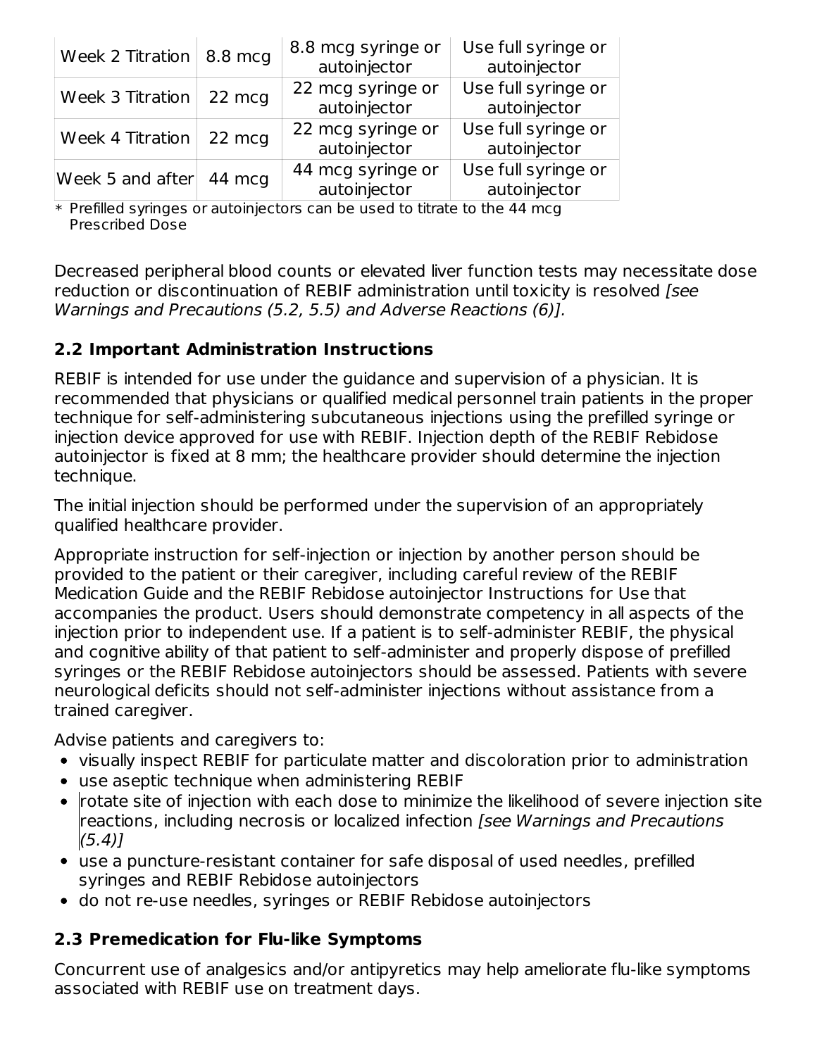| Week 2 Titration | 8.8 mcg | 8.8 mcg syringe or autoinjector | Use full syringe or autoinjector |
|---|---|---|---|
| Week 3 Titration | 22 mcg | 22 mcg syringe or autoinjector | Use full syringe or autoinjector |
| Week 4 Titration | 22 mcg | 22 mcg syringe or autoinjector | Use full syringe or autoinjector |
| Week 5 and after | 44 mcg | 44 mcg syringe or autoinjector | Use full syringe or autoinjector |

* Prefilled syringes or autoinjectors can be used to titrate to the 44 mcg Prescribed Dose

Decreased peripheral blood counts or elevated liver function tests may necessitate dose reduction or discontinuation of REBIF administration until toxicity is resolved *[see Warnings and Precautions (5.2, 5.5) and Adverse Reactions (6)]*.

### 2.2 Important Administration Instructions

REBIF is intended for use under the guidance and supervision of a physician. It is recommended that physicians or qualified medical personnel train patients in the proper technique for self-administering subcutaneous injections using the prefilled syringe or injection device approved for use with REBIF. Injection depth of the REBIF Rebidose autoinjector is fixed at 8 mm; the healthcare provider should determine the injection technique.

The initial injection should be performed under the supervision of an appropriately qualified healthcare provider.

Appropriate instruction for self-injection or injection by another person should be provided to the patient or their caregiver, including careful review of the REBIF Medication Guide and the REBIF Rebidose autoinjector Instructions for Use that accompanies the product. Users should demonstrate competency in all aspects of the injection prior to independent use. If a patient is to self-administer REBIF, the physical and cognitive ability of that patient to self-administer and properly dispose of prefilled syringes or the REBIF Rebidose autoinjectors should be assessed. Patients with severe neurological deficits should not self-administer injections without assistance from a trained caregiver.

Advise patients and caregivers to:

- visually inspect REBIF for particulate matter and discoloration prior to administration
- use aseptic technique when administering REBIF
- rotate site of injection with each dose to minimize the likelihood of severe injection site reactions, including necrosis or localized infection *[see Warnings and Precautions (5.4)]*
- use a puncture-resistant container for safe disposal of used needles, prefilled syringes and REBIF Rebidose autoinjectors
- do not re-use needles, syringes or REBIF Rebidose autoinjectors

### 2.3 Premedication for Flu-like Symptoms

Concurrent use of analgesics and/or antipyretics may help ameliorate flu-like symptoms associated with REBIF use on treatment days.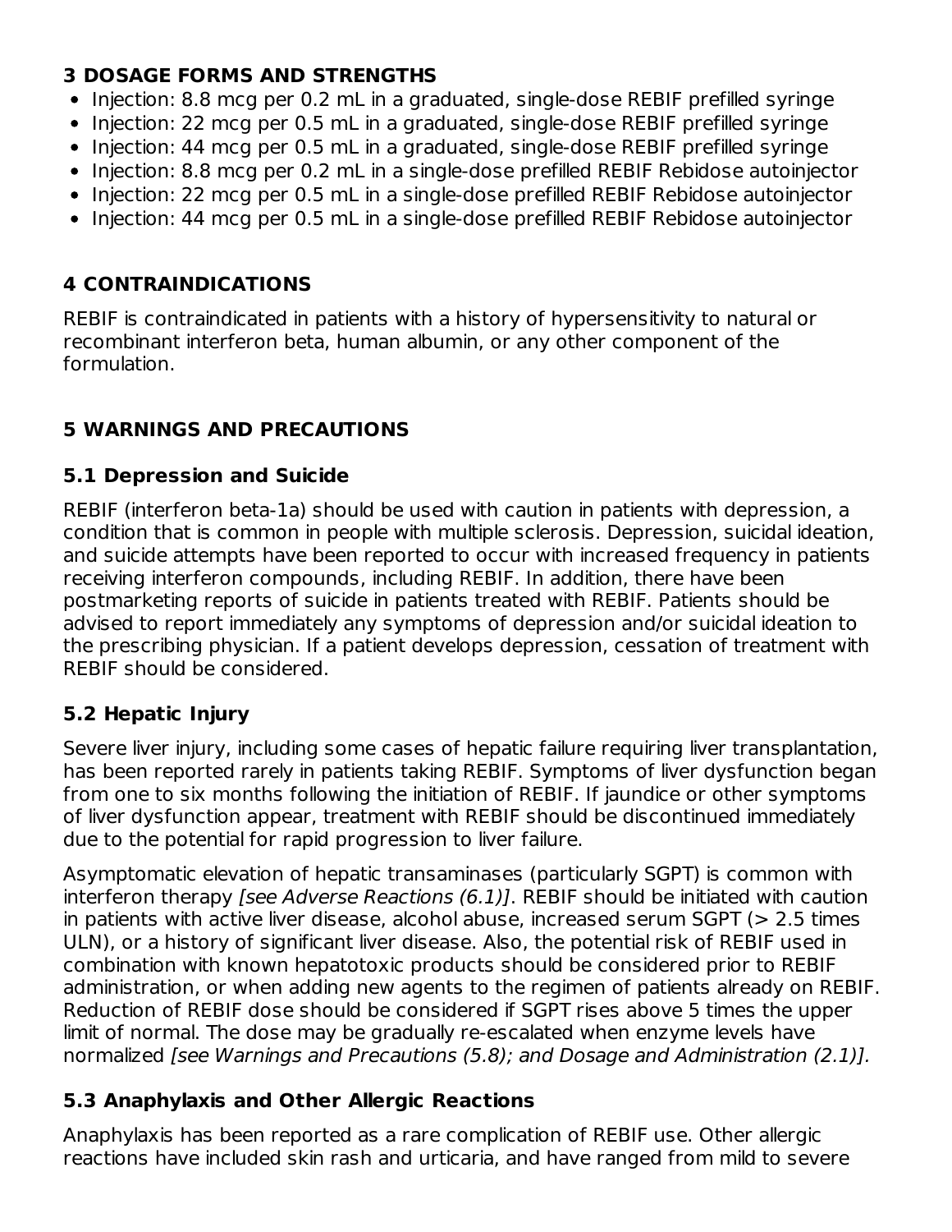## 3 DOSAGE FORMS AND STRENGTHS

- Injection: 8.8 mcg per 0.2 mL in a graduated, single-dose REBIF prefilled syringe
- Injection: 22 mcg per 0.5 mL in a graduated, single-dose REBIF prefilled syringe
- Injection: 44 mcg per 0.5 mL in a graduated, single-dose REBIF prefilled syringe
- Injection: 8.8 mcg per 0.2 mL in a single-dose prefilled REBIF Rebidose autoinjector
- Injection: 22 mcg per 0.5 mL in a single-dose prefilled REBIF Rebidose autoinjector
- Injection: 44 mcg per 0.5 mL in a single-dose prefilled REBIF Rebidose autoinjector

## 4 CONTRAINDICATIONS

REBIF is contraindicated in patients with a history of hypersensitivity to natural or recombinant interferon beta, human albumin, or any other component of the formulation.

## 5 WARNINGS AND PRECAUTIONS

### 5.1 Depression and Suicide

REBIF (interferon beta-1a) should be used with caution in patients with depression, a condition that is common in people with multiple sclerosis. Depression, suicidal ideation, and suicide attempts have been reported to occur with increased frequency in patients receiving interferon compounds, including REBIF. In addition, there have been postmarketing reports of suicide in patients treated with REBIF. Patients should be advised to report immediately any symptoms of depression and/or suicidal ideation to the prescribing physician. If a patient develops depression, cessation of treatment with REBIF should be considered.

### 5.2 Hepatic Injury

Severe liver injury, including some cases of hepatic failure requiring liver transplantation, has been reported rarely in patients taking REBIF. Symptoms of liver dysfunction began from one to six months following the initiation of REBIF. If jaundice or other symptoms of liver dysfunction appear, treatment with REBIF should be discontinued immediately due to the potential for rapid progression to liver failure.

Asymptomatic elevation of hepatic transaminases (particularly SGPT) is common with interferon therapy *[see Adverse Reactions (6.1)]*. REBIF should be initiated with caution in patients with active liver disease, alcohol abuse, increased serum SGPT (> 2.5 times ULN), or a history of significant liver disease. Also, the potential risk of REBIF used in combination with known hepatotoxic products should be considered prior to REBIF administration, or when adding new agents to the regimen of patients already on REBIF. Reduction of REBIF dose should be considered if SGPT rises above 5 times the upper limit of normal. The dose may be gradually re-escalated when enzyme levels have normalized *[see Warnings and Precautions (5.8); and Dosage and Administration (2.1)].*

### 5.3 Anaphylaxis and Other Allergic Reactions

Anaphylaxis has been reported as a rare complication of REBIF use. Other allergic reactions have included skin rash and urticaria, and have ranged from mild to severe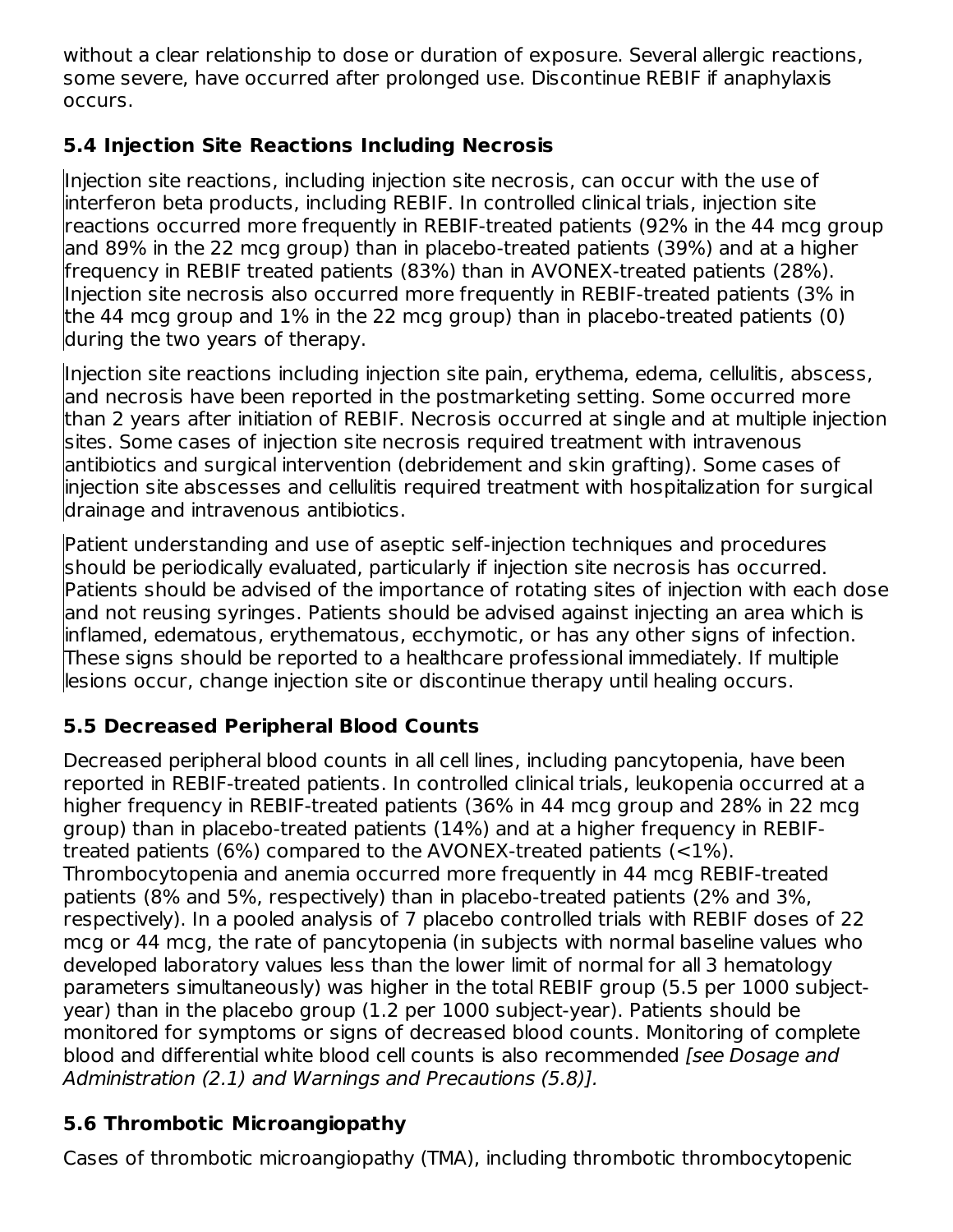without a clear relationship to dose or duration of exposure. Several allergic reactions, some severe, have occurred after prolonged use. Discontinue REBIF if anaphylaxis occurs.

### 5.4 Injection Site Reactions Including Necrosis

Injection site reactions, including injection site necrosis, can occur with the use of interferon beta products, including REBIF. In controlled clinical trials, injection site reactions occurred more frequently in REBIF-treated patients (92% in the 44 mcg group and 89% in the 22 mcg group) than in placebo-treated patients (39%) and at a higher frequency in REBIF treated patients (83%) than in AVONEX-treated patients (28%). Injection site necrosis also occurred more frequently in REBIF-treated patients (3% in the 44 mcg group and 1% in the 22 mcg group) than in placebo-treated patients (0) during the two years of therapy.

Injection site reactions including injection site pain, erythema, edema, cellulitis, abscess, and necrosis have been reported in the postmarketing setting. Some occurred more than 2 years after initiation of REBIF. Necrosis occurred at single and at multiple injection sites. Some cases of injection site necrosis required treatment with intravenous antibiotics and surgical intervention (debridement and skin grafting). Some cases of injection site abscesses and cellulitis required treatment with hospitalization for surgical drainage and intravenous antibiotics.

Patient understanding and use of aseptic self-injection techniques and procedures should be periodically evaluated, particularly if injection site necrosis has occurred. Patients should be advised of the importance of rotating sites of injection with each dose and not reusing syringes. Patients should be advised against injecting an area which is inflamed, edematous, erythematous, ecchymotic, or has any other signs of infection. These signs should be reported to a healthcare professional immediately. If multiple lesions occur, change injection site or discontinue therapy until healing occurs.

### 5.5 Decreased Peripheral Blood Counts

Decreased peripheral blood counts in all cell lines, including pancytopenia, have been reported in REBIF-treated patients. In controlled clinical trials, leukopenia occurred at a higher frequency in REBIF-treated patients (36% in 44 mcg group and 28% in 22 mcg group) than in placebo-treated patients (14%) and at a higher frequency in REBIF-treated patients (6%) compared to the AVONEX-treated patients (<1%). Thrombocytopenia and anemia occurred more frequently in 44 mcg REBIF-treated patients (8% and 5%, respectively) than in placebo-treated patients (2% and 3%, respectively). In a pooled analysis of 7 placebo controlled trials with REBIF doses of 22 mcg or 44 mcg, the rate of pancytopenia (in subjects with normal baseline values who developed laboratory values less than the lower limit of normal for all 3 hematology parameters simultaneously) was higher in the total REBIF group (5.5 per 1000 subject-year) than in the placebo group (1.2 per 1000 subject-year). Patients should be monitored for symptoms or signs of decreased blood counts. Monitoring of complete blood and differential white blood cell counts is also recommended *[see Dosage and Administration (2.1) and Warnings and Precautions (5.8)].*

### 5.6 Thrombotic Microangiopathy

Cases of thrombotic microangiopathy (TMA), including thrombotic thrombocytopenic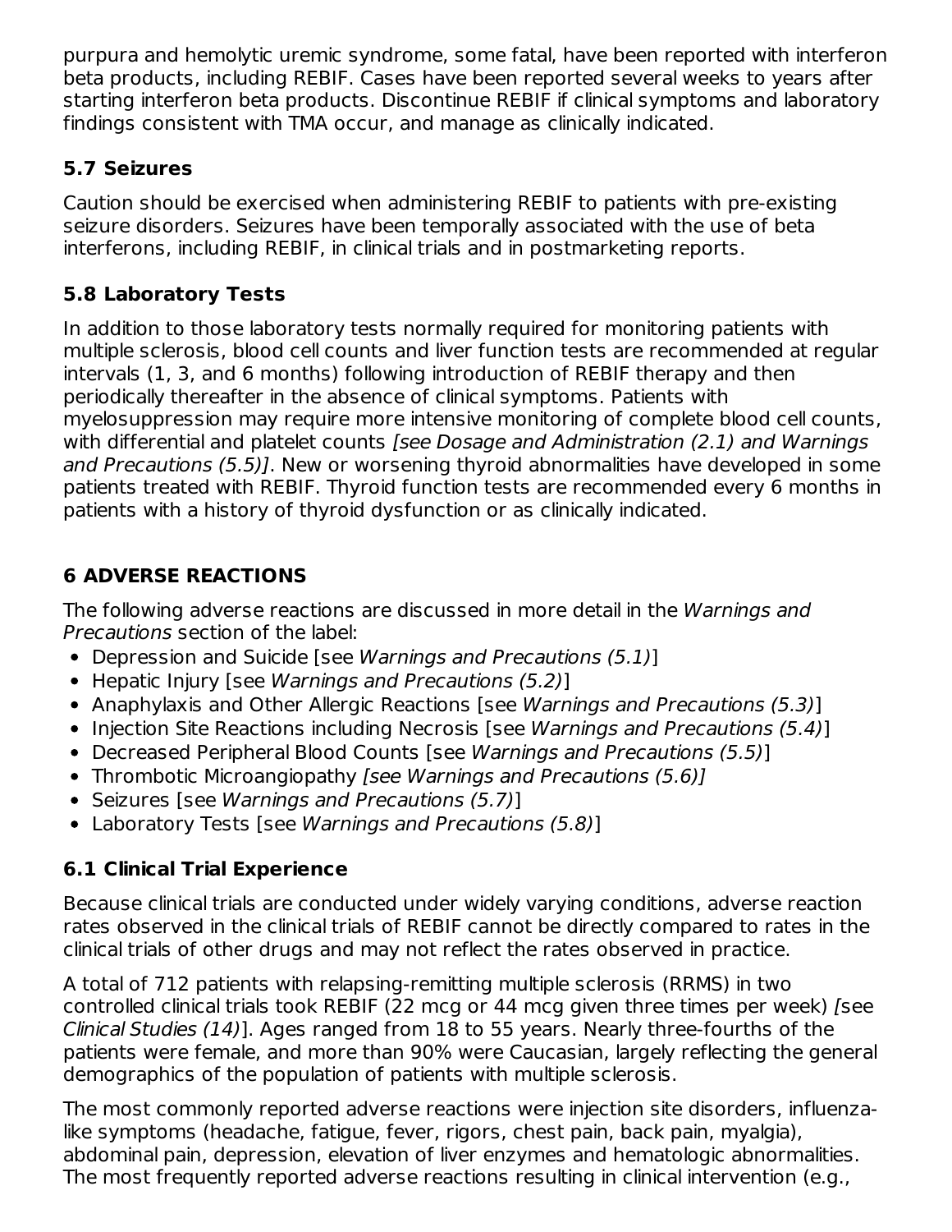purpura and hemolytic uremic syndrome, some fatal, have been reported with interferon beta products, including REBIF. Cases have been reported several weeks to years after starting interferon beta products. Discontinue REBIF if clinical symptoms and laboratory findings consistent with TMA occur, and manage as clinically indicated.

### 5.7 Seizures

Caution should be exercised when administering REBIF to patients with pre-existing seizure disorders. Seizures have been temporally associated with the use of beta interferons, including REBIF, in clinical trials and in postmarketing reports.

### 5.8 Laboratory Tests

In addition to those laboratory tests normally required for monitoring patients with multiple sclerosis, blood cell counts and liver function tests are recommended at regular intervals (1, 3, and 6 months) following introduction of REBIF therapy and then periodically thereafter in the absence of clinical symptoms. Patients with myelosuppression may require more intensive monitoring of complete blood cell counts, with differential and platelet counts *[see Dosage and Administration (2.1) and Warnings and Precautions (5.5)]*. New or worsening thyroid abnormalities have developed in some patients treated with REBIF. Thyroid function tests are recommended every 6 months in patients with a history of thyroid dysfunction or as clinically indicated.

## 6 ADVERSE REACTIONS

The following adverse reactions are discussed in more detail in the *Warnings and Precautions* section of the label:

- Depression and Suicide [see *Warnings and Precautions (5.1)*]
- Hepatic Injury [see *Warnings and Precautions (5.2)*]
- Anaphylaxis and Other Allergic Reactions [see *Warnings and Precautions (5.3)*]
- Injection Site Reactions including Necrosis [see *Warnings and Precautions (5.4)*]
- Decreased Peripheral Blood Counts [see *Warnings and Precautions (5.5)*]
- Thrombotic Microangiopathy *[see Warnings and Precautions (5.6)]*
- Seizures [see *Warnings and Precautions (5.7)*]
- Laboratory Tests [see *Warnings and Precautions (5.8)*]

### 6.1 Clinical Trial Experience

Because clinical trials are conducted under widely varying conditions, adverse reaction rates observed in the clinical trials of REBIF cannot be directly compared to rates in the clinical trials of other drugs and may not reflect the rates observed in practice.

A total of 712 patients with relapsing-remitting multiple sclerosis (RRMS) in two controlled clinical trials took REBIF (22 mcg or 44 mcg given three times per week) *[see Clinical Studies (14)*]. Ages ranged from 18 to 55 years. Nearly three-fourths of the patients were female, and more than 90% were Caucasian, largely reflecting the general demographics of the population of patients with multiple sclerosis.

The most commonly reported adverse reactions were injection site disorders, influenza-like symptoms (headache, fatigue, fever, rigors, chest pain, back pain, myalgia), abdominal pain, depression, elevation of liver enzymes and hematologic abnormalities. The most frequently reported adverse reactions resulting in clinical intervention (e.g.,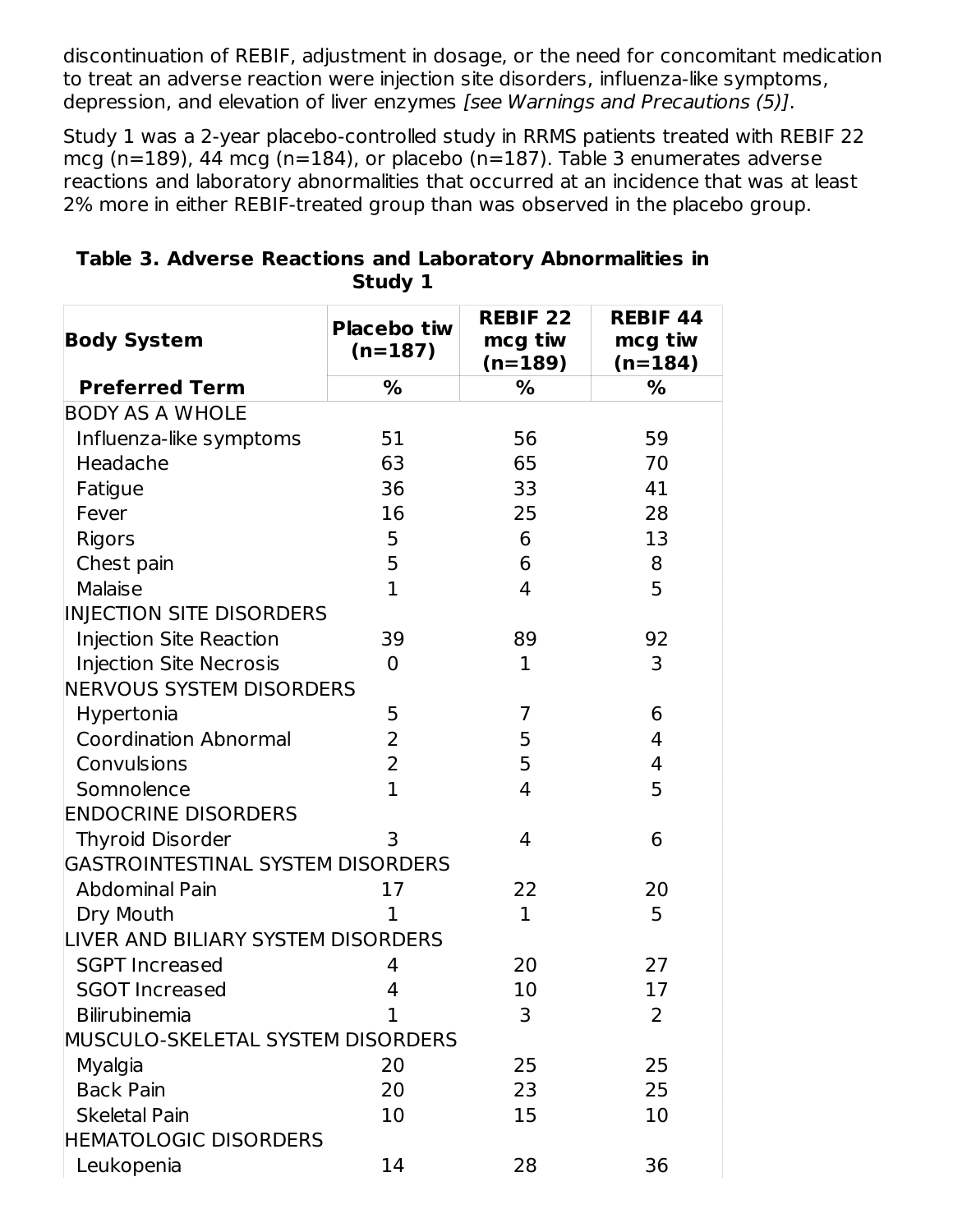discontinuation of REBIF, adjustment in dosage, or the need for concomitant medication to treat an adverse reaction were injection site disorders, influenza-like symptoms, depression, and elevation of liver enzymes *[see Warnings and Precautions (5)]*.

Study 1 was a 2-year placebo-controlled study in RRMS patients treated with REBIF 22 mcg (n=189), 44 mcg (n=184), or placebo (n=187). Table 3 enumerates adverse reactions and laboratory abnormalities that occurred at an incidence that was at least 2% more in either REBIF-treated group than was observed in the placebo group.

**Table 3. Adverse Reactions and Laboratory Abnormalities in Study 1**

| Body System | Placebo tiw (n=187) | REBIF 22 mcg tiw (n=189) | REBIF 44 mcg tiw (n=184) |
|---|---|---|---|
| **Preferred Term** | **%** | **%** | **%** |
| BODY AS A WHOLE | | | |
| Influenza-like symptoms | 51 | 56 | 59 |
| Headache | 63 | 65 | 70 |
| Fatigue | 36 | 33 | 41 |
| Fever | 16 | 25 | 28 |
| Rigors | 5 | 6 | 13 |
| Chest pain | 5 | 6 | 8 |
| Malaise | 1 | 4 | 5 |
| INJECTION SITE DISORDERS | | | |
| Injection Site Reaction | 39 | 89 | 92 |
| Injection Site Necrosis | 0 | 1 | 3 |
| NERVOUS SYSTEM DISORDERS | | | |
| Hypertonia | 5 | 7 | 6 |
| Coordination Abnormal | 2 | 5 | 4 |
| Convulsions | 2 | 5 | 4 |
| Somnolence | 1 | 4 | 5 |
| ENDOCRINE DISORDERS | | | |
| Thyroid Disorder | 3 | 4 | 6 |
| GASTROINTESTINAL SYSTEM DISORDERS | | | |
| Abdominal Pain | 17 | 22 | 20 |
| Dry Mouth | 1 | 1 | 5 |
| LIVER AND BILIARY SYSTEM DISORDERS | | | |
| SGPT Increased | 4 | 20 | 27 |
| SGOT Increased | 4 | 10 | 17 |
| Bilirubinemia | 1 | 3 | 2 |
| MUSCULO-SKELETAL SYSTEM DISORDERS | | | |
| Myalgia | 20 | 25 | 25 |
| Back Pain | 20 | 23 | 25 |
| Skeletal Pain | 10 | 15 | 10 |
| HEMATOLOGIC DISORDERS | | | |
| Leukopenia | 14 | 28 | 36 |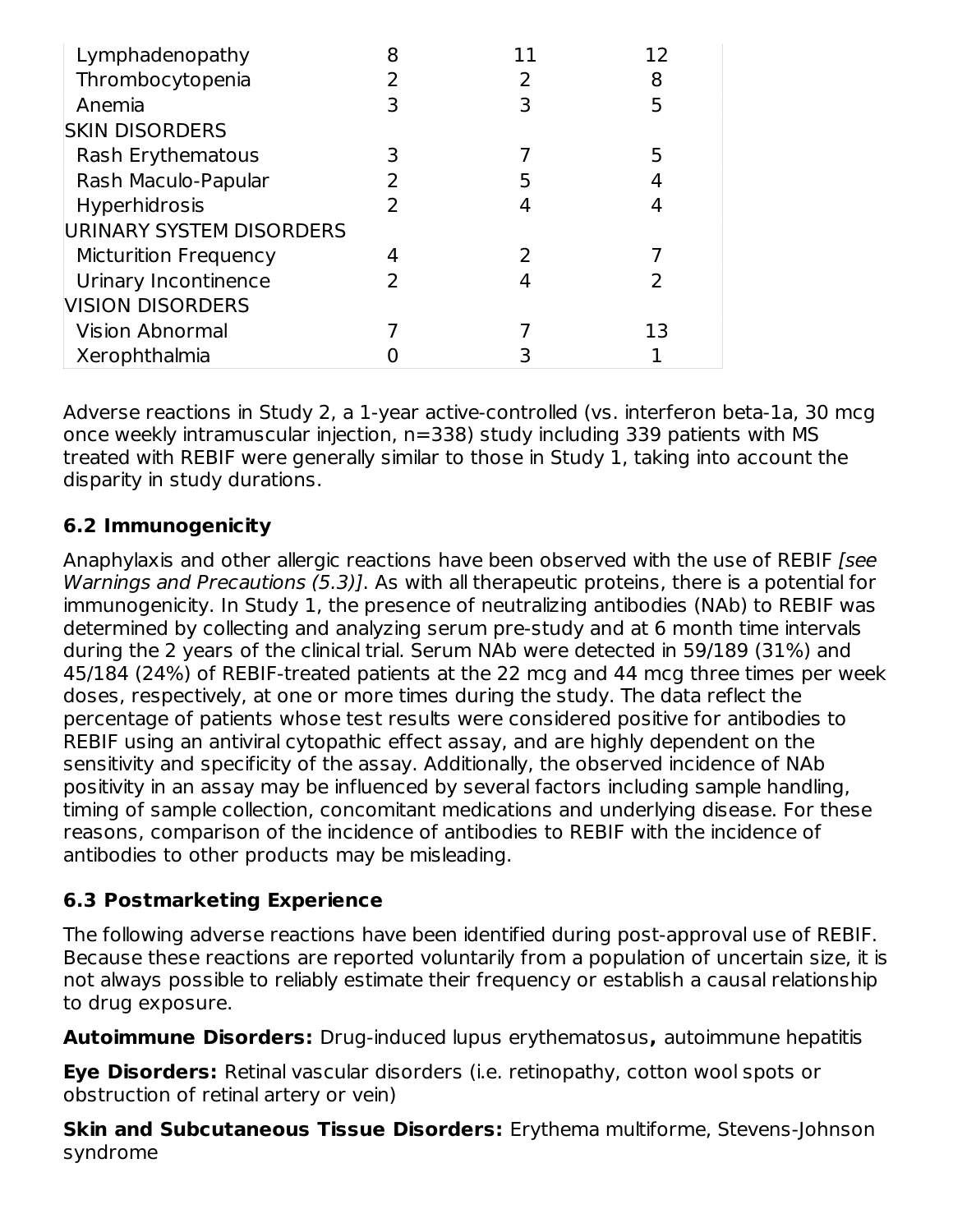| | | | |
|---|---|---|---|
| Lymphadenopathy | 8 | 11 | 12 |
| Thrombocytopenia | 2 | 2 | 8 |
| Anemia | 3 | 3 | 5 |
| SKIN DISORDERS | | | |
| Rash Erythematous | 3 | 7 | 5 |
| Rash Maculo-Papular | 2 | 5 | 4 |
| Hyperhidrosis | 2 | 4 | 4 |
| URINARY SYSTEM DISORDERS | | | |
| Micturition Frequency | 4 | 2 | 7 |
| Urinary Incontinence | 2 | 4 | 2 |
| VISION DISORDERS | | | |
| Vision Abnormal | 7 | 7 | 13 |
| Xerophthalmia | 0 | 3 | 1 |

Adverse reactions in Study 2, a 1-year active-controlled (vs. interferon beta-1a, 30 mcg once weekly intramuscular injection, n=338) study including 339 patients with MS treated with REBIF were generally similar to those in Study 1, taking into account the disparity in study durations.

### 6.2 Immunogenicity

Anaphylaxis and other allergic reactions have been observed with the use of REBIF *[see Warnings and Precautions (5.3)]*. As with all therapeutic proteins, there is a potential for immunogenicity. In Study 1, the presence of neutralizing antibodies (NAb) to REBIF was determined by collecting and analyzing serum pre-study and at 6 month time intervals during the 2 years of the clinical trial. Serum NAb were detected in 59/189 (31%) and 45/184 (24%) of REBIF-treated patients at the 22 mcg and 44 mcg three times per week doses, respectively, at one or more times during the study. The data reflect the percentage of patients whose test results were considered positive for antibodies to REBIF using an antiviral cytopathic effect assay, and are highly dependent on the sensitivity and specificity of the assay. Additionally, the observed incidence of NAb positivity in an assay may be influenced by several factors including sample handling, timing of sample collection, concomitant medications and underlying disease. For these reasons, comparison of the incidence of antibodies to REBIF with the incidence of antibodies to other products may be misleading.

### 6.3 Postmarketing Experience

The following adverse reactions have been identified during post-approval use of REBIF. Because these reactions are reported voluntarily from a population of uncertain size, it is not always possible to reliably estimate their frequency or establish a causal relationship to drug exposure.

**Autoimmune Disorders:** Drug-induced lupus erythematosus**,** autoimmune hepatitis

**Eye Disorders:** Retinal vascular disorders (i.e. retinopathy, cotton wool spots or obstruction of retinal artery or vein)

**Skin and Subcutaneous Tissue Disorders:** Erythema multiforme, Stevens-Johnson syndrome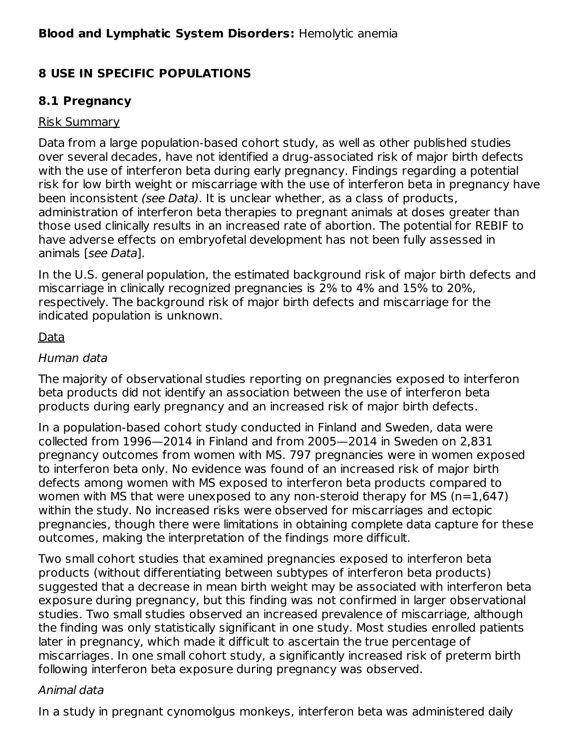**Blood and Lymphatic System Disorders:** Hemolytic anemia

## 8 USE IN SPECIFIC POPULATIONS

### 8.1 Pregnancy

Risk Summary

Data from a large population-based cohort study, as well as other published studies over several decades, have not identified a drug-associated risk of major birth defects with the use of interferon beta during early pregnancy. Findings regarding a potential risk for low birth weight or miscarriage with the use of interferon beta in pregnancy have been inconsistent *(see Data)*. It is unclear whether, as a class of products, administration of interferon beta therapies to pregnant animals at doses greater than those used clinically results in an increased rate of abortion. The potential for REBIF to have adverse effects on embryofetal development has not been fully assessed in animals [*see Data*].

In the U.S. general population, the estimated background risk of major birth defects and miscarriage in clinically recognized pregnancies is 2% to 4% and 15% to 20%, respectively. The background risk of major birth defects and miscarriage for the indicated population is unknown.

Data

*Human data*

The majority of observational studies reporting on pregnancies exposed to interferon beta products did not identify an association between the use of interferon beta products during early pregnancy and an increased risk of major birth defects.

In a population-based cohort study conducted in Finland and Sweden, data were collected from 1996—2014 in Finland and from 2005—2014 in Sweden on 2,831 pregnancy outcomes from women with MS. 797 pregnancies were in women exposed to interferon beta only. No evidence was found of an increased risk of major birth defects among women with MS exposed to interferon beta products compared to women with MS that were unexposed to any non-steroid therapy for MS (n=1,647) within the study. No increased risks were observed for miscarriages and ectopic pregnancies, though there were limitations in obtaining complete data capture for these outcomes, making the interpretation of the findings more difficult.

Two small cohort studies that examined pregnancies exposed to interferon beta products (without differentiating between subtypes of interferon beta products) suggested that a decrease in mean birth weight may be associated with interferon beta exposure during pregnancy, but this finding was not confirmed in larger observational studies. Two small studies observed an increased prevalence of miscarriage, although the finding was only statistically significant in one study. Most studies enrolled patients later in pregnancy, which made it difficult to ascertain the true percentage of miscarriages. In one small cohort study, a significantly increased risk of preterm birth following interferon beta exposure during pregnancy was observed.

*Animal data*

In a study in pregnant cynomolgus monkeys, interferon beta was administered daily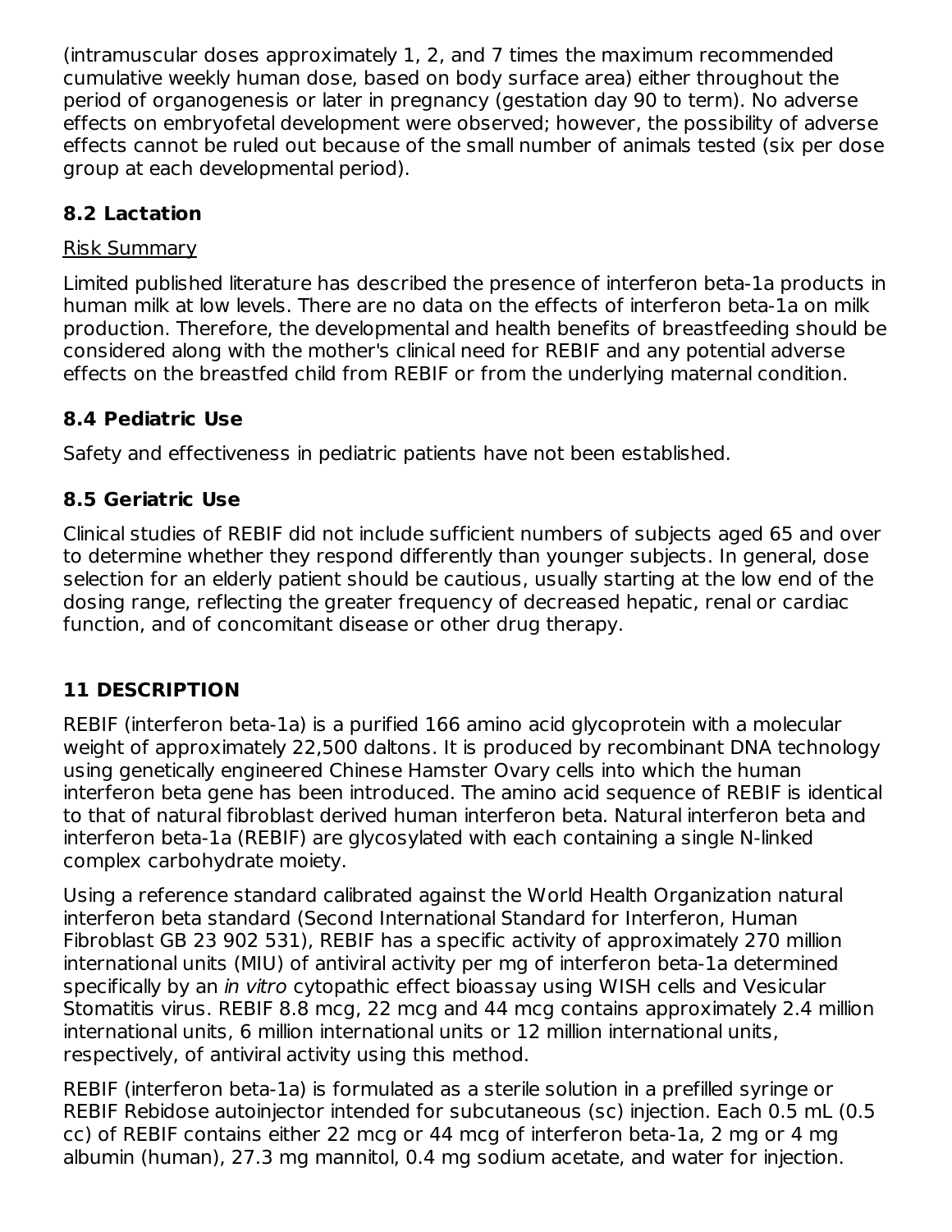(intramuscular doses approximately 1, 2, and 7 times the maximum recommended cumulative weekly human dose, based on body surface area) either throughout the period of organogenesis or later in pregnancy (gestation day 90 to term). No adverse effects on embryofetal development were observed; however, the possibility of adverse effects cannot be ruled out because of the small number of animals tested (six per dose group at each developmental period).

## 8.2 Lactation

Risk Summary

Limited published literature has described the presence of interferon beta-1a products in human milk at low levels. There are no data on the effects of interferon beta-1a on milk production. Therefore, the developmental and health benefits of breastfeeding should be considered along with the mother's clinical need for REBIF and any potential adverse effects on the breastfed child from REBIF or from the underlying maternal condition.

## 8.4 Pediatric Use

Safety and effectiveness in pediatric patients have not been established.

## 8.5 Geriatric Use

Clinical studies of REBIF did not include sufficient numbers of subjects aged 65 and over to determine whether they respond differently than younger subjects. In general, dose selection for an elderly patient should be cautious, usually starting at the low end of the dosing range, reflecting the greater frequency of decreased hepatic, renal or cardiac function, and of concomitant disease or other drug therapy.

# 11 DESCRIPTION

REBIF (interferon beta-1a) is a purified 166 amino acid glycoprotein with a molecular weight of approximately 22,500 daltons. It is produced by recombinant DNA technology using genetically engineered Chinese Hamster Ovary cells into which the human interferon beta gene has been introduced. The amino acid sequence of REBIF is identical to that of natural fibroblast derived human interferon beta. Natural interferon beta and interferon beta-1a (REBIF) are glycosylated with each containing a single N-linked complex carbohydrate moiety.

Using a reference standard calibrated against the World Health Organization natural interferon beta standard (Second International Standard for Interferon, Human Fibroblast GB 23 902 531), REBIF has a specific activity of approximately 270 million international units (MIU) of antiviral activity per mg of interferon beta-1a determined specifically by an *in vitro* cytopathic effect bioassay using WISH cells and Vesicular Stomatitis virus. REBIF 8.8 mcg, 22 mcg and 44 mcg contains approximately 2.4 million international units, 6 million international units or 12 million international units, respectively, of antiviral activity using this method.

REBIF (interferon beta-1a) is formulated as a sterile solution in a prefilled syringe or REBIF Rebidose autoinjector intended for subcutaneous (sc) injection. Each 0.5 mL (0.5 cc) of REBIF contains either 22 mcg or 44 mcg of interferon beta-1a, 2 mg or 4 mg albumin (human), 27.3 mg mannitol, 0.4 mg sodium acetate, and water for injection.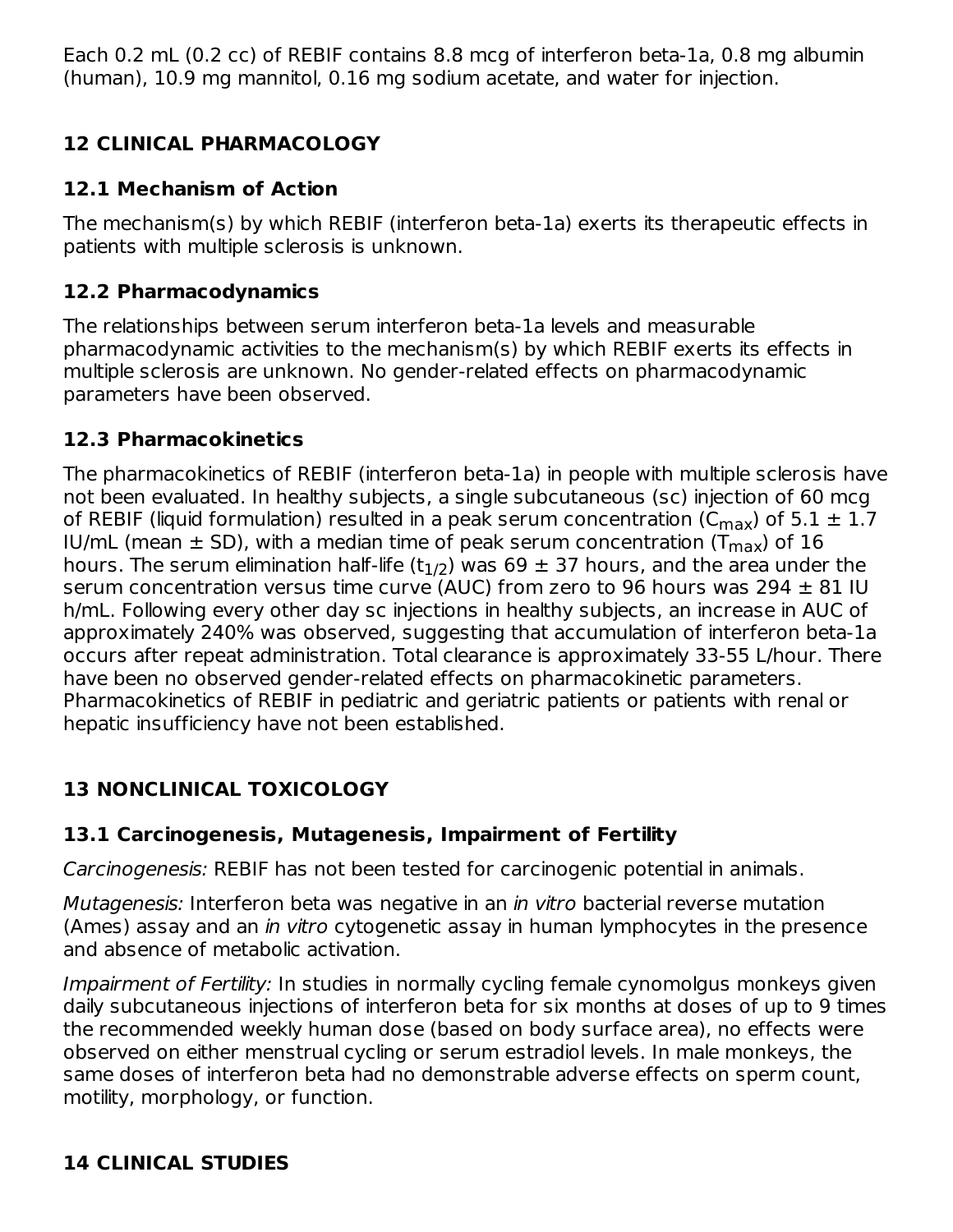Each 0.2 mL (0.2 cc) of REBIF contains 8.8 mcg of interferon beta-1a, 0.8 mg albumin (human), 10.9 mg mannitol, 0.16 mg sodium acetate, and water for injection.

## 12 CLINICAL PHARMACOLOGY

### 12.1 Mechanism of Action

The mechanism(s) by which REBIF (interferon beta-1a) exerts its therapeutic effects in patients with multiple sclerosis is unknown.

### 12.2 Pharmacodynamics

The relationships between serum interferon beta-1a levels and measurable pharmacodynamic activities to the mechanism(s) by which REBIF exerts its effects in multiple sclerosis are unknown. No gender-related effects on pharmacodynamic parameters have been observed.

### 12.3 Pharmacokinetics

The pharmacokinetics of REBIF (interferon beta-1a) in people with multiple sclerosis have not been evaluated. In healthy subjects, a single subcutaneous (sc) injection of 60 mcg of REBIF (liquid formulation) resulted in a peak serum concentration ($C_{max}$) of 5.1 ± 1.7 IU/mL (mean ± SD), with a median time of peak serum concentration ($T_{max}$) of 16 hours. The serum elimination half-life ($t_{1/2}$) was 69 ± 37 hours, and the area under the serum concentration versus time curve (AUC) from zero to 96 hours was 294 ± 81 IU h/mL. Following every other day sc injections in healthy subjects, an increase in AUC of approximately 240% was observed, suggesting that accumulation of interferon beta-1a occurs after repeat administration. Total clearance is approximately 33-55 L/hour. There have been no observed gender-related effects on pharmacokinetic parameters. Pharmacokinetics of REBIF in pediatric and geriatric patients or patients with renal or hepatic insufficiency have not been established.

## 13 NONCLINICAL TOXICOLOGY

### 13.1 Carcinogenesis, Mutagenesis, Impairment of Fertility

*Carcinogenesis:* REBIF has not been tested for carcinogenic potential in animals.

*Mutagenesis:* Interferon beta was negative in an *in vitro* bacterial reverse mutation (Ames) assay and an *in vitro* cytogenetic assay in human lymphocytes in the presence and absence of metabolic activation.

*Impairment of Fertility:* In studies in normally cycling female cynomolgus monkeys given daily subcutaneous injections of interferon beta for six months at doses of up to 9 times the recommended weekly human dose (based on body surface area), no effects were observed on either menstrual cycling or serum estradiol levels. In male monkeys, the same doses of interferon beta had no demonstrable adverse effects on sperm count, motility, morphology, or function.

## 14 CLINICAL STUDIES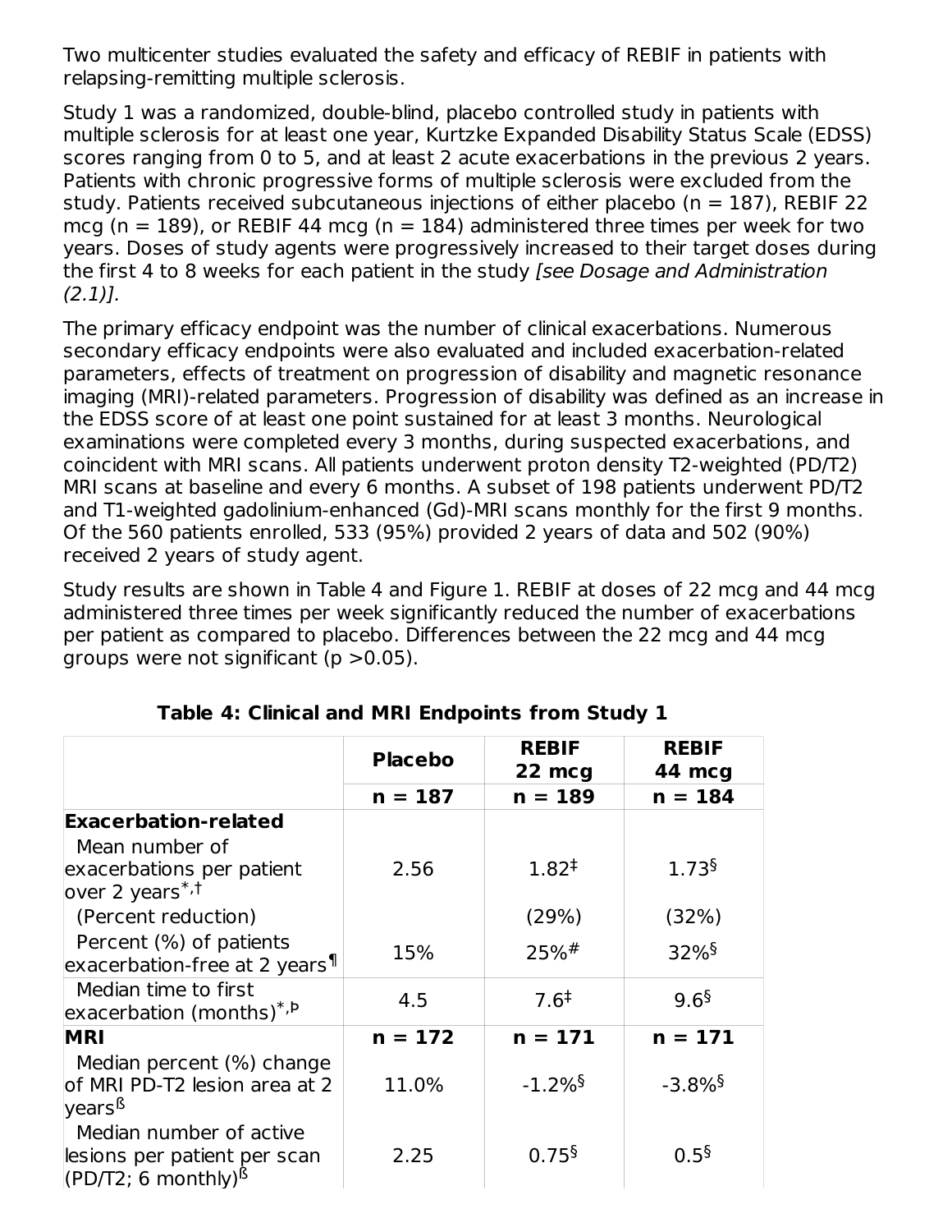Two multicenter studies evaluated the safety and efficacy of REBIF in patients with relapsing-remitting multiple sclerosis.

Study 1 was a randomized, double-blind, placebo controlled study in patients with multiple sclerosis for at least one year, Kurtzke Expanded Disability Status Scale (EDSS) scores ranging from 0 to 5, and at least 2 acute exacerbations in the previous 2 years. Patients with chronic progressive forms of multiple sclerosis were excluded from the study. Patients received subcutaneous injections of either placebo (n = 187), REBIF 22 mcg (n = 189), or REBIF 44 mcg (n = 184) administered three times per week for two years. Doses of study agents were progressively increased to their target doses during the first 4 to 8 weeks for each patient in the study *[see Dosage and Administration (2.1)]*.

The primary efficacy endpoint was the number of clinical exacerbations. Numerous secondary efficacy endpoints were also evaluated and included exacerbation-related parameters, effects of treatment on progression of disability and magnetic resonance imaging (MRI)-related parameters. Progression of disability was defined as an increase in the EDSS score of at least one point sustained for at least 3 months. Neurological examinations were completed every 3 months, during suspected exacerbations, and coincident with MRI scans. All patients underwent proton density T2-weighted (PD/T2) MRI scans at baseline and every 6 months. A subset of 198 patients underwent PD/T2 and T1-weighted gadolinium-enhanced (Gd)-MRI scans monthly for the first 9 months. Of the 560 patients enrolled, 533 (95%) provided 2 years of data and 502 (90%) received 2 years of study agent.

Study results are shown in Table 4 and Figure 1. REBIF at doses of 22 mcg and 44 mcg administered three times per week significantly reduced the number of exacerbations per patient as compared to placebo. Differences between the 22 mcg and 44 mcg groups were not significant (p >0.05).

**Table 4: Clinical and MRI Endpoints from Study 1**

| | **Placebo** | **REBIF 22 mcg** | **REBIF 44 mcg** |
|---|---|---|---|
| | **n = 187** | **n = 189** | **n = 184** |
| **Exacerbation-related** | | | |
| Mean number of exacerbations per patient over 2 years*,† | 2.56 | 1.82‡ | 1.73§ |
| (Percent reduction) | | (29%) | (32%) |
| Percent (%) of patients exacerbation-free at 2 years¶ | 15% | 25%# | 32%§ |
| Median time to first exacerbation (months)*,Þ | 4.5 | 7.6‡ | 9.6§ |
| **MRI** | **n = 172** | **n = 171** | **n = 171** |
| Median percent (%) change of MRI PD-T2 lesion area at 2 yearsß | 11.0% | -1.2%§ | -3.8%§ |
| Median number of active lesions per patient per scan (PD/T2; 6 monthly)ß | 2.25 | 0.75§ | 0.5§ |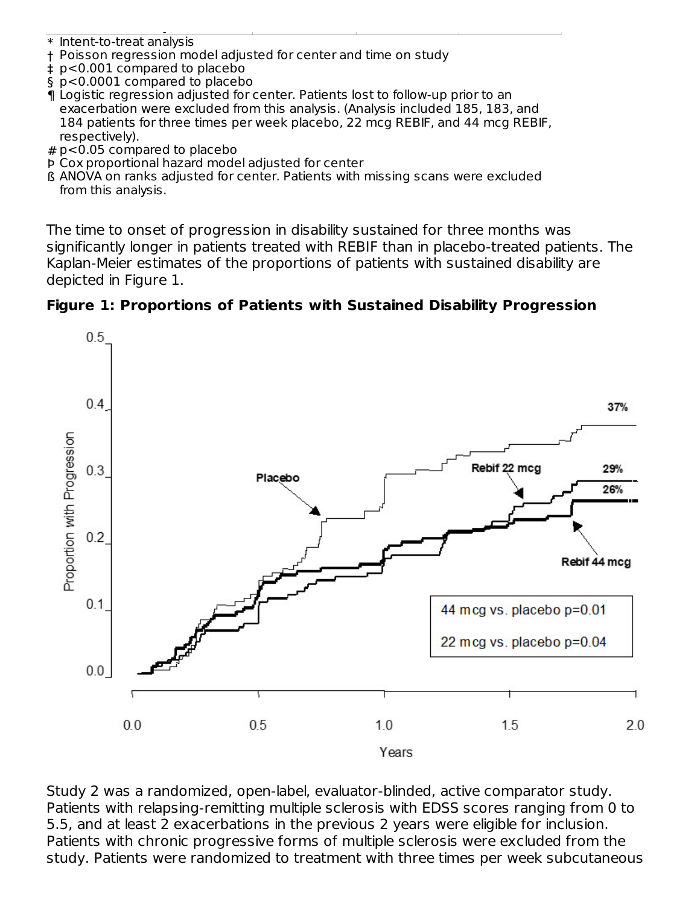\* Intent-to-treat analysis
† Poisson regression model adjusted for center and time on study
‡ p<0.001 compared to placebo
§ p<0.0001 compared to placebo
¶ Logistic regression adjusted for center. Patients lost to follow-up prior to an exacerbation were excluded from this analysis. (Analysis included 185, 183, and 184 patients for three times per week placebo, 22 mcg REBIF, and 44 mcg REBIF, respectively).
\# p<0.05 compared to placebo
Þ Cox proportional hazard model adjusted for center
ß ANOVA on ranks adjusted for center. Patients with missing scans were excluded from this analysis.

The time to onset of progression in disability sustained for three months was significantly longer in patients treated with REBIF than in placebo-treated patients. The Kaplan-Meier estimates of the proportions of patients with sustained disability are depicted in Figure 1.

**Figure 1: Proportions of Patients with Sustained Disability Progression**

Study 2 was a randomized, open-label, evaluator-blinded, active comparator study. Patients with relapsing-remitting multiple sclerosis with EDSS scores ranging from 0 to 5.5, and at least 2 exacerbations in the previous 2 years were eligible for inclusion. Patients with chronic progressive forms of multiple sclerosis were excluded from the study. Patients were randomized to treatment with three times per week subcutaneous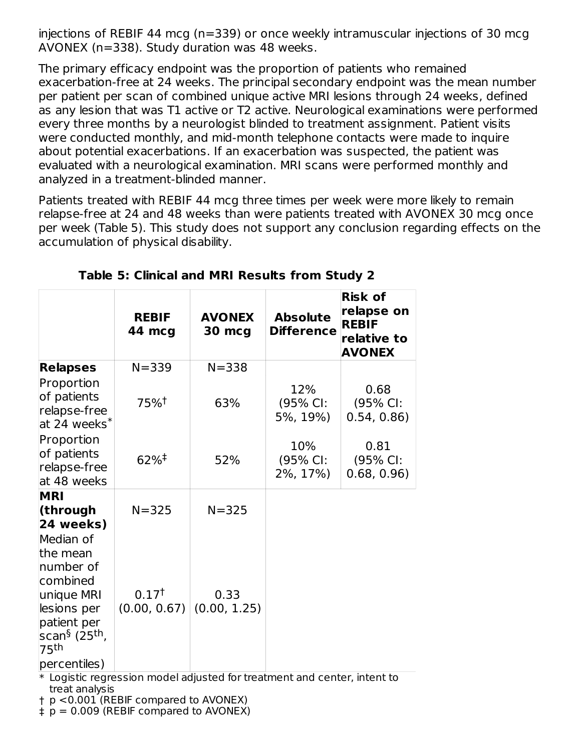injections of REBIF 44 mcg (n=339) or once weekly intramuscular injections of 30 mcg AVONEX (n=338). Study duration was 48 weeks.

The primary efficacy endpoint was the proportion of patients who remained exacerbation-free at 24 weeks. The principal secondary endpoint was the mean number per patient per scan of combined unique active MRI lesions through 24 weeks, defined as any lesion that was T1 active or T2 active. Neurological examinations were performed every three months by a neurologist blinded to treatment assignment. Patient visits were conducted monthly, and mid-month telephone contacts were made to inquire about potential exacerbations. If an exacerbation was suspected, the patient was evaluated with a neurological examination. MRI scans were performed monthly and analyzed in a treatment-blinded manner.

Patients treated with REBIF 44 mcg three times per week were more likely to remain relapse-free at 24 and 48 weeks than were patients treated with AVONEX 30 mcg once per week (Table 5). This study does not support any conclusion regarding effects on the accumulation of physical disability.

**Table 5: Clinical and MRI Results from Study 2**

| | **REBIF 44 mcg** | **AVONEX 30 mcg** | **Absolute Difference** | **Risk of relapse on REBIF relative to AVONEX** |
|---|---|---|---|---|
| **Relapses** | N=339 | N=338 | | |
| Proportion of patients relapse-free at 24 weeks* | 75%† | 63% | 12% (95% CI: 5%, 19%) | 0.68 (95% CI: 0.54, 0.86) |
| Proportion of patients relapse-free at 48 weeks | 62%‡ | 52% | 10% (95% CI: 2%, 17%) | 0.81 (95% CI: 0.68, 0.96) |
| **MRI (through 24 weeks)** | N=325 | N=325 | | |
| Median of the mean number of combined unique MRI lesions per patient per scan§ (25th, 75th percentiles) | 0.17† (0.00, 0.67) | 0.33 (0.00, 1.25) | | |

\* Logistic regression model adjusted for treatment and center, intent to treat analysis

† $p < 0.001$ (REBIF compared to AVONEX)

‡ $p = 0.009$ (REBIF compared to AVONEX)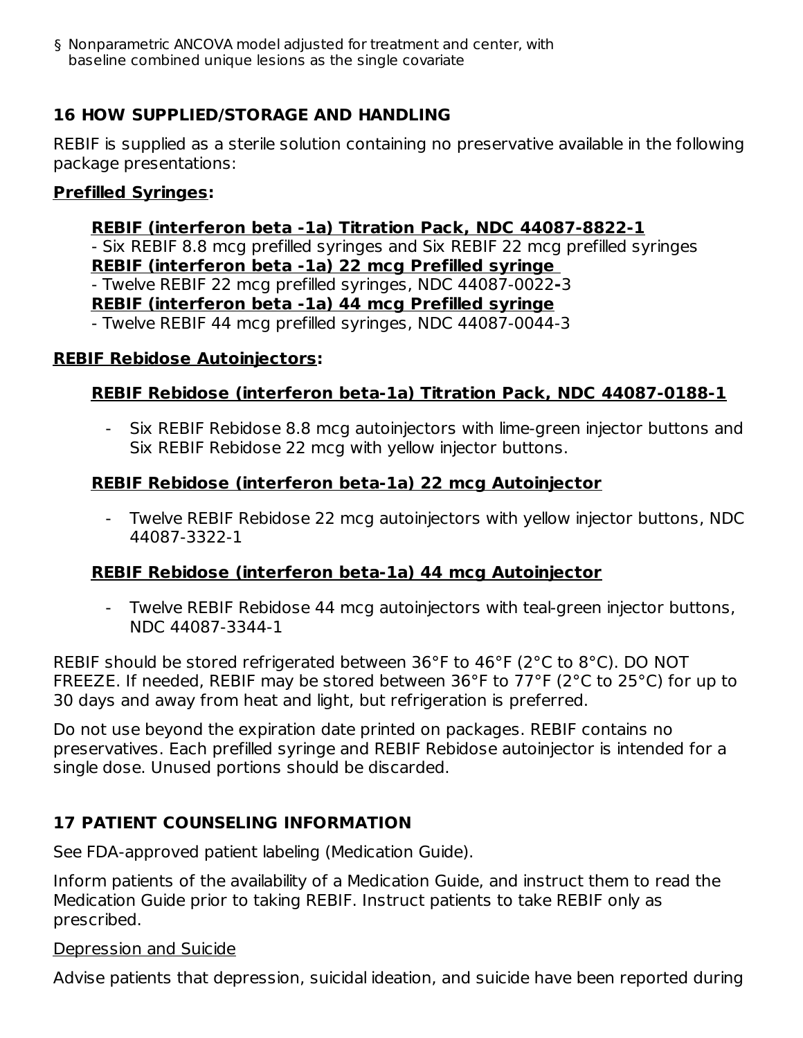§ Nonparametric ANCOVA model adjusted for treatment and center, with baseline combined unique lesions as the single covariate

## 16 HOW SUPPLIED/STORAGE AND HANDLING

REBIF is supplied as a sterile solution containing no preservative available in the following package presentations:

**Prefilled Syringes:**

**REBIF (interferon beta -1a) Titration Pack, NDC 44087-8822-1**
- Six REBIF 8.8 mcg prefilled syringes and Six REBIF 22 mcg prefilled syringes

**REBIF (interferon beta -1a) 22 mcg Prefilled syringe**
- Twelve REBIF 22 mcg prefilled syringes, NDC 44087-0022-3

**REBIF (interferon beta -1a) 44 mcg Prefilled syringe**
- Twelve REBIF 44 mcg prefilled syringes, NDC 44087-0044-3

**REBIF Rebidose Autoinjectors:**

**REBIF Rebidose (interferon beta-1a) Titration Pack, NDC 44087-0188-1**

- Six REBIF Rebidose 8.8 mcg autoinjectors with lime-green injector buttons and Six REBIF Rebidose 22 mcg with yellow injector buttons.

**REBIF Rebidose (interferon beta-1a) 22 mcg Autoinjector**

- Twelve REBIF Rebidose 22 mcg autoinjectors with yellow injector buttons, NDC 44087-3322-1

**REBIF Rebidose (interferon beta-1a) 44 mcg Autoinjector**

- Twelve REBIF Rebidose 44 mcg autoinjectors with teal-green injector buttons, NDC 44087-3344-1

REBIF should be stored refrigerated between 36°F to 46°F (2°C to 8°C). DO NOT FREEZE. If needed, REBIF may be stored between 36°F to 77°F (2°C to 25°C) for up to 30 days and away from heat and light, but refrigeration is preferred.

Do not use beyond the expiration date printed on packages. REBIF contains no preservatives. Each prefilled syringe and REBIF Rebidose autoinjector is intended for a single dose. Unused portions should be discarded.

## 17 PATIENT COUNSELING INFORMATION

See FDA-approved patient labeling (Medication Guide).

Inform patients of the availability of a Medication Guide, and instruct them to read the Medication Guide prior to taking REBIF. Instruct patients to take REBIF only as prescribed.

Depression and Suicide

Advise patients that depression, suicidal ideation, and suicide have been reported during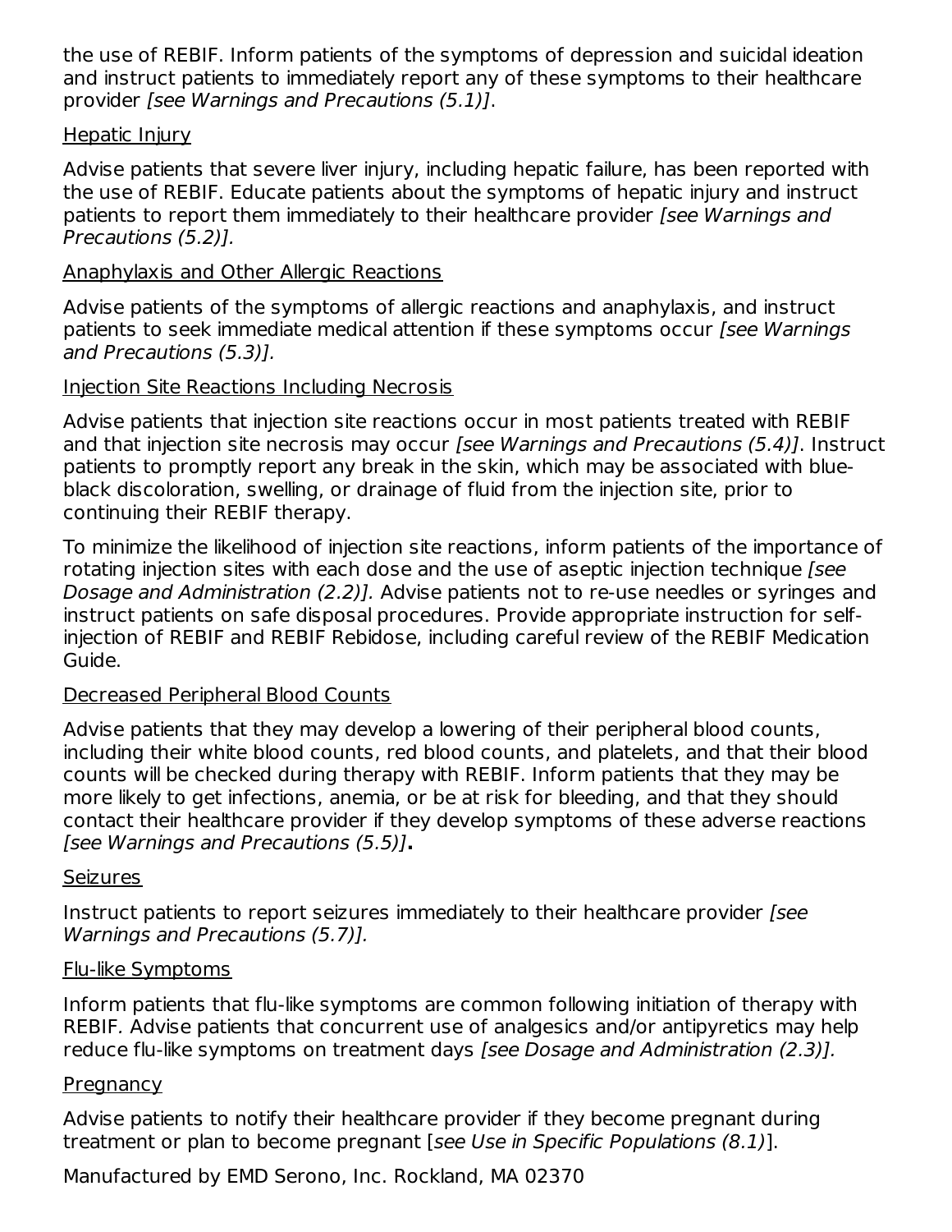the use of REBIF. Inform patients of the symptoms of depression and suicidal ideation and instruct patients to immediately report any of these symptoms to their healthcare provider *[see Warnings and Precautions (5.1)]*.

<u>Hepatic Injury</u>

Advise patients that severe liver injury, including hepatic failure, has been reported with the use of REBIF. Educate patients about the symptoms of hepatic injury and instruct patients to report them immediately to their healthcare provider *[see Warnings and Precautions (5.2)].*

<u>Anaphylaxis and Other Allergic Reactions</u>

Advise patients of the symptoms of allergic reactions and anaphylaxis, and instruct patients to seek immediate medical attention if these symptoms occur *[see Warnings and Precautions (5.3)].*

<u>Injection Site Reactions Including Necrosis</u>

Advise patients that injection site reactions occur in most patients treated with REBIF and that injection site necrosis may occur *[see Warnings and Precautions (5.4)]*. Instruct patients to promptly report any break in the skin, which may be associated with blue-black discoloration, swelling, or drainage of fluid from the injection site, prior to continuing their REBIF therapy.

To minimize the likelihood of injection site reactions, inform patients of the importance of rotating injection sites with each dose and the use of aseptic injection technique *[see Dosage and Administration (2.2)].* Advise patients not to re-use needles or syringes and instruct patients on safe disposal procedures. Provide appropriate instruction for self-injection of REBIF and REBIF Rebidose, including careful review of the REBIF Medication Guide.

<u>Decreased Peripheral Blood Counts</u>

Advise patients that they may develop a lowering of their peripheral blood counts, including their white blood counts, red blood counts, and platelets, and that their blood counts will be checked during therapy with REBIF. Inform patients that they may be more likely to get infections, anemia, or be at risk for bleeding, and that they should contact their healthcare provider if they develop symptoms of these adverse reactions *[see Warnings and Precautions (5.5)]***.**

<u>Seizures</u>

Instruct patients to report seizures immediately to their healthcare provider *[see Warnings and Precautions (5.7)].*

<u>Flu-like Symptoms</u>

Inform patients that flu-like symptoms are common following initiation of therapy with REBIF. Advise patients that concurrent use of analgesics and/or antipyretics may help reduce flu-like symptoms on treatment days *[see Dosage and Administration (2.3)].*

<u>Pregnancy</u>

Advise patients to notify their healthcare provider if they become pregnant during treatment or plan to become pregnant [*see Use in Specific Populations (8.1)*].

Manufactured by EMD Serono, Inc. Rockland, MA 02370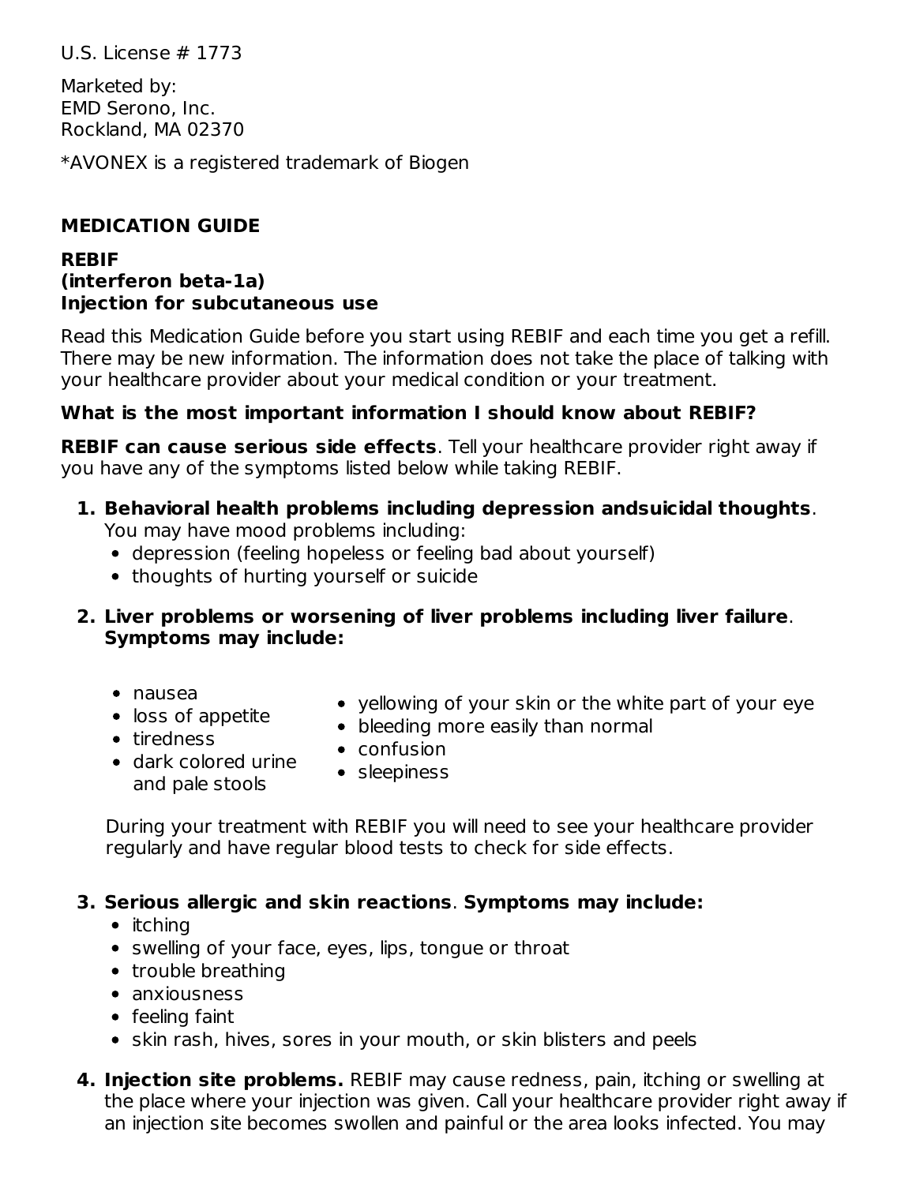U.S. License # 1773

Marketed by:
EMD Serono, Inc.
Rockland, MA 02370

*AVONEX is a registered trademark of Biogen

## MEDICATION GUIDE

**REBIF**
**(interferon beta-1a)**
**Injection for subcutaneous use**

Read this Medication Guide before you start using REBIF and each time you get a refill. There may be new information. The information does not take the place of talking with your healthcare provider about your medical condition or your treatment.

### What is the most important information I should know about REBIF?

**REBIF can cause serious side effects**. Tell your healthcare provider right away if you have any of the symptoms listed below while taking REBIF.

1. **Behavioral health problems including depression andsuicidal thoughts**. You may have mood problems including:
   - depression (feeling hopeless or feeling bad about yourself)
   - thoughts of hurting yourself or suicide
2. **Liver problems or worsening of liver problems including liver failure**. **Symptoms may include:**
   - nausea
   - loss of appetite
   - tiredness
   - dark colored urine and pale stools
   - yellowing of your skin or the white part of your eye
   - bleeding more easily than normal
   - confusion
   - sleepiness

   During your treatment with REBIF you will need to see your healthcare provider regularly and have regular blood tests to check for side effects.
3. **Serious allergic and skin reactions**. **Symptoms may include:**
   - itching
   - swelling of your face, eyes, lips, tongue or throat
   - trouble breathing
   - anxiousness
   - feeling faint
   - skin rash, hives, sores in your mouth, or skin blisters and peels
4. **Injection site problems.** REBIF may cause redness, pain, itching or swelling at the place where your injection was given. Call your healthcare provider right away if an injection site becomes swollen and painful or the area looks infected. You may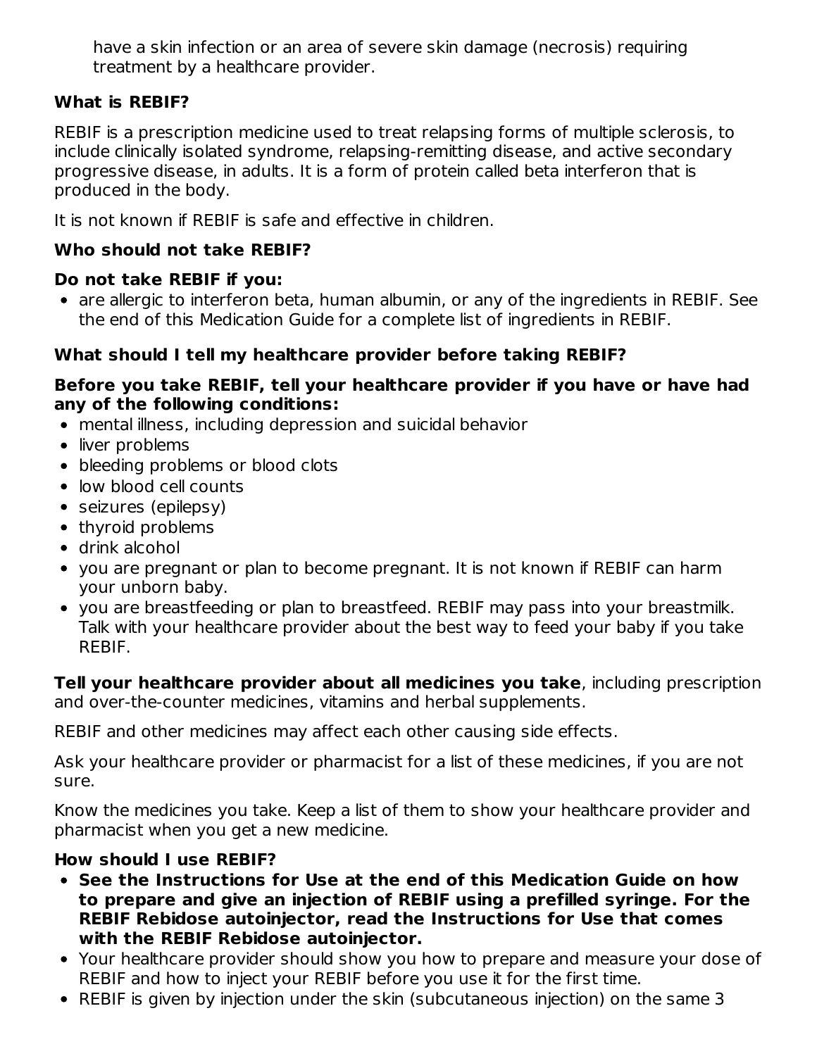have a skin infection or an area of severe skin damage (necrosis) requiring treatment by a healthcare provider.

**What is REBIF?**

REBIF is a prescription medicine used to treat relapsing forms of multiple sclerosis, to include clinically isolated syndrome, relapsing-remitting disease, and active secondary progressive disease, in adults. It is a form of protein called beta interferon that is produced in the body.

It is not known if REBIF is safe and effective in children.

**Who should not take REBIF?**

**Do not take REBIF if you:**

- are allergic to interferon beta, human albumin, or any of the ingredients in REBIF. See the end of this Medication Guide for a complete list of ingredients in REBIF.

**What should I tell my healthcare provider before taking REBIF?**

**Before you take REBIF, tell your healthcare provider if you have or have had any of the following conditions:**

- mental illness, including depression and suicidal behavior
- liver problems
- bleeding problems or blood clots
- low blood cell counts
- seizures (epilepsy)
- thyroid problems
- drink alcohol
- you are pregnant or plan to become pregnant. It is not known if REBIF can harm your unborn baby.
- you are breastfeeding or plan to breastfeed. REBIF may pass into your breastmilk. Talk with your healthcare provider about the best way to feed your baby if you take REBIF.

**Tell your healthcare provider about all medicines you take**, including prescription and over-the-counter medicines, vitamins and herbal supplements.

REBIF and other medicines may affect each other causing side effects.

Ask your healthcare provider or pharmacist for a list of these medicines, if you are not sure.

Know the medicines you take. Keep a list of them to show your healthcare provider and pharmacist when you get a new medicine.

**How should I use REBIF?**

- **See the Instructions for Use at the end of this Medication Guide on how to prepare and give an injection of REBIF using a prefilled syringe. For the REBIF Rebidose autoinjector, read the Instructions for Use that comes with the REBIF Rebidose autoinjector.**
- Your healthcare provider should show you how to prepare and measure your dose of REBIF and how to inject your REBIF before you use it for the first time.
- REBIF is given by injection under the skin (subcutaneous injection) on the same 3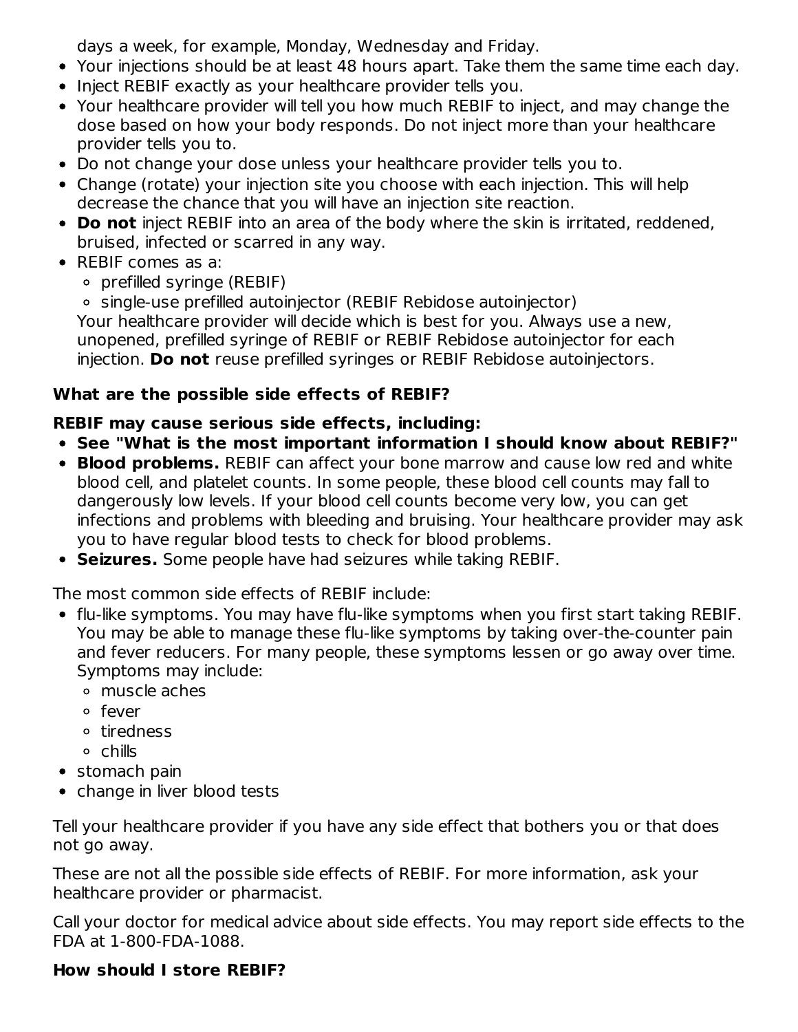days a week, for example, Monday, Wednesday and Friday.

- Your injections should be at least 48 hours apart. Take them the same time each day.
- Inject REBIF exactly as your healthcare provider tells you.
- Your healthcare provider will tell you how much REBIF to inject, and may change the dose based on how your body responds. Do not inject more than your healthcare provider tells you to.
- Do not change your dose unless your healthcare provider tells you to.
- Change (rotate) your injection site you choose with each injection. This will help decrease the chance that you will have an injection site reaction.
- **Do not** inject REBIF into an area of the body where the skin is irritated, reddened, bruised, infected or scarred in any way.
- REBIF comes as a:
  - prefilled syringe (REBIF)
  - single-use prefilled autoinjector (REBIF Rebidose autoinjector)

  Your healthcare provider will decide which is best for you. Always use a new, unopened, prefilled syringe of REBIF or REBIF Rebidose autoinjector for each injection. **Do not** reuse prefilled syringes or REBIF Rebidose autoinjectors.

**What are the possible side effects of REBIF?**

**REBIF may cause serious side effects, including:**

- **See "What is the most important information I should know about REBIF?"**
- **Blood problems.** REBIF can affect your bone marrow and cause low red and white blood cell, and platelet counts. In some people, these blood cell counts may fall to dangerously low levels. If your blood cell counts become very low, you can get infections and problems with bleeding and bruising. Your healthcare provider may ask you to have regular blood tests to check for blood problems.
- **Seizures.** Some people have had seizures while taking REBIF.

The most common side effects of REBIF include:

- flu-like symptoms. You may have flu-like symptoms when you first start taking REBIF. You may be able to manage these flu-like symptoms by taking over-the-counter pain and fever reducers. For many people, these symptoms lessen or go away over time. Symptoms may include:
  - muscle aches
  - fever
  - tiredness
  - chills
- stomach pain
- change in liver blood tests

Tell your healthcare provider if you have any side effect that bothers you or that does not go away.

These are not all the possible side effects of REBIF. For more information, ask your healthcare provider or pharmacist.

Call your doctor for medical advice about side effects. You may report side effects to the FDA at 1-800-FDA-1088.

**How should I store REBIF?**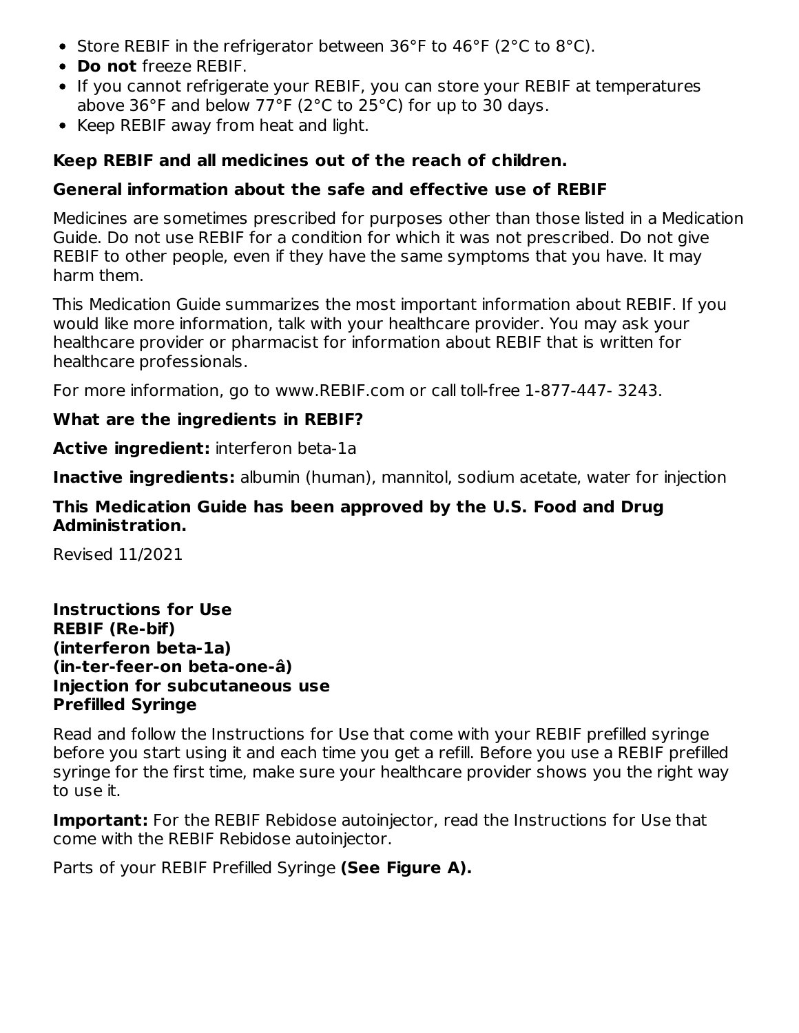- Store REBIF in the refrigerator between 36°F to 46°F (2°C to 8°C).
- **Do not** freeze REBIF.
- If you cannot refrigerate your REBIF, you can store your REBIF at temperatures above 36°F and below 77°F (2°C to 25°C) for up to 30 days.
- Keep REBIF away from heat and light.

**Keep REBIF and all medicines out of the reach of children.**

### General information about the safe and effective use of REBIF

Medicines are sometimes prescribed for purposes other than those listed in a Medication Guide. Do not use REBIF for a condition for which it was not prescribed. Do not give REBIF to other people, even if they have the same symptoms that you have. It may harm them.

This Medication Guide summarizes the most important information about REBIF. If you would like more information, talk with your healthcare provider. You may ask your healthcare provider or pharmacist for information about REBIF that is written for healthcare professionals.

For more information, go to www.REBIF.com or call toll-free 1-877-447- 3243.

### What are the ingredients in REBIF?

**Active ingredient:** interferon beta-1a

**Inactive ingredients:** albumin (human), mannitol, sodium acetate, water for injection

**This Medication Guide has been approved by the U.S. Food and Drug Administration.**

Revised 11/2021

## Instructions for Use
**REBIF (Re-bif)**
**(interferon beta-1a)**
**(in-ter-feer-on beta-one-â)**
**Injection for subcutaneous use**
**Prefilled Syringe**

Read and follow the Instructions for Use that come with your REBIF prefilled syringe before you start using it and each time you get a refill. Before you use a REBIF prefilled syringe for the first time, make sure your healthcare provider shows you the right way to use it.

**Important:** For the REBIF Rebidose autoinjector, read the Instructions for Use that come with the REBIF Rebidose autoinjector.

Parts of your REBIF Prefilled Syringe **(See Figure A).**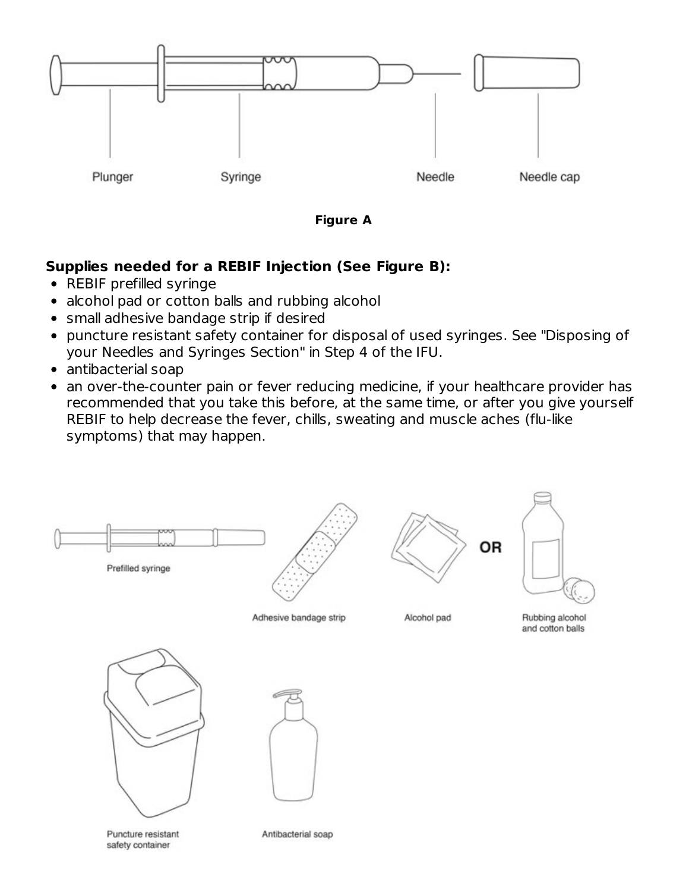Plunger

Syringe

Needle

Needle cap

**Figure A**

**Supplies needed for a REBIF Injection (See Figure B):**

- REBIF prefilled syringe
- alcohol pad or cotton balls and rubbing alcohol
- small adhesive bandage strip if desired
- puncture resistant safety container for disposal of used syringes. See "Disposing of your Needles and Syringes Section" in Step 4 of the IFU.
- antibacterial soap
- an over-the-counter pain or fever reducing medicine, if your healthcare provider has recommended that you take this before, at the same time, or after you give yourself REBIF to help decrease the fever, chills, sweating and muscle aches (flu-like symptoms) that may happen.

Prefilled syringe

Adhesive bandage strip

Alcohol pad

OR

Rubbing alcohol and cotton balls

Puncture resistant safety container

Antibacterial soap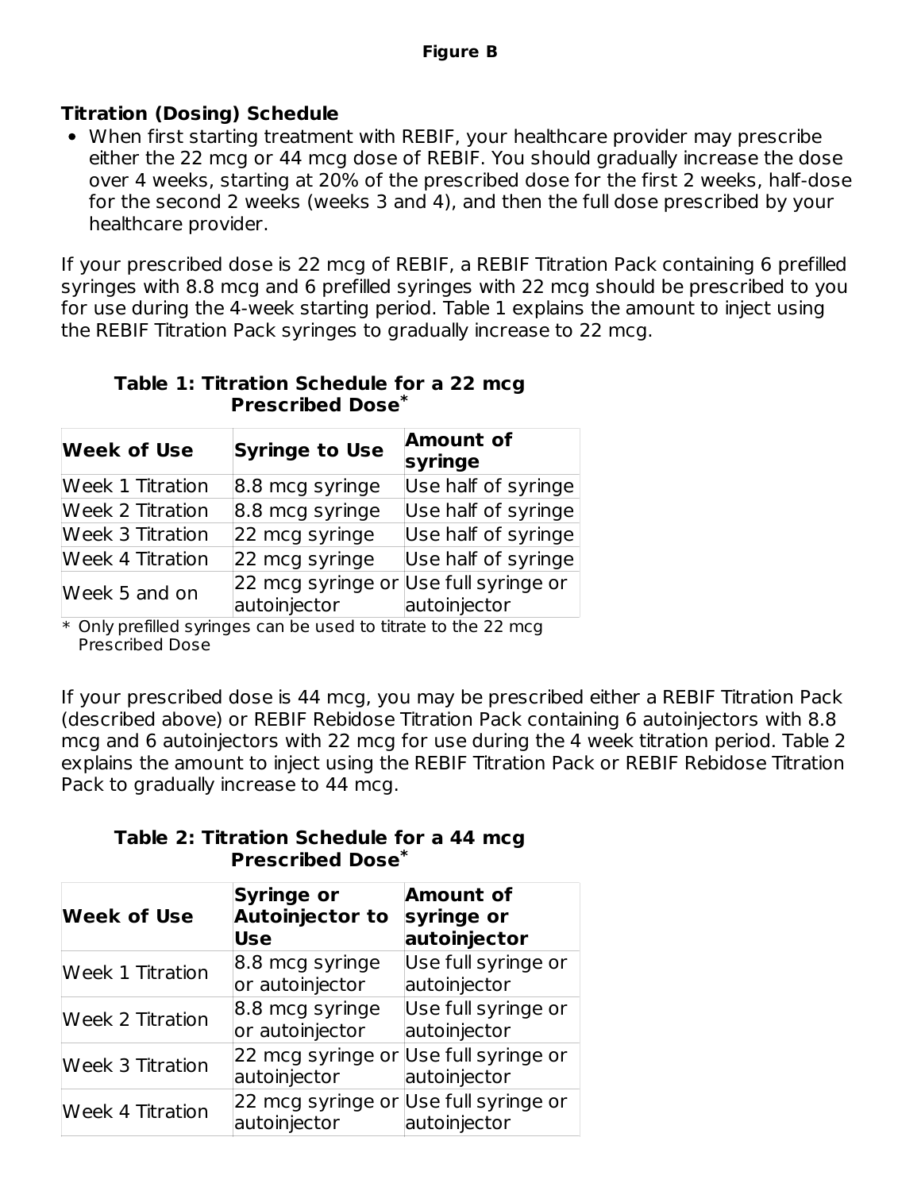**Figure B**

### Titration (Dosing) Schedule

- When first starting treatment with REBIF, your healthcare provider may prescribe either the 22 mcg or 44 mcg dose of REBIF. You should gradually increase the dose over 4 weeks, starting at 20% of the prescribed dose for the first 2 weeks, half-dose for the second 2 weeks (weeks 3 and 4), and then the full dose prescribed by your healthcare provider.

If your prescribed dose is 22 mcg of REBIF, a REBIF Titration Pack containing 6 prefilled syringes with 8.8 mcg and 6 prefilled syringes with 22 mcg should be prescribed to you for use during the 4-week starting period. Table 1 explains the amount to inject using the REBIF Titration Pack syringes to gradually increase to 22 mcg.

**Table 1: Titration Schedule for a 22 mcg Prescribed Dose***

| Week of Use | Syringe to Use | Amount of syringe |
| --- | --- | --- |
| Week 1 Titration | 8.8 mcg syringe | Use half of syringe |
| Week 2 Titration | 8.8 mcg syringe | Use half of syringe |
| Week 3 Titration | 22 mcg syringe | Use half of syringe |
| Week 4 Titration | 22 mcg syringe | Use half of syringe |
| Week 5 and on | 22 mcg syringe or autoinjector | Use full syringe or autoinjector |

\* Only prefilled syringes can be used to titrate to the 22 mcg Prescribed Dose

If your prescribed dose is 44 mcg, you may be prescribed either a REBIF Titration Pack (described above) or REBIF Rebidose Titration Pack containing 6 autoinjectors with 8.8 mcg and 6 autoinjectors with 22 mcg for use during the 4 week titration period. Table 2 explains the amount to inject using the REBIF Titration Pack or REBIF Rebidose Titration Pack to gradually increase to 44 mcg.

**Table 2: Titration Schedule for a 44 mcg Prescribed Dose***

| Week of Use | Syringe or Autoinjector to Use | Amount of syringe or autoinjector |
| --- | --- | --- |
| Week 1 Titration | 8.8 mcg syringe or autoinjector | Use full syringe or autoinjector |
| Week 2 Titration | 8.8 mcg syringe or autoinjector | Use full syringe or autoinjector |
| Week 3 Titration | 22 mcg syringe or autoinjector | Use full syringe or autoinjector |
| Week 4 Titration | 22 mcg syringe or autoinjector | Use full syringe or autoinjector |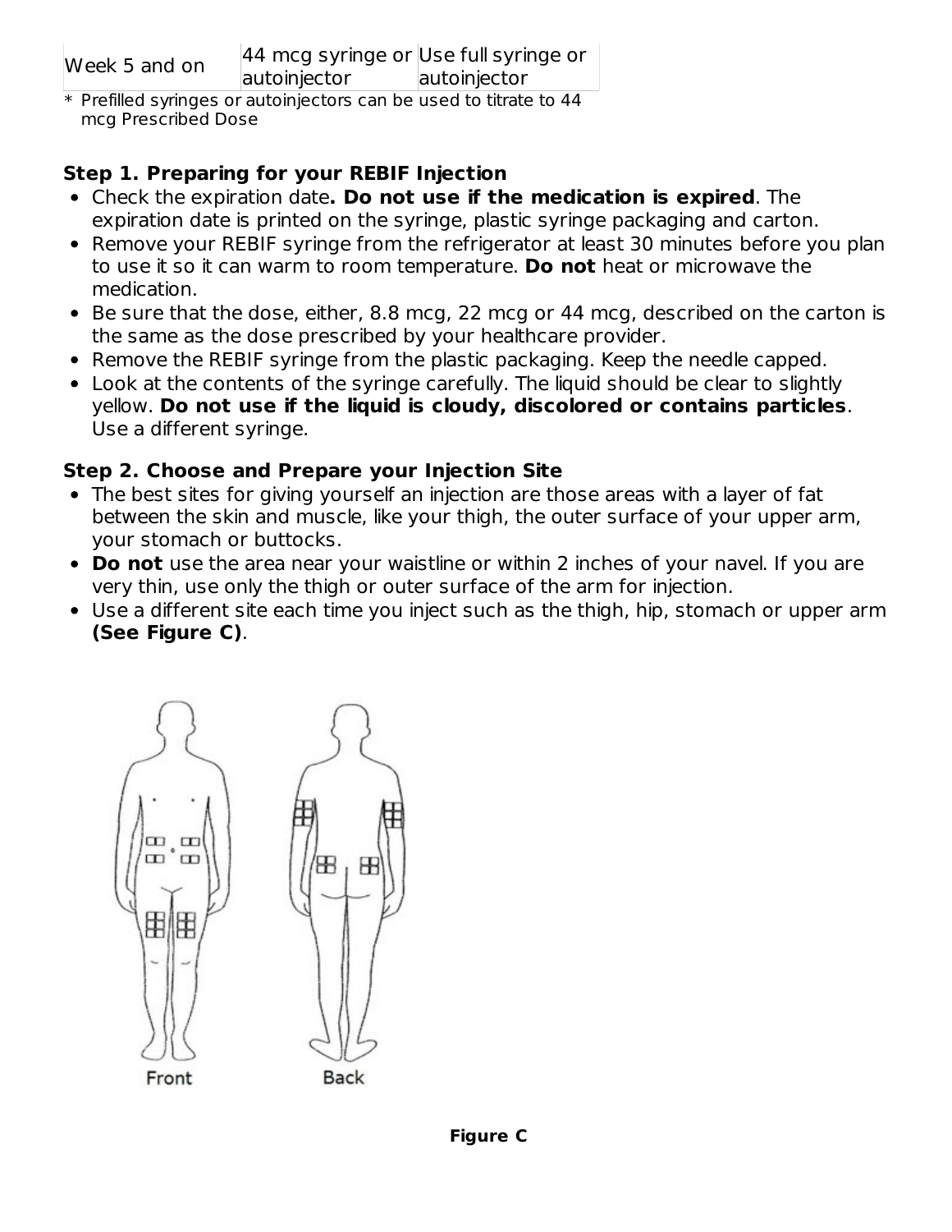| Week 5 and on | 44 mcg syringe or autoinjector | Use full syringe or autoinjector |
|---|---|---|

* Prefilled syringes or autoinjectors can be used to titrate to 44 mcg Prescribed Dose

**Step 1. Preparing for your REBIF Injection**

- Check the expiration date**. Do not use if the medication is expired**. The expiration date is printed on the syringe, plastic syringe packaging and carton.
- Remove your REBIF syringe from the refrigerator at least 30 minutes before you plan to use it so it can warm to room temperature. **Do not** heat or microwave the medication.
- Be sure that the dose, either, 8.8 mcg, 22 mcg or 44 mcg, described on the carton is the same as the dose prescribed by your healthcare provider.
- Remove the REBIF syringe from the plastic packaging. Keep the needle capped.
- Look at the contents of the syringe carefully. The liquid should be clear to slightly yellow. **Do not use if the liquid is cloudy, discolored or contains particles**. Use a different syringe.

**Step 2. Choose and Prepare your Injection Site**

- The best sites for giving yourself an injection are those areas with a layer of fat between the skin and muscle, like your thigh, the outer surface of your upper arm, your stomach or buttocks.
- **Do not** use the area near your waistline or within 2 inches of your navel. If you are very thin, use only the thigh or outer surface of the arm for injection.
- Use a different site each time you inject such as the thigh, hip, stomach or upper arm **(See Figure C)**.

Front Back

**Figure C**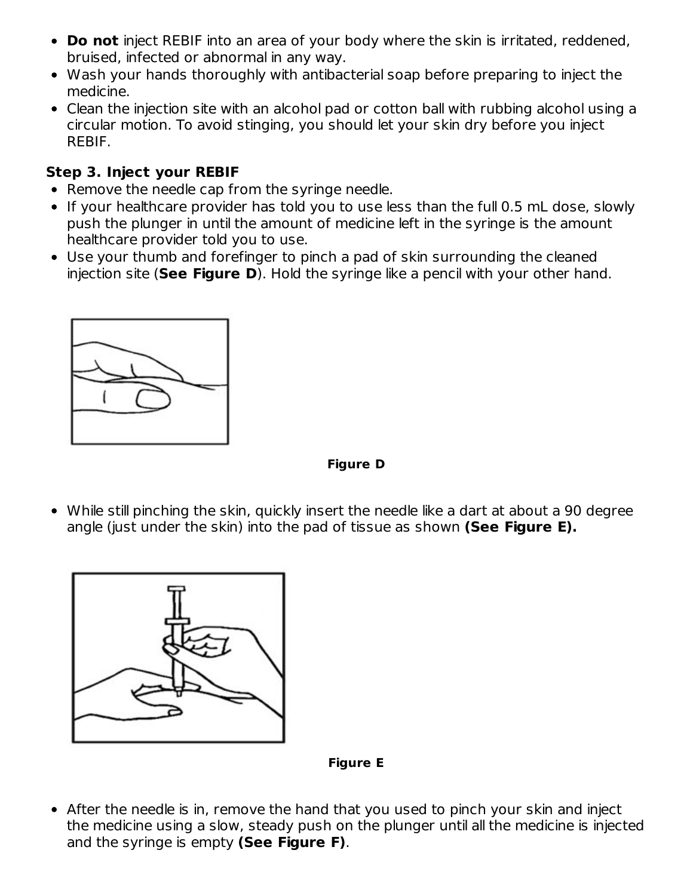- **Do not** inject REBIF into an area of your body where the skin is irritated, reddened, bruised, infected or abnormal in any way.
- Wash your hands thoroughly with antibacterial soap before preparing to inject the medicine.
- Clean the injection site with an alcohol pad or cotton ball with rubbing alcohol using a circular motion. To avoid stinging, you should let your skin dry before you inject REBIF.

**Step 3. Inject your REBIF**

- Remove the needle cap from the syringe needle.
- If your healthcare provider has told you to use less than the full 0.5 mL dose, slowly push the plunger in until the amount of medicine left in the syringe is the amount healthcare provider told you to use.
- Use your thumb and forefinger to pinch a pad of skin surrounding the cleaned injection site (**See Figure D**). Hold the syringe like a pencil with your other hand.

**Figure D**

- While still pinching the skin, quickly insert the needle like a dart at about a 90 degree angle (just under the skin) into the pad of tissue as shown **(See Figure E).**

**Figure E**

- After the needle is in, remove the hand that you used to pinch your skin and inject the medicine using a slow, steady push on the plunger until all the medicine is injected and the syringe is empty **(See Figure F)**.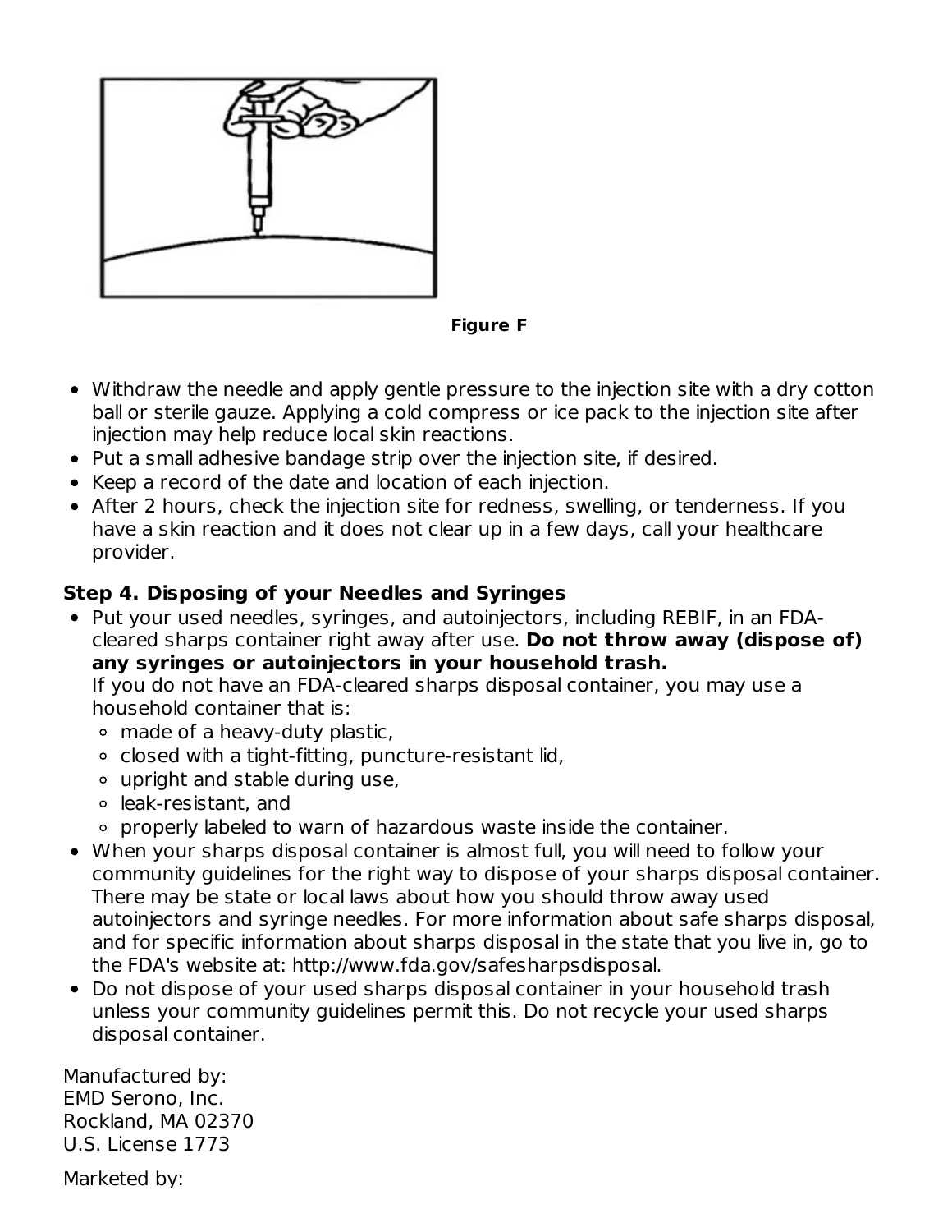Figure F

- Withdraw the needle and apply gentle pressure to the injection site with a dry cotton ball or sterile gauze. Applying a cold compress or ice pack to the injection site after injection may help reduce local skin reactions.
- Put a small adhesive bandage strip over the injection site, if desired.
- Keep a record of the date and location of each injection.
- After 2 hours, check the injection site for redness, swelling, or tenderness. If you have a skin reaction and it does not clear up in a few days, call your healthcare provider.

**Step 4. Disposing of your Needles and Syringes**

- Put your used needles, syringes, and autoinjectors, including REBIF, in an FDA-cleared sharps container right away after use. **Do not throw away (dispose of) any syringes or autoinjectors in your household trash.**
  If you do not have an FDA-cleared sharps disposal container, you may use a household container that is:
  - made of a heavy-duty plastic,
  - closed with a tight-fitting, puncture-resistant lid,
  - upright and stable during use,
  - leak-resistant, and
  - properly labeled to warn of hazardous waste inside the container.
- When your sharps disposal container is almost full, you will need to follow your community guidelines for the right way to dispose of your sharps disposal container. There may be state or local laws about how you should throw away used autoinjectors and syringe needles. For more information about safe sharps disposal, and for specific information about sharps disposal in the state that you live in, go to the FDA's website at: http://www.fda.gov/safesharpsdisposal.
- Do not dispose of your used sharps disposal container in your household trash unless your community guidelines permit this. Do not recycle your used sharps disposal container.

Manufactured by:
EMD Serono, Inc.
Rockland, MA 02370
U.S. License 1773

Marketed by: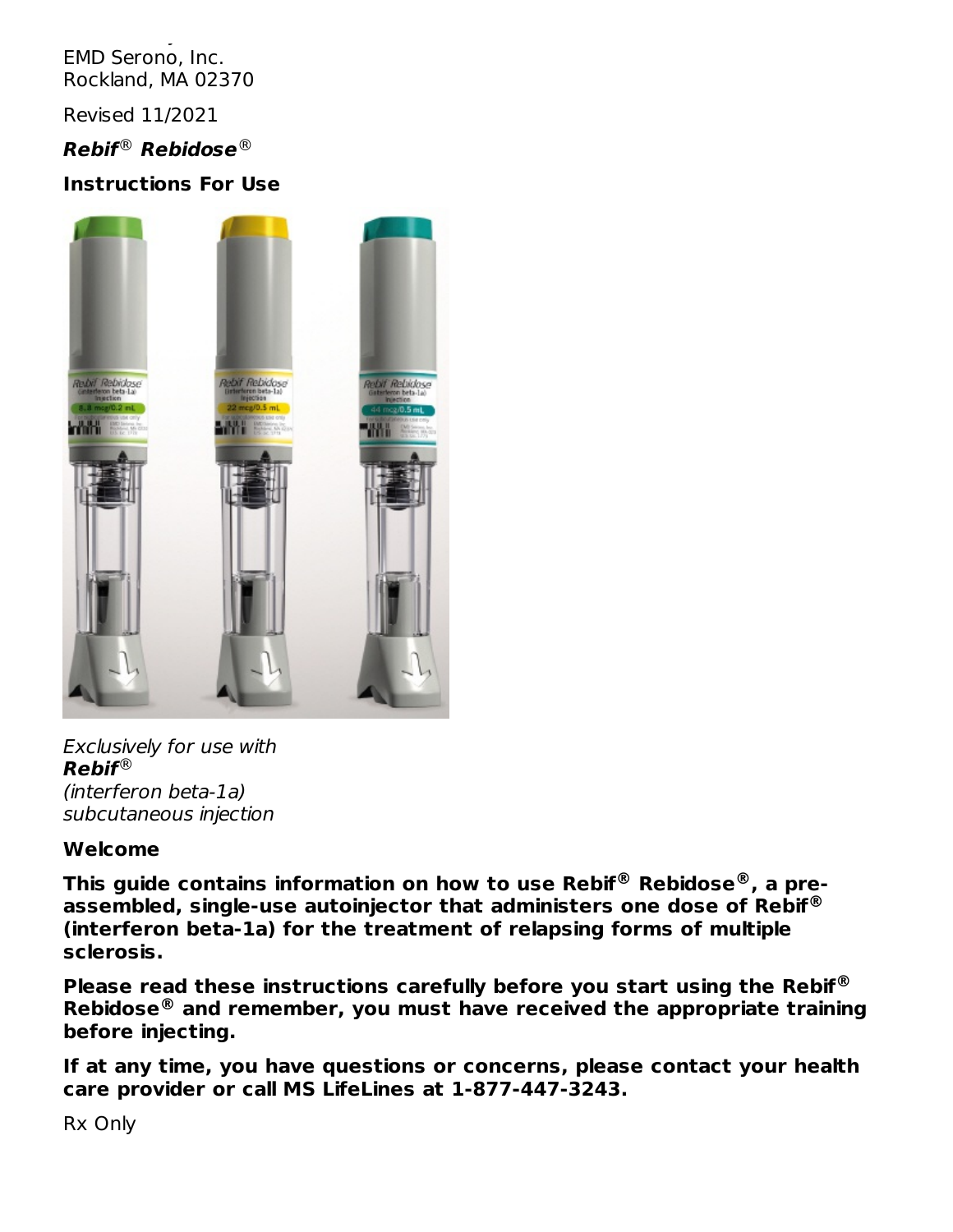EMD Serono, Inc.
Rockland, MA 02370

Revised 11/2021

***Rebif® Rebidose®***

**Instructions For Use**

*Exclusively for use with*
***Rebif®***
*(interferon beta-1a)*
*subcutaneous injection*

**Welcome**

**This guide contains information on how to use Rebif® Rebidose®, a pre-assembled, single-use autoinjector that administers one dose of Rebif® (interferon beta-1a) for the treatment of relapsing forms of multiple sclerosis.**

**Please read these instructions carefully before you start using the Rebif® Rebidose® and remember, you must have received the appropriate training before injecting.**

**If at any time, you have questions or concerns, please contact your health care provider or call MS LifeLines at 1-877-447-3243.**

Rx Only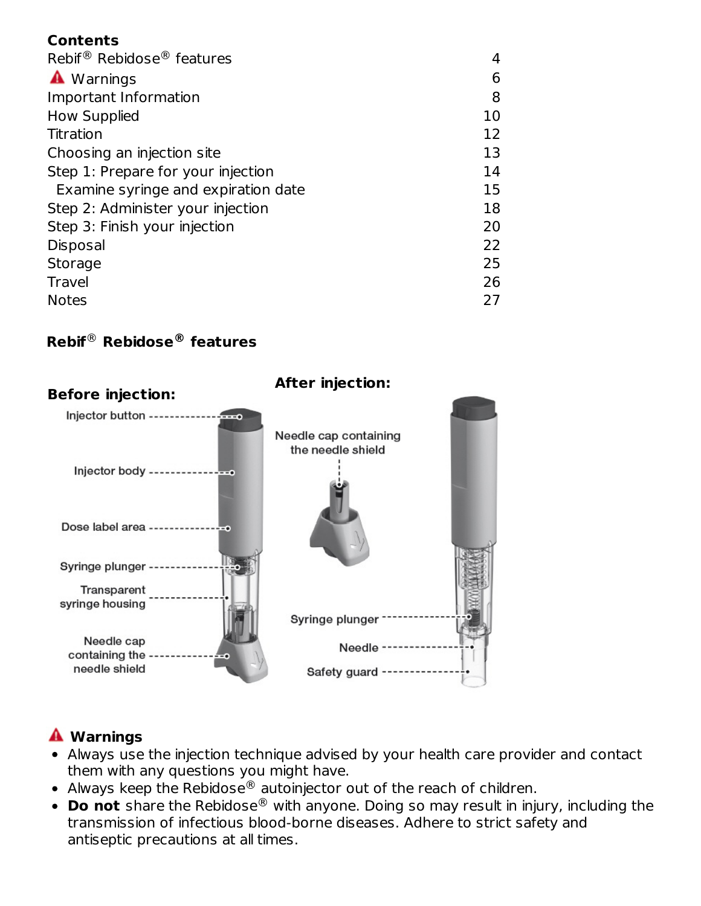**Contents**

| | |
|---|---|
| Rebif® Rebidose® features | 4 |
| ⚠ Warnings | 6 |
| Important Information | 8 |
| How Supplied | 10 |
| Titration | 12 |
| Choosing an injection site | 13 |
| Step 1: Prepare for your injection | 14 |
| Examine syringe and expiration date | 15 |
| Step 2: Administer your injection | 18 |
| Step 3: Finish your injection | 20 |
| Disposal | 22 |
| Storage | 25 |
| Travel | 26 |
| Notes | 27 |

## Rebif® Rebidose® features

**Before injection:**

- Injector button
- Injector body
- Dose label area
- Syringe plunger
- Transparent syringe housing
- Needle cap containing the needle shield

**After injection:**

- Needle cap containing the needle shield
- Syringe plunger
- Needle
- Safety guard

## ⚠ Warnings

- Always use the injection technique advised by your health care provider and contact them with any questions you might have.
- Always keep the Rebidose® autoinjector out of the reach of children.
- **Do not** share the Rebidose® with anyone. Doing so may result in injury, including the transmission of infectious blood-borne diseases. Adhere to strict safety and antiseptic precautions at all times.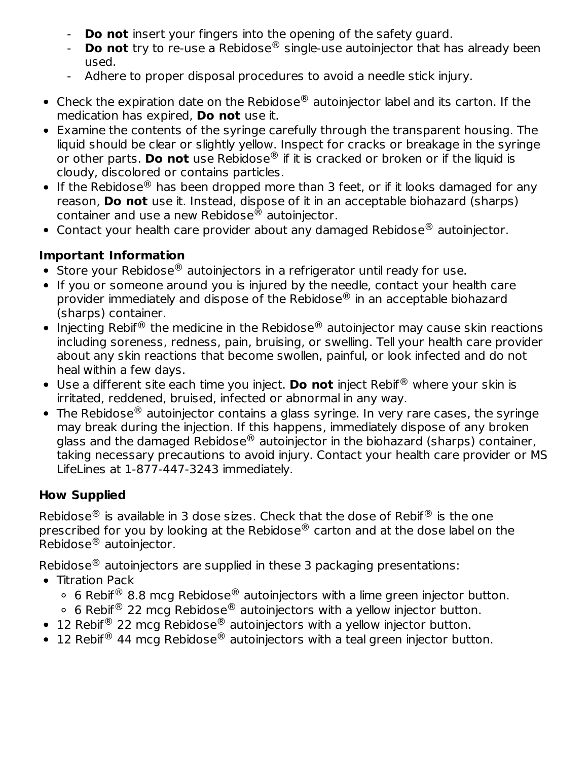- **Do not** insert your fingers into the opening of the safety guard.
- **Do not** try to re-use a Rebidose® single-use autoinjector that has already been used.
- Adhere to proper disposal procedures to avoid a needle stick injury.

- Check the expiration date on the Rebidose® autoinjector label and its carton. If the medication has expired, **Do not** use it.
- Examine the contents of the syringe carefully through the transparent housing. The liquid should be clear or slightly yellow. Inspect for cracks or breakage in the syringe or other parts. **Do not** use Rebidose® if it is cracked or broken or if the liquid is cloudy, discolored or contains particles.
- If the Rebidose® has been dropped more than 3 feet, or if it looks damaged for any reason, **Do not** use it. Instead, dispose of it in an acceptable biohazard (sharps) container and use a new Rebidose® autoinjector.
- Contact your health care provider about any damaged Rebidose® autoinjector.

**Important Information**

- Store your Rebidose® autoinjectors in a refrigerator until ready for use.
- If you or someone around you is injured by the needle, contact your health care provider immediately and dispose of the Rebidose® in an acceptable biohazard (sharps) container.
- Injecting Rebif® the medicine in the Rebidose® autoinjector may cause skin reactions including soreness, redness, pain, bruising, or swelling. Tell your health care provider about any skin reactions that become swollen, painful, or look infected and do not heal within a few days.
- Use a different site each time you inject. **Do not** inject Rebif® where your skin is irritated, reddened, bruised, infected or abnormal in any way.
- The Rebidose® autoinjector contains a glass syringe. In very rare cases, the syringe may break during the injection. If this happens, immediately dispose of any broken glass and the damaged Rebidose® autoinjector in the biohazard (sharps) container, taking necessary precautions to avoid injury. Contact your health care provider or MS LifeLines at 1-877-447-3243 immediately.

**How Supplied**

Rebidose® is available in 3 dose sizes. Check that the dose of Rebif® is the one prescribed for you by looking at the Rebidose® carton and at the dose label on the Rebidose® autoinjector.

Rebidose® autoinjectors are supplied in these 3 packaging presentations:

- Titration Pack
  - 6 Rebif® 8.8 mcg Rebidose® autoinjectors with a lime green injector button.
  - 6 Rebif® 22 mcg Rebidose® autoinjectors with a yellow injector button.
- 12 Rebif® 22 mcg Rebidose® autoinjectors with a yellow injector button.
- 12 Rebif® 44 mcg Rebidose® autoinjectors with a teal green injector button.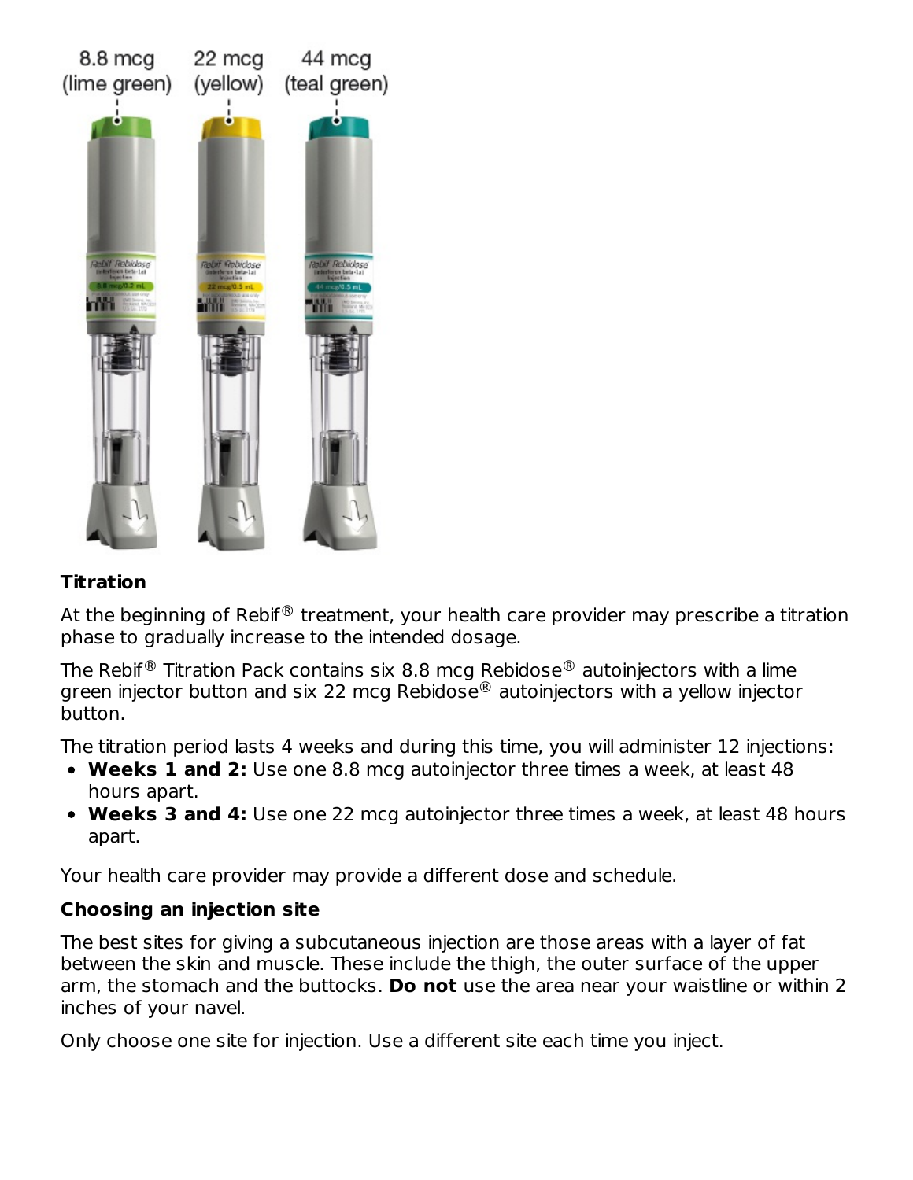8.8 mcg (lime green) 22 mcg (yellow) 44 mcg (teal green)

**Titration**

At the beginning of Rebif® treatment, your health care provider may prescribe a titration phase to gradually increase to the intended dosage.

The Rebif® Titration Pack contains six 8.8 mcg Rebidose® autoinjectors with a lime green injector button and six 22 mcg Rebidose® autoinjectors with a yellow injector button.

The titration period lasts 4 weeks and during this time, you will administer 12 injections:

- **Weeks 1 and 2:** Use one 8.8 mcg autoinjector three times a week, at least 48 hours apart.
- **Weeks 3 and 4:** Use one 22 mcg autoinjector three times a week, at least 48 hours apart.

Your health care provider may provide a different dose and schedule.

**Choosing an injection site**

The best sites for giving a subcutaneous injection are those areas with a layer of fat between the skin and muscle. These include the thigh, the outer surface of the upper arm, the stomach and the buttocks. **Do not** use the area near your waistline or within 2 inches of your navel.

Only choose one site for injection. Use a different site each time you inject.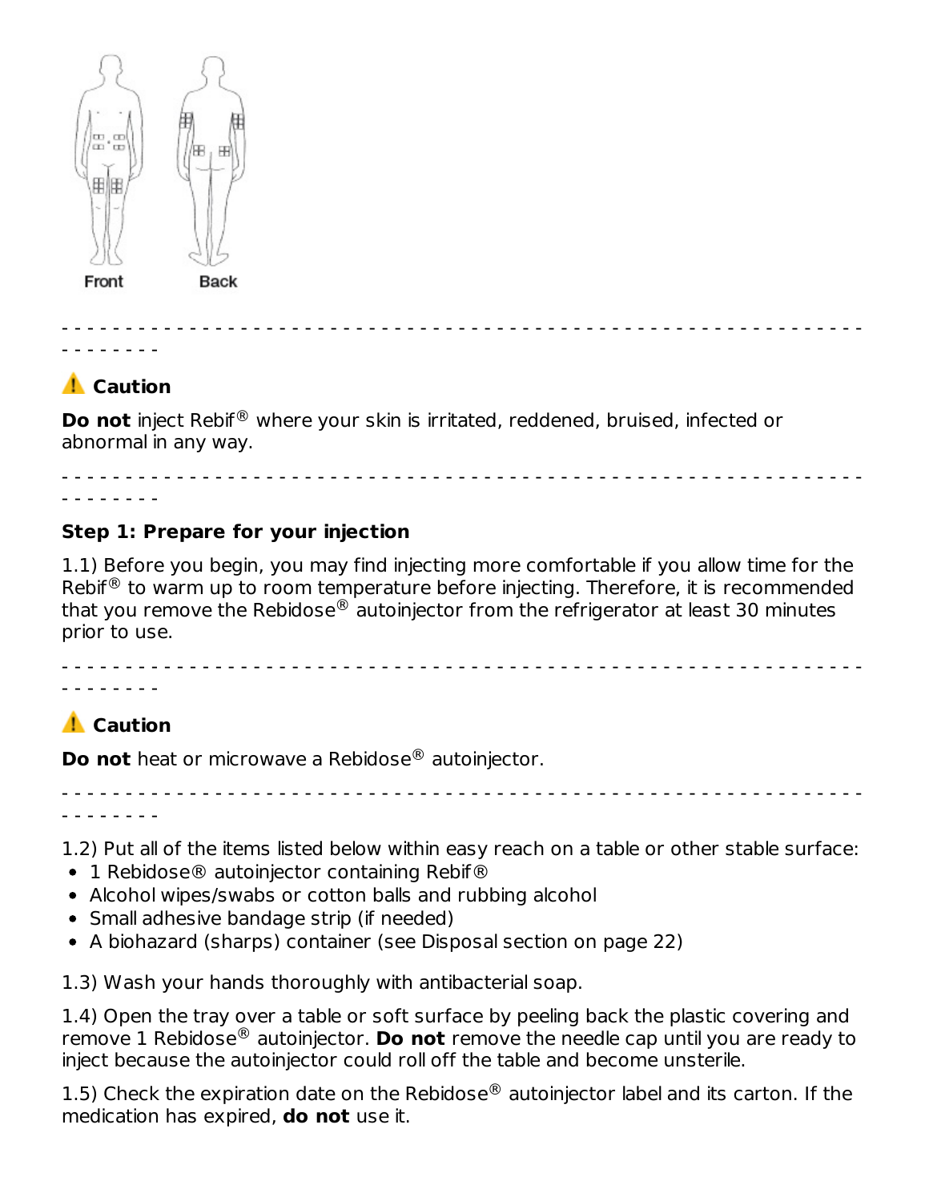Front Back

- - - - - - - - - - - - - - - - - - - - - - - - - - - - - - - - - - - - - - - - - - - - - - - - - - - - - - - - - - - - - - - - - - - - - - -

⚠️ **Caution**

**Do not** inject Rebif® where your skin is irritated, reddened, bruised, infected or abnormal in any way.

- - - - - - - - - - - - - - - - - - - - - - - - - - - - - - - - - - - - - - - - - - - - - - - - - - - - - - - - - - - - - - - - - - - - - - -

**Step 1: Prepare for your injection**

1.1) Before you begin, you may find injecting more comfortable if you allow time for the Rebif® to warm up to room temperature before injecting. Therefore, it is recommended that you remove the Rebidose® autoinjector from the refrigerator at least 30 minutes prior to use.

- - - - - - - - - - - - - - - - - - - - - - - - - - - - - - - - - - - - - - - - - - - - - - - - - - - - - - - - - - - - - - - - - - - - - - -

⚠️ **Caution**

**Do not** heat or microwave a Rebidose® autoinjector.

- - - - - - - - - - - - - - - - - - - - - - - - - - - - - - - - - - - - - - - - - - - - - - - - - - - - - - - - - - - - - - - - - - - - - - -

1.2) Put all of the items listed below within easy reach on a table or other stable surface:

- 1 Rebidose® autoinjector containing Rebif®
- Alcohol wipes/swabs or cotton balls and rubbing alcohol
- Small adhesive bandage strip (if needed)
- A biohazard (sharps) container (see Disposal section on page 22)

1.3) Wash your hands thoroughly with antibacterial soap.

1.4) Open the tray over a table or soft surface by peeling back the plastic covering and remove 1 Rebidose® autoinjector. **Do not** remove the needle cap until you are ready to inject because the autoinjector could roll off the table and become unsterile.

1.5) Check the expiration date on the Rebidose® autoinjector label and its carton. If the medication has expired, **do not** use it.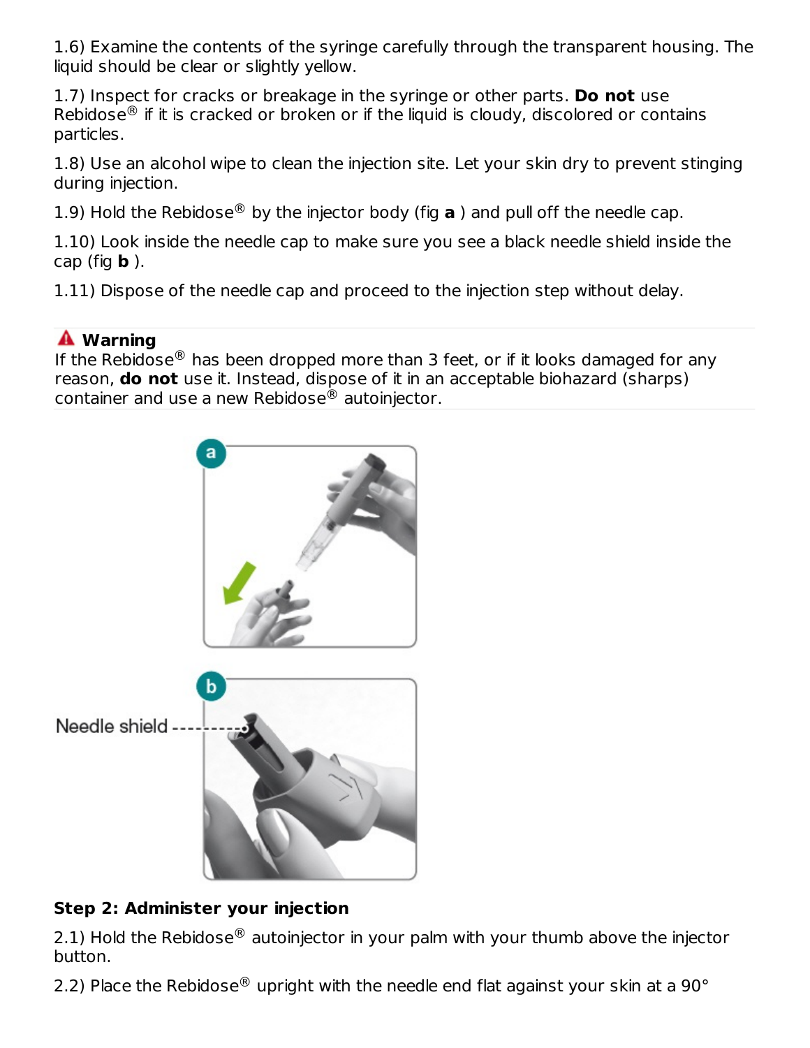1.6) Examine the contents of the syringe carefully through the transparent housing. The liquid should be clear or slightly yellow.

1.7) Inspect for cracks or breakage in the syringe or other parts. **Do not** use Rebidose® if it is cracked or broken or if the liquid is cloudy, discolored or contains particles.

1.8) Use an alcohol wipe to clean the injection site. Let your skin dry to prevent stinging during injection.

1.9) Hold the Rebidose® by the injector body (fig **a** ) and pull off the needle cap.

1.10) Look inside the needle cap to make sure you see a black needle shield inside the cap (fig **b** ).

1.11) Dispose of the needle cap and proceed to the injection step without delay.

**Warning**
If the Rebidose® has been dropped more than 3 feet, or if it looks damaged for any reason, **do not** use it. Instead, dispose of it in an acceptable biohazard (sharps) container and use a new Rebidose® autoinjector.

Needle shield

**Step 2: Administer your injection**

2.1) Hold the Rebidose® autoinjector in your palm with your thumb above the injector button.

2.2) Place the Rebidose® upright with the needle end flat against your skin at a 90°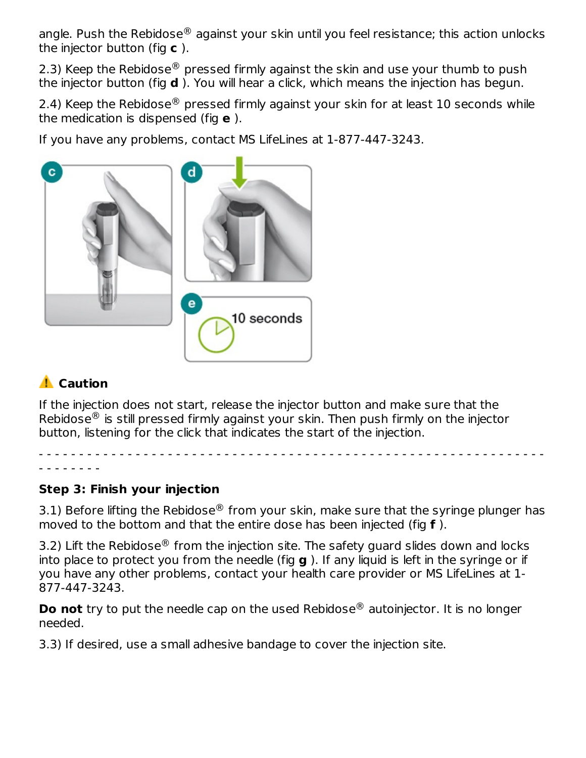angle. Push the Rebidose® against your skin until you feel resistance; this action unlocks the injector button (fig **c** ).

2.3) Keep the Rebidose® pressed firmly against the skin and use your thumb to push the injector button (fig **d** ). You will hear a click, which means the injection has begun.

2.4) Keep the Rebidose® pressed firmly against your skin for at least 10 seconds while the medication is dispensed (fig **e** ).

If you have any problems, contact MS LifeLines at 1-877-447-3243.

⚠ **Caution**

If the injection does not start, release the injector button and make sure that the Rebidose® is still pressed firmly against your skin. Then push firmly on the injector button, listening for the click that indicates the start of the injection.

- - - - - - - - - - - - - - - - - - - - - - - - - - - - - - - - - - - - - - - - - - - - - - - - - - - - - - - - - - - - - - - - - - - - - - - -

**Step 3: Finish your injection**

3.1) Before lifting the Rebidose® from your skin, make sure that the syringe plunger has moved to the bottom and that the entire dose has been injected (fig **f** ).

3.2) Lift the Rebidose® from the injection site. The safety guard slides down and locks into place to protect you from the needle (fig **g** ). If any liquid is left in the syringe or if you have any other problems, contact your health care provider or MS LifeLines at 1-877-447-3243.

**Do not** try to put the needle cap on the used Rebidose® autoinjector. It is no longer needed.

3.3) If desired, use a small adhesive bandage to cover the injection site.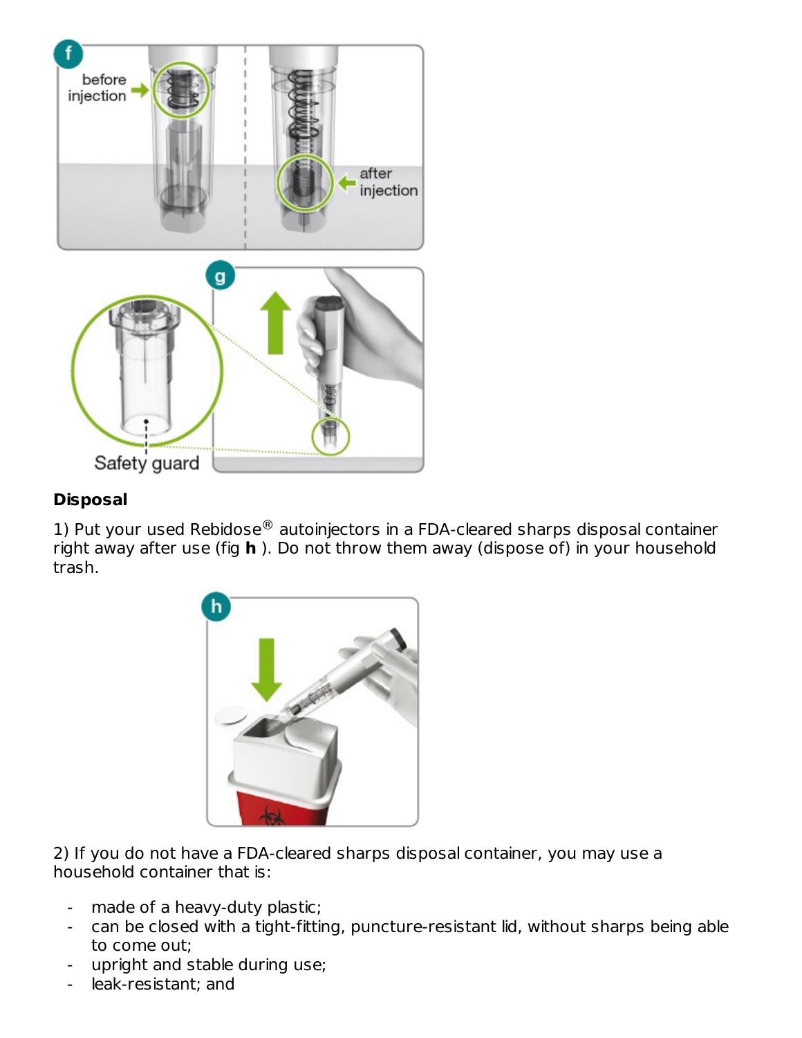**Disposal**

1) Put your used Rebidose® autoinjectors in a FDA-cleared sharps disposal container right away after use (fig **h** ). Do not throw them away (dispose of) in your household trash.

2) If you do not have a FDA-cleared sharps disposal container, you may use a household container that is:

- made of a heavy-duty plastic;
- can be closed with a tight-fitting, puncture-resistant lid, without sharps being able to come out;
- upright and stable during use;
- leak-resistant; and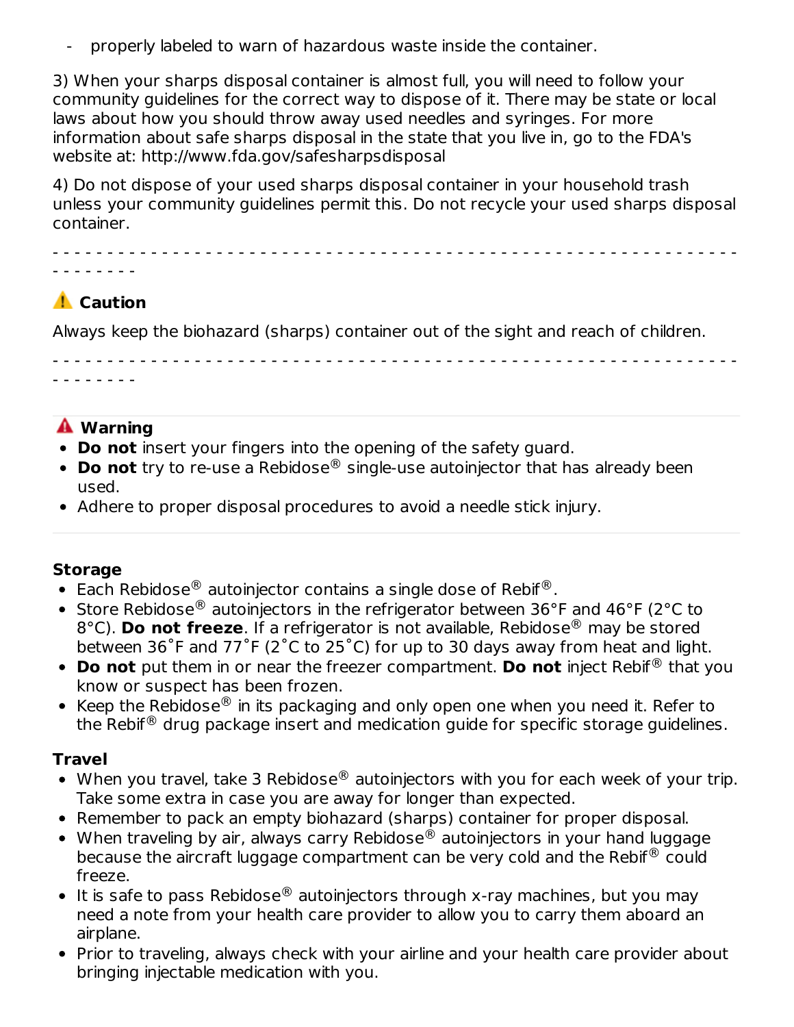- properly labeled to warn of hazardous waste inside the container.

3) When your sharps disposal container is almost full, you will need to follow your community guidelines for the correct way to dispose of it. There may be state or local laws about how you should throw away used needles and syringes. For more information about safe sharps disposal in the state that you live in, go to the FDA's website at: http://www.fda.gov/safesharpsdisposal

4) Do not dispose of your used sharps disposal container in your household trash unless your community guidelines permit this. Do not recycle your used sharps disposal container.

- - - - - - - - - - - - - - - - - - - - - - - - - - - - - - - - - - - - - - - - - - - - - - - - - - - - - - - - - - - - - - - - - - - - - -

⚠ **Caution**

Always keep the biohazard (sharps) container out of the sight and reach of children.

- - - - - - - - - - - - - - - - - - - - - - - - - - - - - - - - - - - - - - - - - - - - - - - - - - - - - - - - - - - - - - - - - - - - - -

⚠ **Warning**

- **Do not** insert your fingers into the opening of the safety guard.
- **Do not** try to re-use a Rebidose® single-use autoinjector that has already been used.
- Adhere to proper disposal procedures to avoid a needle stick injury.

**Storage**

- Each Rebidose® autoinjector contains a single dose of Rebif®.
- Store Rebidose® autoinjectors in the refrigerator between 36°F and 46°F (2°C to 8°C). **Do not freeze**. If a refrigerator is not available, Rebidose® may be stored between 36˚F and 77˚F (2˚C to 25˚C) for up to 30 days away from heat and light.
- **Do not** put them in or near the freezer compartment. **Do not** inject Rebif® that you know or suspect has been frozen.
- Keep the Rebidose® in its packaging and only open one when you need it. Refer to the Rebif® drug package insert and medication guide for specific storage guidelines.

**Travel**

- When you travel, take 3 Rebidose® autoinjectors with you for each week of your trip. Take some extra in case you are away for longer than expected.
- Remember to pack an empty biohazard (sharps) container for proper disposal.
- When traveling by air, always carry Rebidose® autoinjectors in your hand luggage because the aircraft luggage compartment can be very cold and the Rebif® could freeze.
- It is safe to pass Rebidose® autoinjectors through x-ray machines, but you may need a note from your health care provider to allow you to carry them aboard an airplane.
- Prior to traveling, always check with your airline and your health care provider about bringing injectable medication with you.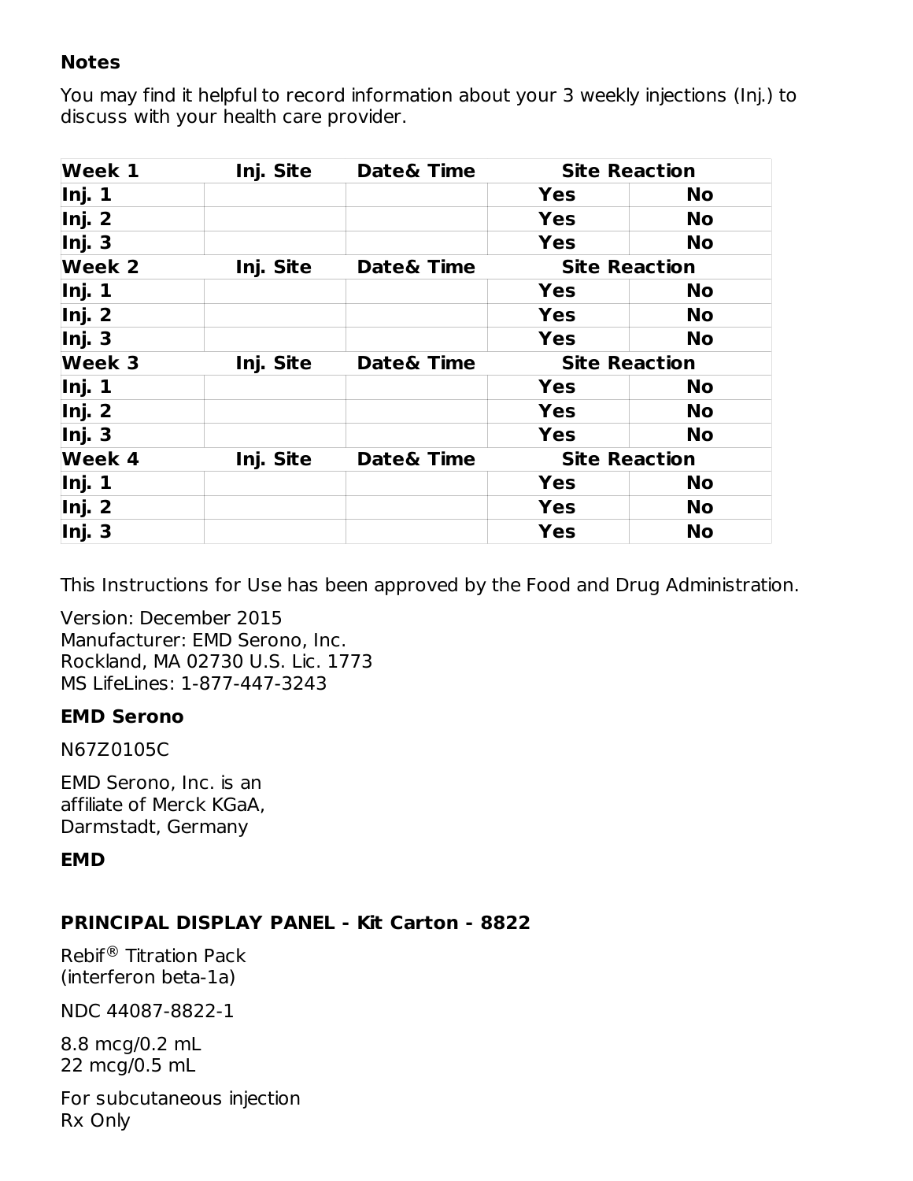**Notes**

You may find it helpful to record information about your 3 weekly injections (Inj.) to discuss with your health care provider.

| Week 1 | Inj. Site | Date& Time | Site Reaction | |
|---|---|---|---|---|
| Inj. 1 | | | Yes | No |
| Inj. 2 | | | Yes | No |
| Inj. 3 | | | Yes | No |
| **Week 2** | **Inj. Site** | **Date& Time** | **Site Reaction** | |
| Inj. 1 | | | Yes | No |
| Inj. 2 | | | Yes | No |
| Inj. 3 | | | Yes | No |
| **Week 3** | **Inj. Site** | **Date& Time** | **Site Reaction** | |
| Inj. 1 | | | Yes | No |
| Inj. 2 | | | Yes | No |
| Inj. 3 | | | Yes | No |
| **Week 4** | **Inj. Site** | **Date& Time** | **Site Reaction** | |
| Inj. 1 | | | Yes | No |
| Inj. 2 | | | Yes | No |
| Inj. 3 | | | Yes | No |

This Instructions for Use has been approved by the Food and Drug Administration.

Version: December 2015
Manufacturer: EMD Serono, Inc.
Rockland, MA 02730 U.S. Lic. 1773
MS LifeLines: 1-877-447-3243

**EMD Serono**

N67Z0105C

EMD Serono, Inc. is an
affiliate of Merck KGaA,
Darmstadt, Germany

**EMD**

**PRINCIPAL DISPLAY PANEL - Kit Carton - 8822**

Rebif® Titration Pack
(interferon beta-1a)

NDC 44087-8822-1

8.8 mcg/0.2 mL
22 mcg/0.5 mL

For subcutaneous injection
Rx Only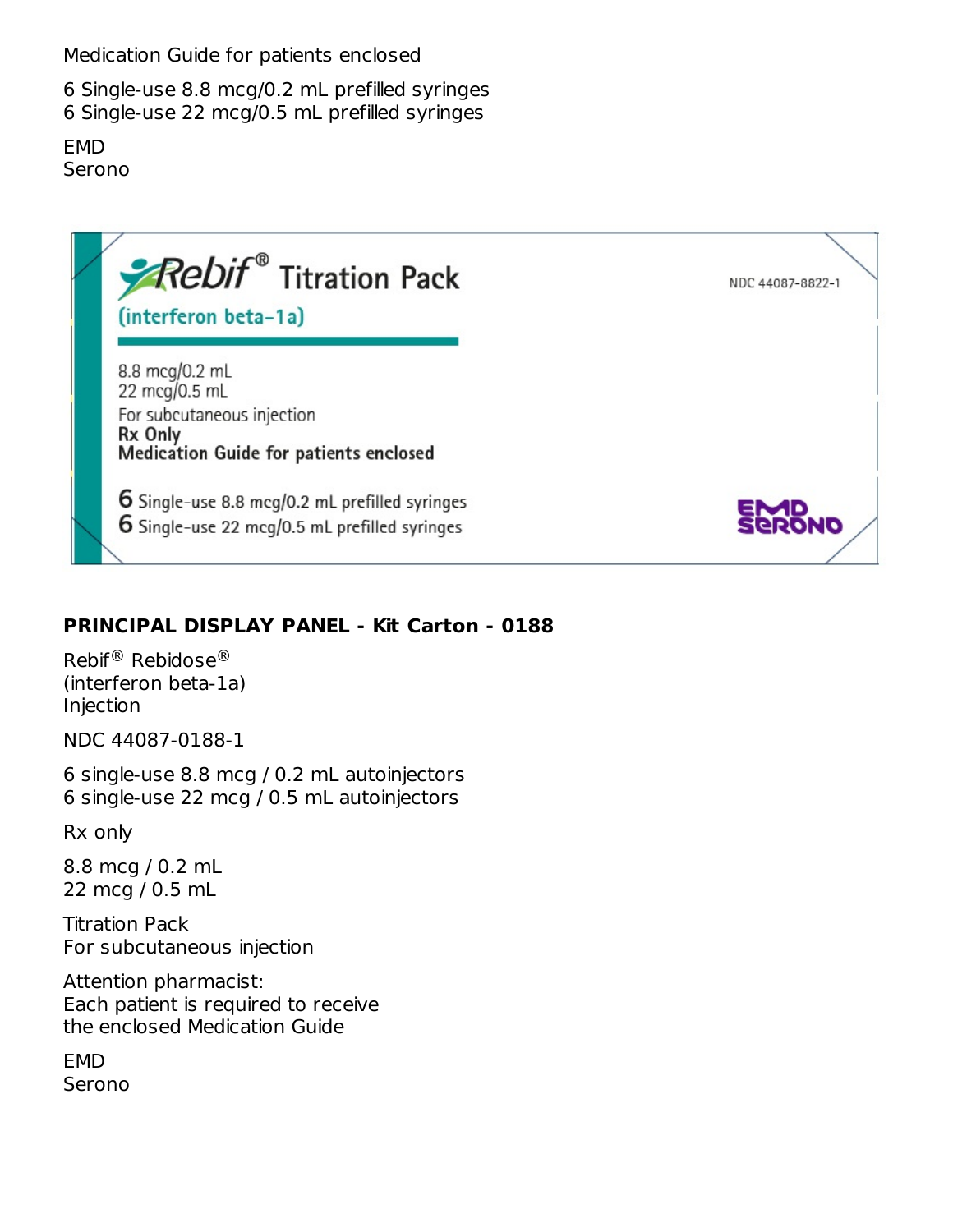Medication Guide for patients enclosed

6 Single-use 8.8 mcg/0.2 mL prefilled syringes
6 Single-use 22 mcg/0.5 mL prefilled syringes

EMD
Serono

Rebif® Titration Pack
(interferon beta-1a)

NDC 44087-8822-1

8.8 mcg/0.2 mL
22 mcg/0.5 mL
For subcutaneous injection
**Rx Only**
**Medication Guide for patients enclosed**

6 Single-use 8.8 mcg/0.2 mL prefilled syringes
6 Single-use 22 mcg/0.5 mL prefilled syringes

EMD SERONO

**PRINCIPAL DISPLAY PANEL - Kit Carton - 0188**

Rebif® Rebidose®
(interferon beta-1a)
Injection

NDC 44087-0188-1

6 single-use 8.8 mcg / 0.2 mL autoinjectors
6 single-use 22 mcg / 0.5 mL autoinjectors

Rx only

8.8 mcg / 0.2 mL
22 mcg / 0.5 mL

Titration Pack
For subcutaneous injection

Attention pharmacist:
Each patient is required to receive
the enclosed Medication Guide

EMD
Serono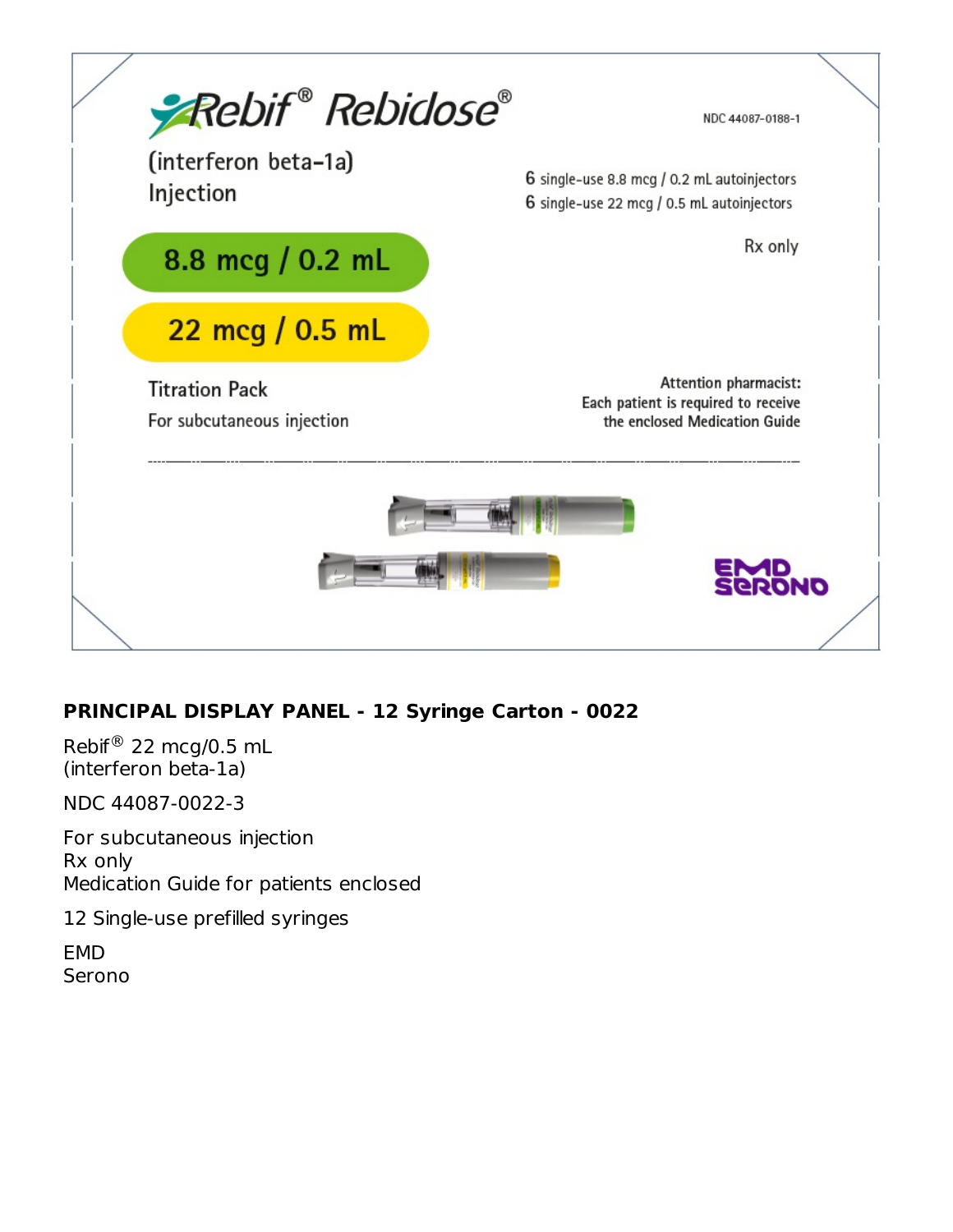Rebif® Rebidose®

NDC 44087-0188-1

(interferon beta-1a)
Injection

6 single-use 8.8 mcg / 0.2 mL autoinjectors
6 single-use 22 mcg / 0.5 mL autoinjectors

Rx only

8.8 mcg / 0.2 mL

22 mcg / 0.5 mL

Titration Pack

For subcutaneous injection

Attention pharmacist:
Each patient is required to receive the enclosed Medication Guide

EMD SERONO

**PRINCIPAL DISPLAY PANEL - 12 Syringe Carton - 0022**

Rebif® 22 mcg/0.5 mL
(interferon beta-1a)

NDC 44087-0022-3

For subcutaneous injection
Rx only
Medication Guide for patients enclosed

12 Single-use prefilled syringes

EMD
Serono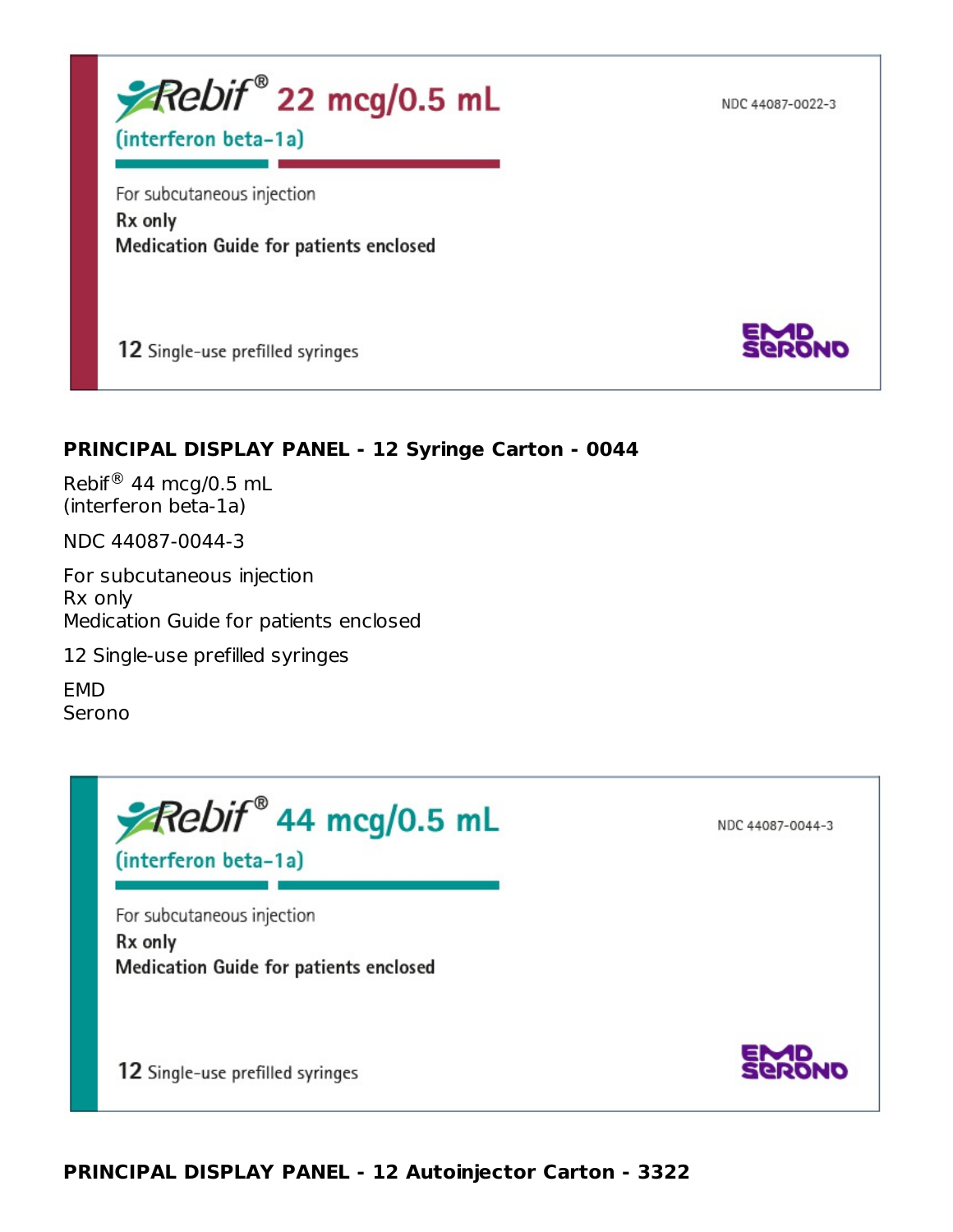Rebif® 22 mcg/0.5 mL
(interferon beta-1a)

NDC 44087-0022-3

For subcutaneous injection
Rx only
Medication Guide for patients enclosed

12 Single-use prefilled syringes

EMD
Serono

**PRINCIPAL DISPLAY PANEL - 12 Syringe Carton - 0044**

Rebif® 44 mcg/0.5 mL
(interferon beta-1a)

NDC 44087-0044-3

For subcutaneous injection
Rx only
Medication Guide for patients enclosed

12 Single-use prefilled syringes

EMD
Serono

Rebif® 44 mcg/0.5 mL
(interferon beta-1a)

NDC 44087-0044-3

For subcutaneous injection
Rx only
Medication Guide for patients enclosed

12 Single-use prefilled syringes

EMD
Serono

**PRINCIPAL DISPLAY PANEL - 12 Autoinjector Carton - 3322**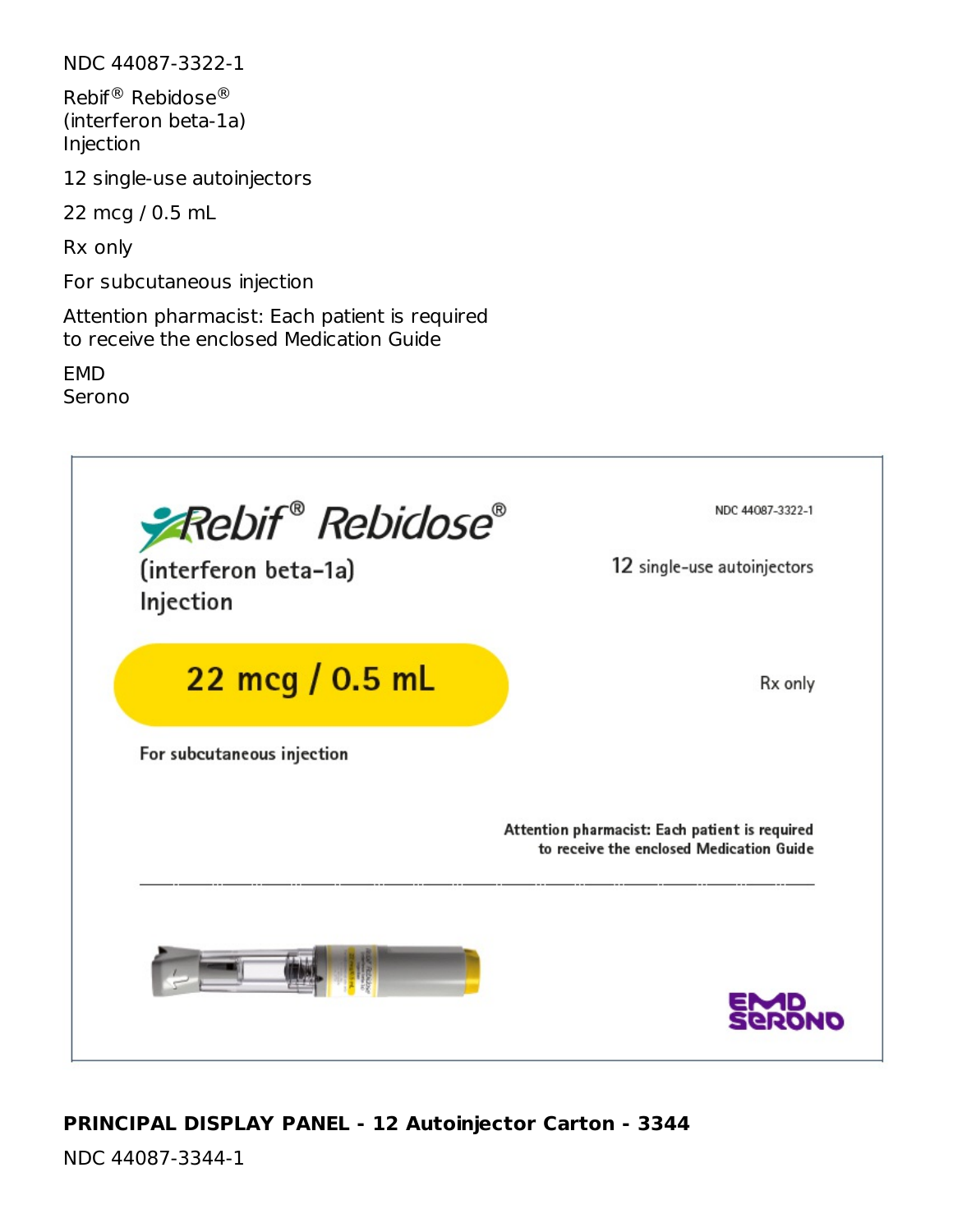NDC 44087-3322-1

Rebif® Rebidose®
(interferon beta-1a)
Injection

12 single-use autoinjectors

22 mcg / 0.5 mL

Rx only

For subcutaneous injection

Attention pharmacist: Each patient is required to receive the enclosed Medication Guide

EMD
Serono

**PRINCIPAL DISPLAY PANEL - 12 Autoinjector Carton - 3344**

NDC 44087-3344-1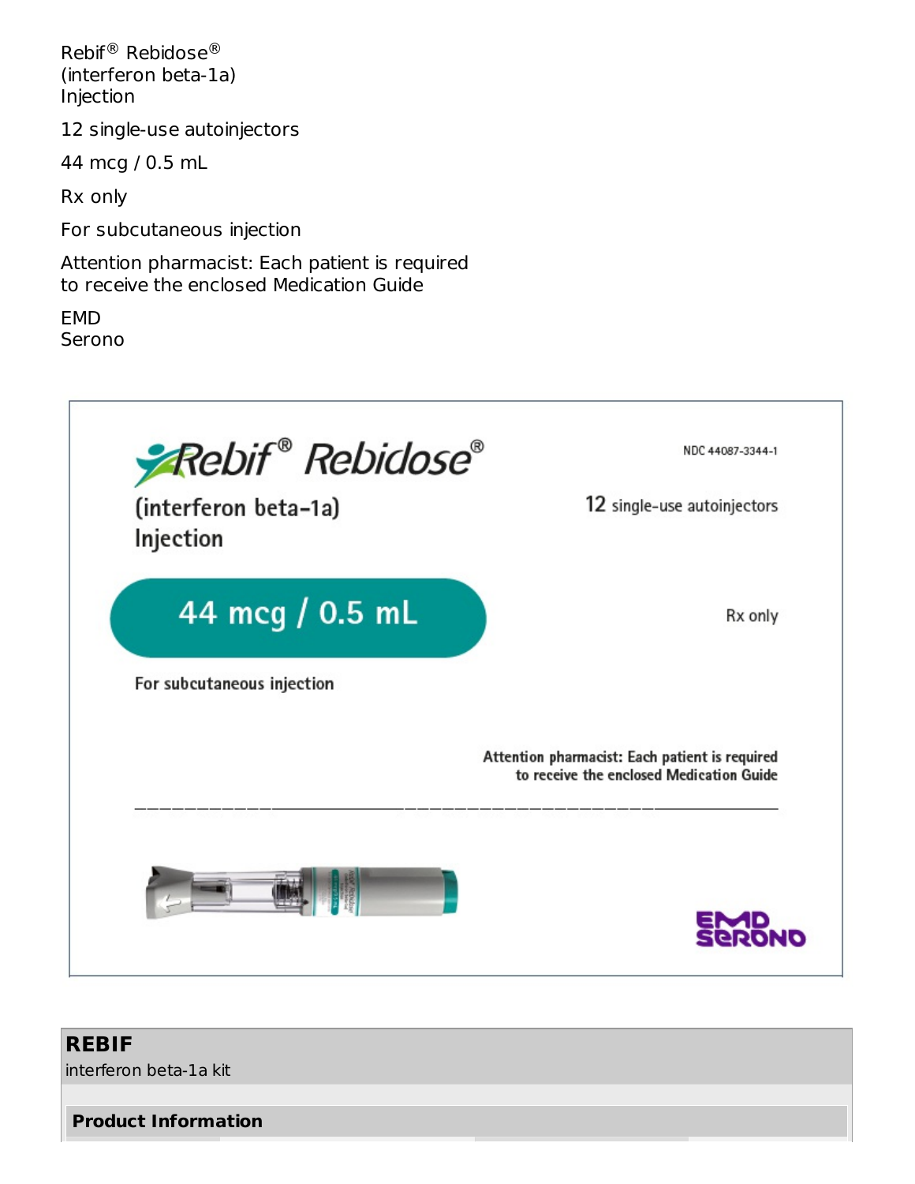Rebif® Rebidose®
(interferon beta-1a)
Injection

12 single-use autoinjectors

44 mcg / 0.5 mL

Rx only

For subcutaneous injection

Attention pharmacist: Each patient is required to receive the enclosed Medication Guide

EMD
Serono

Rebif® Rebidose®

NDC 44087-3344-1

(interferon beta-1a)
Injection

12 single-use autoinjectors

44 mcg / 0.5 mL

Rx only

For subcutaneous injection

Attention pharmacist: Each patient is required to receive the enclosed Medication Guide

EMD SERONO

**REBIF**

interferon beta-1a kit

**Product Information**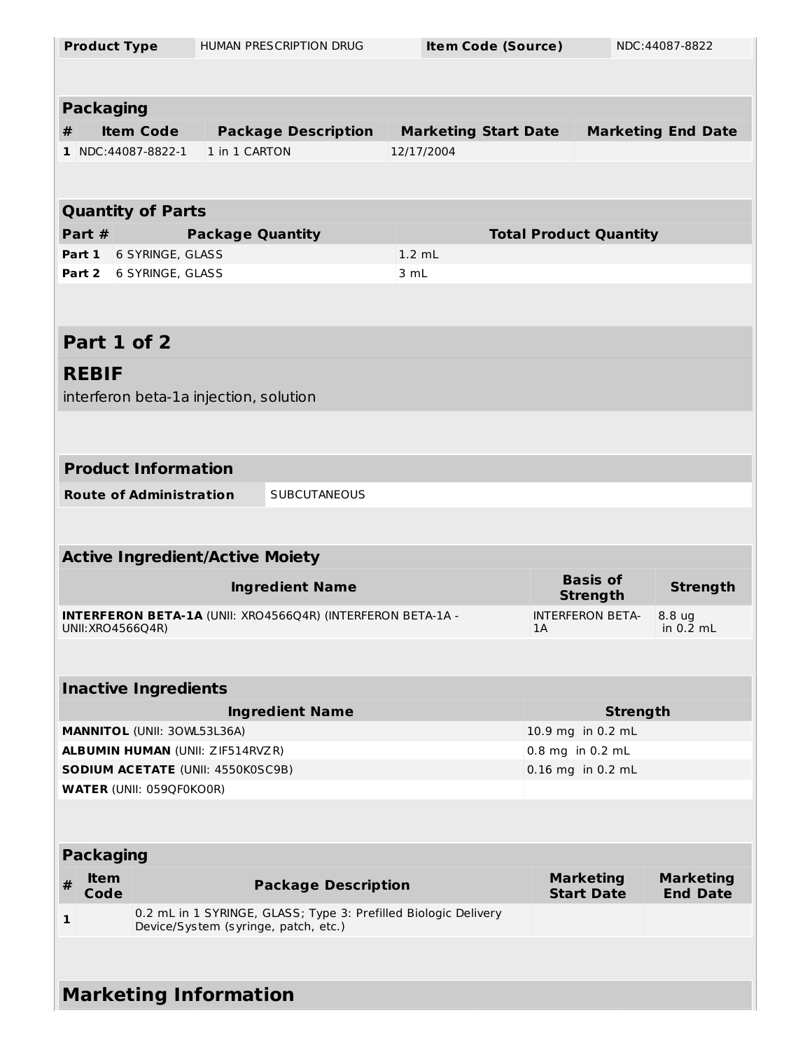| Product Type | HUMAN PRESCRIPTION DRUG | Item Code (Source) | NDC:44087-8822 |
|---|---|---|---|

| Packaging | | | | |
|---|---|---|---|---|
| # | Item Code | Package Description | Marketing Start Date | Marketing End Date |
| 1 | NDC:44087-8822-1 | 1 in 1 CARTON | 12/17/2004 | |

| Quantity of Parts | | |
|---|---|---|
| Part # | Package Quantity | Total Product Quantity |
| Part 1 | 6 SYRINGE, GLASS | 1.2 mL |
| Part 2 | 6 SYRINGE, GLASS | 3 mL |

## Part 1 of 2

## REBIF

interferon beta-1a injection, solution

| Product Information | |
|---|---|
| Route of Administration | SUBCUTANEOUS |

| Active Ingredient/Active Moiety | | |
|---|---|---|
| Ingredient Name | Basis of Strength | Strength |
| **INTERFERON BETA-1A** (UNII: XRO4566Q4R) (INTERFERON BETA-1A - UNII:XRO4566Q4R) | INTERFERON BETA-1A | 8.8 ug in 0.2 mL |

| Inactive Ingredients | |
|---|---|
| Ingredient Name | Strength |
| **MANNITOL** (UNII: 3OWL53L36A) | 10.9 mg in 0.2 mL |
| **ALBUMIN HUMAN** (UNII: ZIF514RVZR) | 0.8 mg in 0.2 mL |
| **SODIUM ACETATE** (UNII: 4550K0SC9B) | 0.16 mg in 0.2 mL |
| **WATER** (UNII: 059QF0KO0R) | |

| Packaging | | | | |
|---|---|---|---|---|
| # | Item Code | Package Description | Marketing Start Date | Marketing End Date |
| 1 | | 0.2 mL in 1 SYRINGE, GLASS; Type 3: Prefilled Biologic Delivery Device/System (syringe, patch, etc.) | | |

## Marketing Information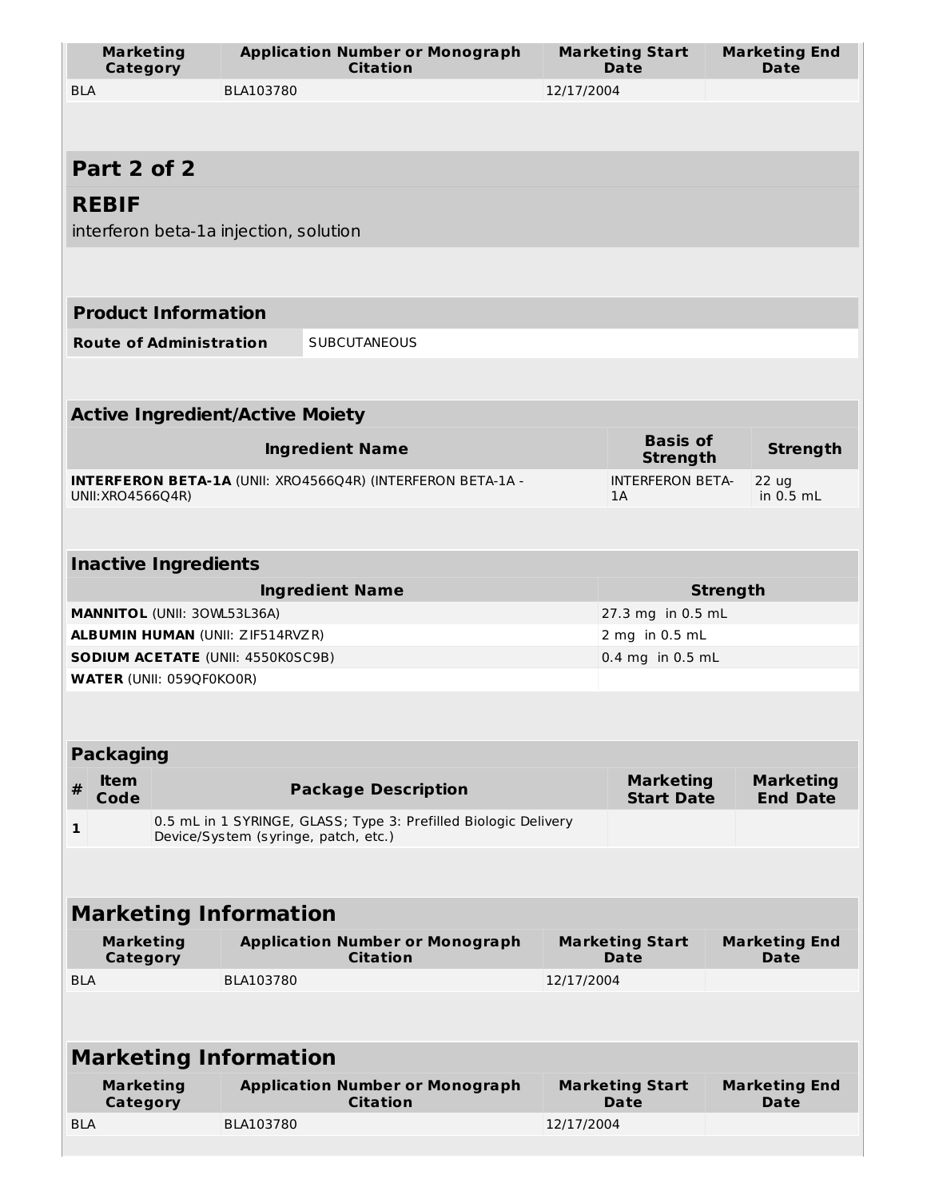| Marketing Category | Application Number or Monograph Citation | Marketing Start Date | Marketing End Date |
| --- | --- | --- | --- |
| BLA | BLA103780 | 12/17/2004 | |

## Part 2 of 2

## REBIF

interferon beta-1a injection, solution

| Product Information | |
| --- | --- |
| **Route of Administration** | SUBCUTANEOUS |

**Active Ingredient/Active Moiety**

| Ingredient Name | Basis of Strength | Strength |
| --- | --- | --- |
| **INTERFERON BETA-1A** (UNII: XRO4566Q4R) (INTERFERON BETA-1A - UNII:XRO4566Q4R) | INTERFERON BETA-1A | 22 ug in 0.5 mL |

**Inactive Ingredients**

| Ingredient Name | Strength |
| --- | --- |
| **MANNITOL** (UNII: 3OWL53L36A) | 27.3 mg in 0.5 mL |
| **ALBUMIN HUMAN** (UNII: ZIF514RVZR) | 2 mg in 0.5 mL |
| **SODIUM ACETATE** (UNII: 4550K0SC9B) | 0.4 mg in 0.5 mL |
| **WATER** (UNII: 059QF0KO0R) | |

**Packaging**

| # | Item Code | Package Description | Marketing Start Date | Marketing End Date |
| --- | --- | --- | --- | --- |
| 1 | | 0.5 mL in 1 SYRINGE, GLASS; Type 3: Prefilled Biologic Delivery Device/System (syringe, patch, etc.) | | |

**Marketing Information**

| Marketing Category | Application Number or Monograph Citation | Marketing Start Date | Marketing End Date |
| --- | --- | --- | --- |
| BLA | BLA103780 | 12/17/2004 | |

**Marketing Information**

| Marketing Category | Application Number or Monograph Citation | Marketing Start Date | Marketing End Date |
| --- | --- | --- | --- |
| BLA | BLA103780 | 12/17/2004 | |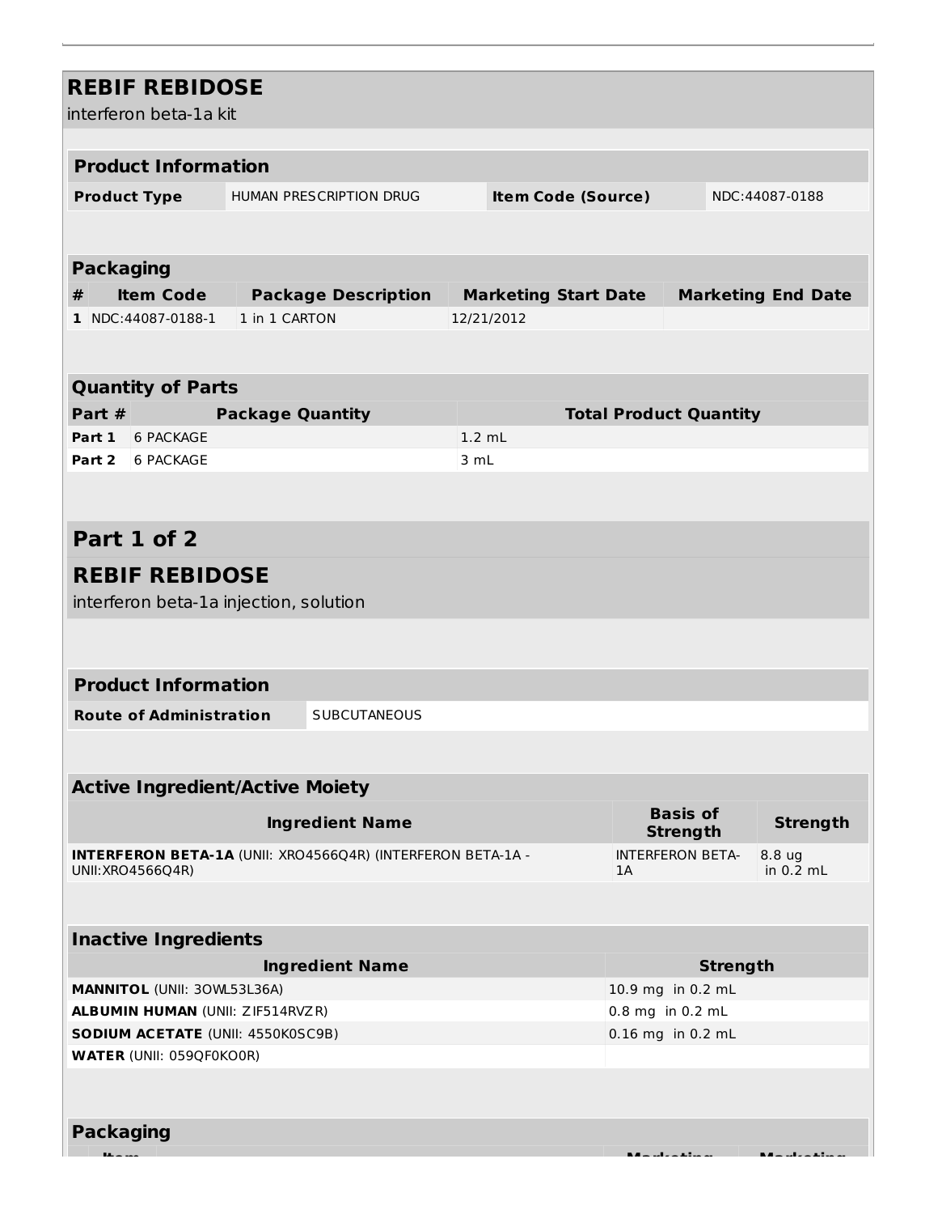## REBIF REBIDOSE

interferon beta-1a kit

| **Product Information** | | | |
|---|---|---|---|
| **Product Type** | HUMAN PRESCRIPTION DRUG | **Item Code (Source)** | NDC:44087-0188 |

| **Packaging** | | | | |
|---|---|---|---|---|
| **#** | **Item Code** | **Package Description** | **Marketing Start Date** | **Marketing End Date** |
| **1** | NDC:44087-0188-1 | 1 in 1 CARTON | 12/21/2012 | |

| **Quantity of Parts** | | |
|---|---|---|
| **Part #** | **Package Quantity** | **Total Product Quantity** |
| **Part 1** | 6 PACKAGE | 1.2 mL |
| **Part 2** | 6 PACKAGE | 3 mL |

### Part 1 of 2

### REBIF REBIDOSE

interferon beta-1a injection, solution

| **Product Information** | |
|---|---|
| **Route of Administration** | SUBCUTANEOUS |

| **Active Ingredient/Active Moiety** | | |
|---|---|---|
| **Ingredient Name** | **Basis of Strength** | **Strength** |
| **INTERFERON BETA-1A** (UNII: XRO4566Q4R) (INTERFERON BETA-1A - UNII:XRO4566Q4R) | INTERFERON BETA-1A | 8.8 ug in 0.2 mL |

| **Inactive Ingredients** | |
|---|---|
| **Ingredient Name** | **Strength** |
| **MANNITOL** (UNII: 3OWL53L36A) | 10.9 mg in 0.2 mL |
| **ALBUMIN HUMAN** (UNII: ZIF514RVZR) | 0.8 mg in 0.2 mL |
| **SODIUM ACETATE** (UNII: 4550K0SC9B) | 0.16 mg in 0.2 mL |
| **WATER** (UNII: 059QF0KO0R) | |

**Packaging**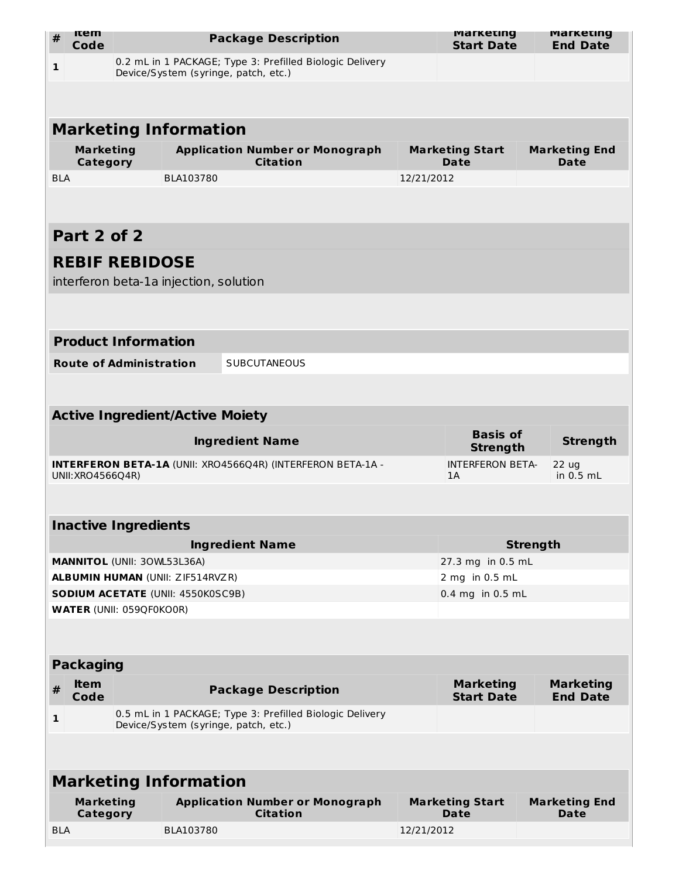| # | Item Code | Package Description | Marketing Start Date | Marketing End Date |
|---|---|---|---|---|
| 1 | | 0.2 mL in 1 PACKAGE; Type 3: Prefilled Biologic Delivery Device/System (syringe, patch, etc.) | | |

## Marketing Information

| Marketing Category | Application Number or Monograph Citation | Marketing Start Date | Marketing End Date |
|---|---|---|---|
| BLA | BLA103780 | 12/21/2012 | |

## Part 2 of 2

## REBIF REBIDOSE

interferon beta-1a injection, solution

## Product Information

| Route of Administration | SUBCUTANEOUS |
|---|---|

## Active Ingredient/Active Moiety

| Ingredient Name | Basis of Strength | Strength |
|---|---|---|
| **INTERFERON BETA-1A** (UNII: XRO4566Q4R) (INTERFERON BETA-1A - UNII:XRO4566Q4R) | INTERFERON BETA-1A | 22 ug in 0.5 mL |

## Inactive Ingredients

| Ingredient Name | Strength |
|---|---|
| **MANNITOL** (UNII: 3OWL53L36A) | 27.3 mg in 0.5 mL |
| **ALBUMIN HUMAN** (UNII: ZIF514RVZR) | 2 mg in 0.5 mL |
| **SODIUM ACETATE** (UNII: 4550K0SC9B) | 0.4 mg in 0.5 mL |
| **WATER** (UNII: 059QF0KO0R) | |

## Packaging

| # | Item Code | Package Description | Marketing Start Date | Marketing End Date |
|---|---|---|---|---|
| 1 | | 0.5 mL in 1 PACKAGE; Type 3: Prefilled Biologic Delivery Device/System (syringe, patch, etc.) | | |

## Marketing Information

| Marketing Category | Application Number or Monograph Citation | Marketing Start Date | Marketing End Date |
|---|---|---|---|
| BLA | BLA103780 | 12/21/2012 | |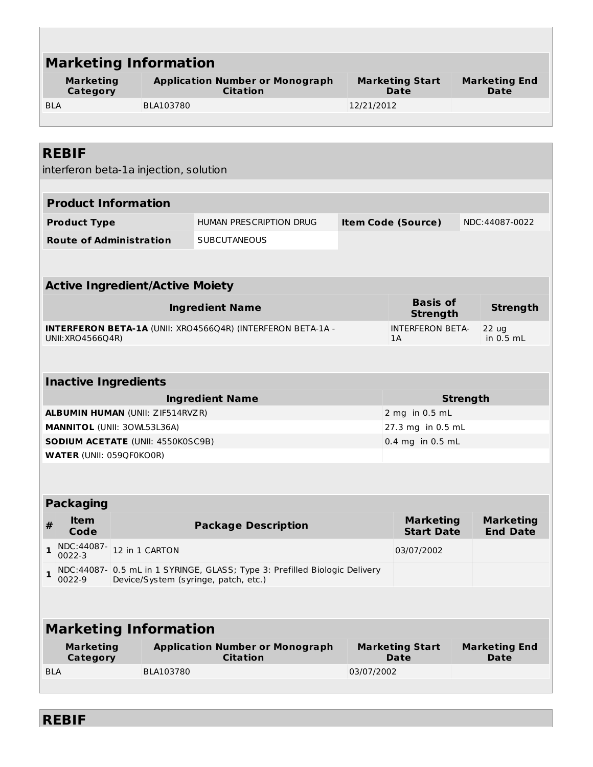## Marketing Information

| Marketing Category | Application Number or Monograph Citation | Marketing Start Date | Marketing End Date |
| --- | --- | --- | --- |
| BLA | BLA103780 | 12/21/2012 | |

## REBIF

interferon beta-1a injection, solution

### Product Information

| | | | |
| --- | --- | --- | --- |
| **Product Type** | HUMAN PRESCRIPTION DRUG | **Item Code (Source)** | NDC:44087-0022 |
| **Route of Administration** | SUBCUTANEOUS | | |

### Active Ingredient/Active Moiety

| Ingredient Name | Basis of Strength | Strength |
| --- | --- | --- |
| **INTERFERON BETA-1A** (UNII: XRO4566Q4R) (INTERFERON BETA-1A - UNII:XRO4566Q4R) | INTERFERON BETA-1A | 22 ug in 0.5 mL |

### Inactive Ingredients

| Ingredient Name | Strength |
| --- | --- |
| **ALBUMIN HUMAN** (UNII: ZIF514RVZR) | 2 mg in 0.5 mL |
| **MANNITOL** (UNII: 3OWL53L36A) | 27.3 mg in 0.5 mL |
| **SODIUM ACETATE** (UNII: 4550K0SC9B) | 0.4 mg in 0.5 mL |
| **WATER** (UNII: 059QF0KO0R) | |

### Packaging

| # | Item Code | Package Description | Marketing Start Date | Marketing End Date |
| --- | --- | --- | --- | --- |
| 1 | NDC:44087-0022-3 | 12 in 1 CARTON | 03/07/2002 | |
| 1 | NDC:44087-0022-9 | 0.5 mL in 1 SYRINGE, GLASS; Type 3: Prefilled Biologic Delivery Device/System (syringe, patch, etc.) | | |

## Marketing Information

| Marketing Category | Application Number or Monograph Citation | Marketing Start Date | Marketing End Date |
| --- | --- | --- | --- |
| BLA | BLA103780 | 03/07/2002 | |

## REBIF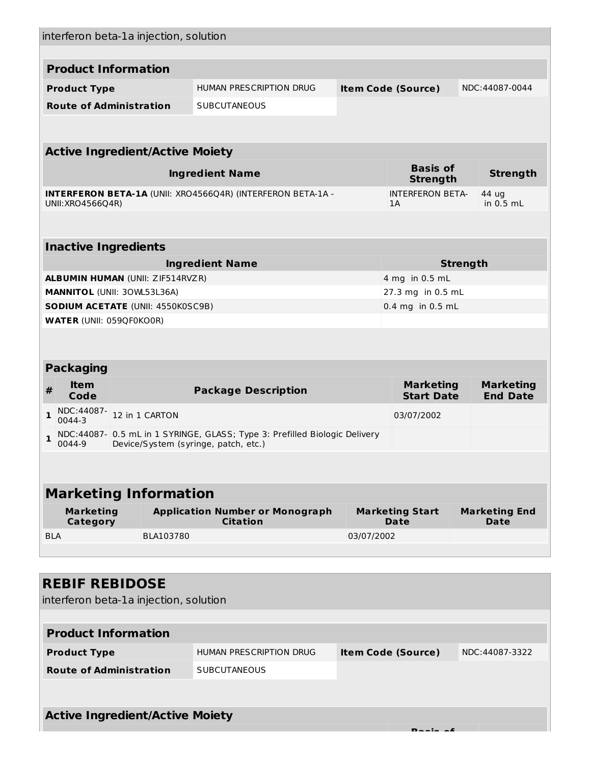interferon beta-1a injection, solution

| **Product Information** | | | |
|---|---|---|---|
| **Product Type** | HUMAN PRESCRIPTION DRUG | **Item Code (Source)** | NDC:44087-0044 |
| **Route of Administration** | SUBCUTANEOUS | | |

| **Active Ingredient/Active Moiety** | | |
|---|---|---|
| **Ingredient Name** | **Basis of Strength** | **Strength** |
| **INTERFERON BETA-1A** (UNII: XRO4566Q4R) (INTERFERON BETA-1A - UNII:XRO4566Q4R) | INTERFERON BETA-1A | 44 ug in 0.5 mL |

| **Inactive Ingredients** | |
|---|---|
| **Ingredient Name** | **Strength** |
| **ALBUMIN HUMAN** (UNII: ZIF514RVZR) | 4 mg in 0.5 mL |
| **MANNITOL** (UNII: 3OWL53L36A) | 27.3 mg in 0.5 mL |
| **SODIUM ACETATE** (UNII: 4550K0SC9B) | 0.4 mg in 0.5 mL |
| **WATER** (UNII: 059QF0KO0R) | |

| **Packaging** | | | | |
|---|---|---|---|---|
| **#** | **Item Code** | **Package Description** | **Marketing Start Date** | **Marketing End Date** |
| **1** | NDC:44087-0044-3 | 12 in 1 CARTON | 03/07/2002 | |
| **1** | NDC:44087-0044-9 | 0.5 mL in 1 SYRINGE, GLASS; Type 3: Prefilled Biologic Delivery Device/System (syringe, patch, etc.) | | |

| **Marketing Information** | | | |
|---|---|---|---|
| **Marketing Category** | **Application Number or Monograph Citation** | **Marketing Start Date** | **Marketing End Date** |
| BLA | BLA103780 | 03/07/2002 | |

## REBIF REBIDOSE

interferon beta-1a injection, solution

| **Product Information** | | | |
|---|---|---|---|
| **Product Type** | HUMAN PRESCRIPTION DRUG | **Item Code (Source)** | NDC:44087-3322 |
| **Route of Administration** | SUBCUTANEOUS | | |

**Active Ingredient/Active Moiety**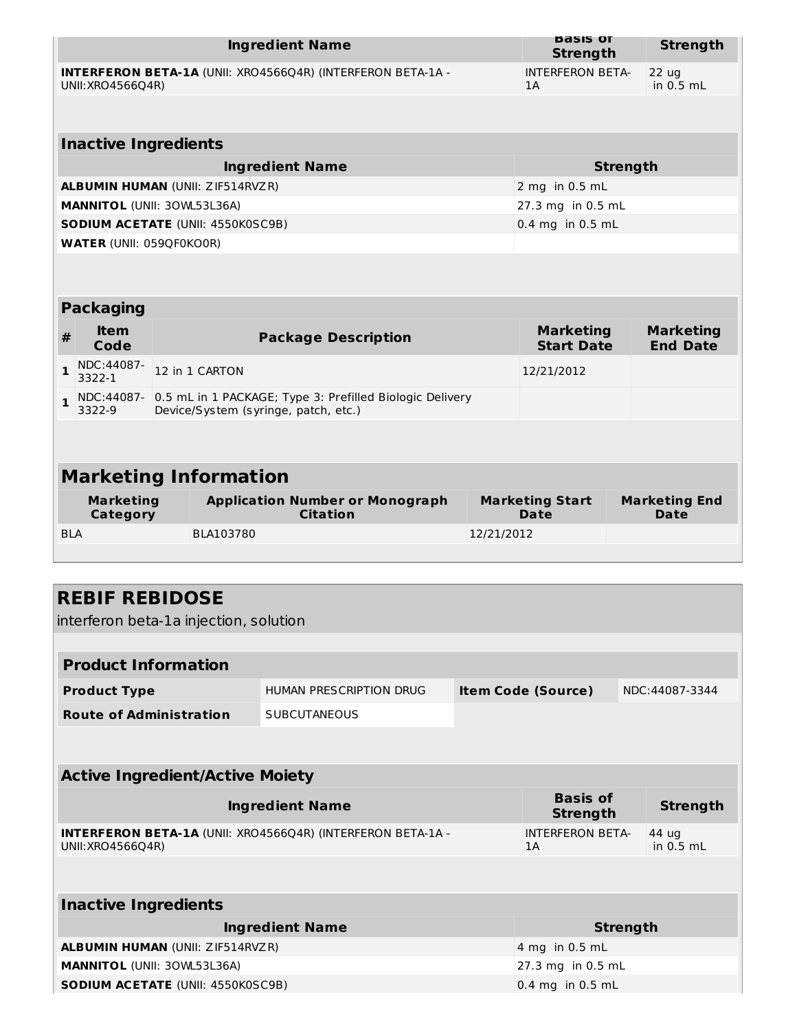| Ingredient Name | Basis of Strength | Strength |
|---|---|---|
| **INTERFERON BETA-1A** (UNII: XRO4566Q4R) (INTERFERON BETA-1A - UNII:XRO4566Q4R) | INTERFERON BETA-1A | 22 ug in 0.5 mL |

| Inactive Ingredients | |
|---|---|
| **Ingredient Name** | **Strength** |
| **ALBUMIN HUMAN** (UNII: ZIF514RVZR) | 2 mg in 0.5 mL |
| **MANNITOL** (UNII: 3OWL53L36A) | 27.3 mg in 0.5 mL |
| **SODIUM ACETATE** (UNII: 4550K0SC9B) | 0.4 mg in 0.5 mL |
| **WATER** (UNII: 059QF0KO0R) | |

| Packaging | | | | |
|---|---|---|---|---|
| **#** | **Item Code** | **Package Description** | **Marketing Start Date** | **Marketing End Date** |
| 1 | NDC:44087-3322-1 | 12 in 1 CARTON | 12/21/2012 | |
| 1 | NDC:44087-3322-9 | 0.5 mL in 1 PACKAGE; Type 3: Prefilled Biologic Delivery Device/System (syringe, patch, etc.) | | |

## Marketing Information

| Marketing Category | Application Number or Monograph Citation | Marketing Start Date | Marketing End Date |
|---|---|---|---|
| BLA | BLA103780 | 12/21/2012 | |

## REBIF REBIDOSE

interferon beta-1a injection, solution

| Product Information | | | |
|---|---|---|---|
| **Product Type** | HUMAN PRESCRIPTION DRUG | **Item Code (Source)** | NDC:44087-3344 |
| **Route of Administration** | SUBCUTANEOUS | | |

| Active Ingredient/Active Moiety | | |
|---|---|---|
| **Ingredient Name** | **Basis of Strength** | **Strength** |
| **INTERFERON BETA-1A** (UNII: XRO4566Q4R) (INTERFERON BETA-1A - UNII:XRO4566Q4R) | INTERFERON BETA-1A | 44 ug in 0.5 mL |

| Inactive Ingredients | |
|---|---|
| **Ingredient Name** | **Strength** |
| **ALBUMIN HUMAN** (UNII: ZIF514RVZR) | 4 mg in 0.5 mL |
| **MANNITOL** (UNII: 3OWL53L36A) | 27.3 mg in 0.5 mL |
| **SODIUM ACETATE** (UNII: 4550K0SC9B) | 0.4 mg in 0.5 mL |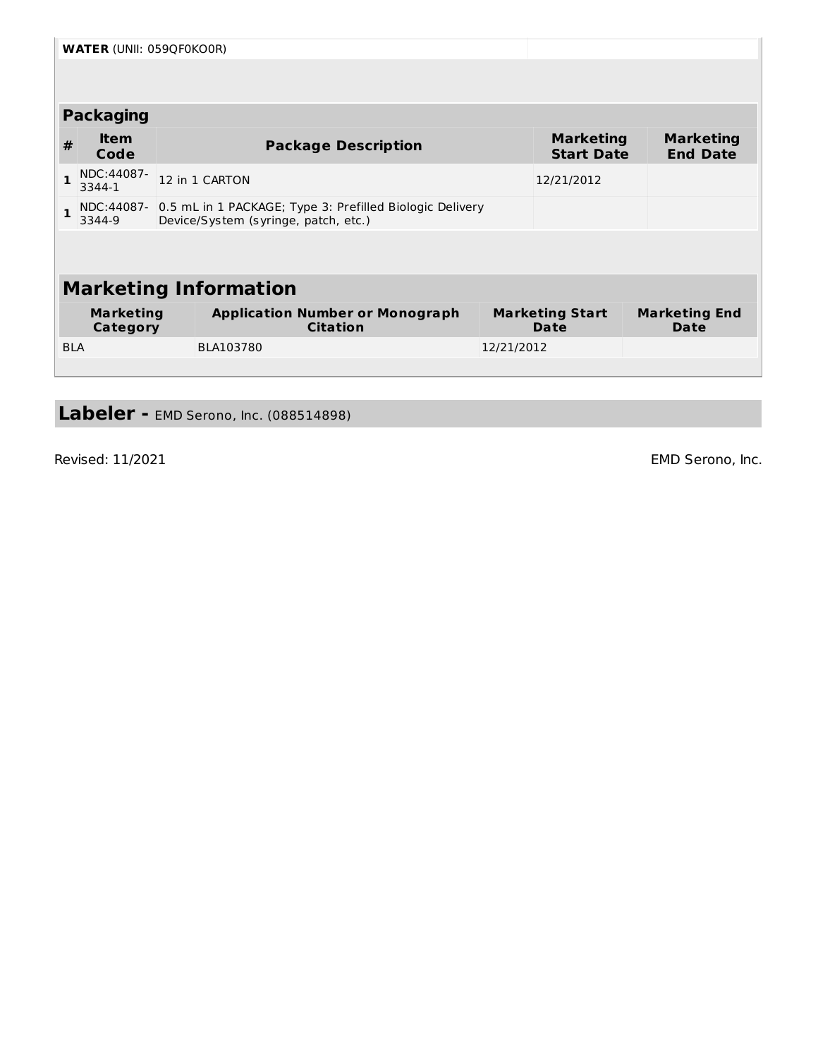| | |
|---|---|
| **WATER** (UNII: 059QF0KO0R) | |

### Packaging

| # | Item Code | Package Description | Marketing Start Date | Marketing End Date |
|---|---|---|---|---|
| 1 | NDC:44087-3344-1 | 12 in 1 CARTON | 12/21/2012 | |
| 1 | NDC:44087-3344-9 | 0.5 mL in 1 PACKAGE; Type 3: Prefilled Biologic Delivery Device/System (syringe, patch, etc.) | | |

## Marketing Information

| Marketing Category | Application Number or Monograph Citation | Marketing Start Date | Marketing End Date |
|---|---|---|---|
| BLA | BLA103780 | 12/21/2012 | |

## Labeler - EMD Serono, Inc. (088514898)

Revised: 11/2021

EMD Serono, Inc.